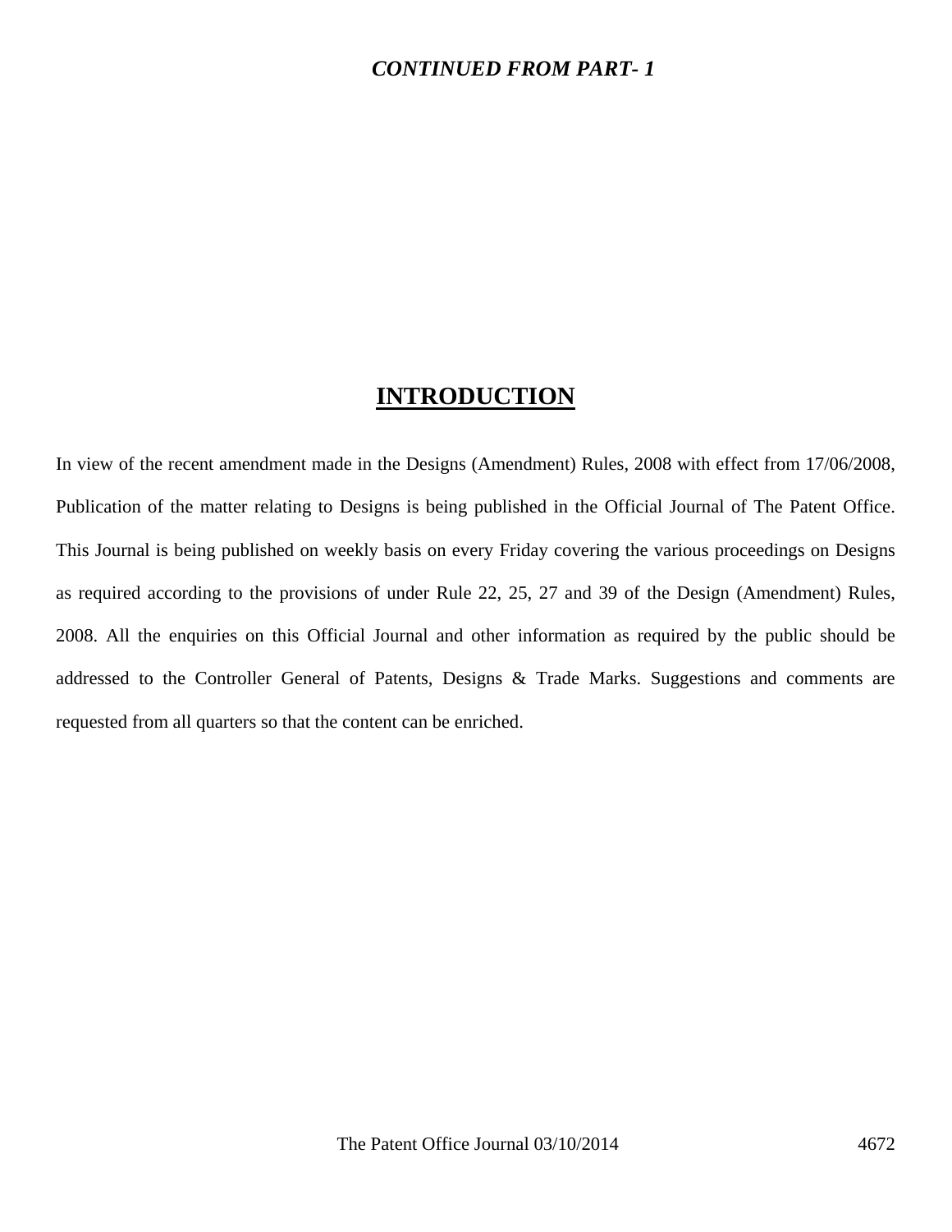***CONTINUED FROM PART- 1***

# INTRODUCTION

In view of the recent amendment made in the Designs (Amendment) Rules, 2008 with effect from 17/06/2008, Publication of the matter relating to Designs is being published in the Official Journal of The Patent Office. This Journal is being published on weekly basis on every Friday covering the various proceedings on Designs as required according to the provisions of under Rule 22, 25, 27 and 39 of the Design (Amendment) Rules, 2008. All the enquiries on this Official Journal and other information as required by the public should be addressed to the Controller General of Patents, Designs & Trade Marks. Suggestions and comments are requested from all quarters so that the content can be enriched.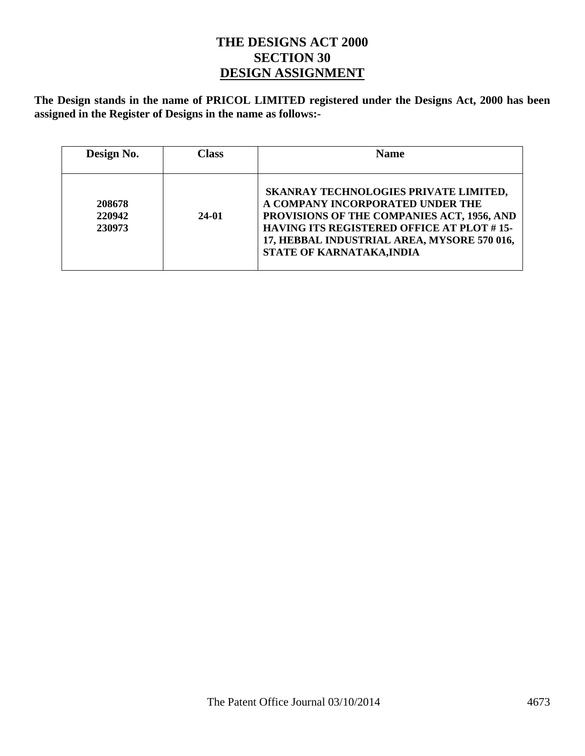# THE DESIGNS ACT 2000
## SECTION 30
## DESIGN ASSIGNMENT

**The Design stands in the name of PRICOL LIMITED registered under the Designs Act, 2000 has been assigned in the Register of Designs in the name as follows:-**

| Design No. | Class | Name |
|---|---|---|
| 208678<br>220942<br>230973 | 24-01 | SKANRAY TECHNOLOGIES PRIVATE LIMITED, A COMPANY INCORPORATED UNDER THE PROVISIONS OF THE COMPANIES ACT, 1956, AND HAVING ITS REGISTERED OFFICE AT PLOT # 15-17, HEBBAL INDUSTRIAL AREA, MYSORE 570 016, STATE OF KARNATAKA,INDIA |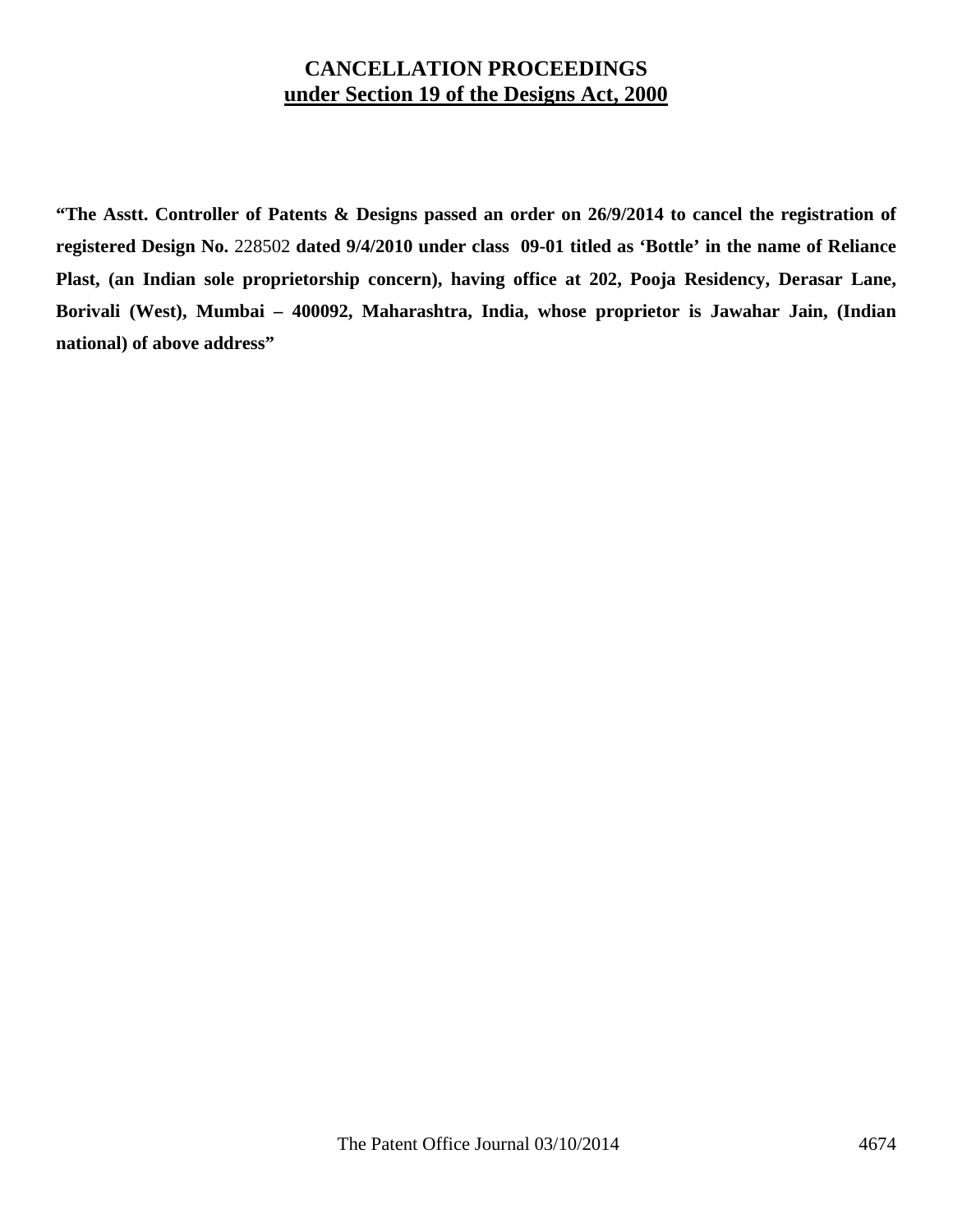# CANCELLATION PROCEEDINGS

## under Section 19 of the Designs Act, 2000

**"The Asstt. Controller of Patents & Designs passed an order on 26/9/2014 to cancel the registration of registered Design No.** 228502 **dated 9/4/2010 under class 09-01 titled as 'Bottle' in the name of Reliance Plast, (an Indian sole proprietorship concern), having office at 202, Pooja Residency, Derasar Lane, Borivali (West), Mumbai – 400092, Maharashtra, India, whose proprietor is Jawahar Jain, (Indian national) of above address"**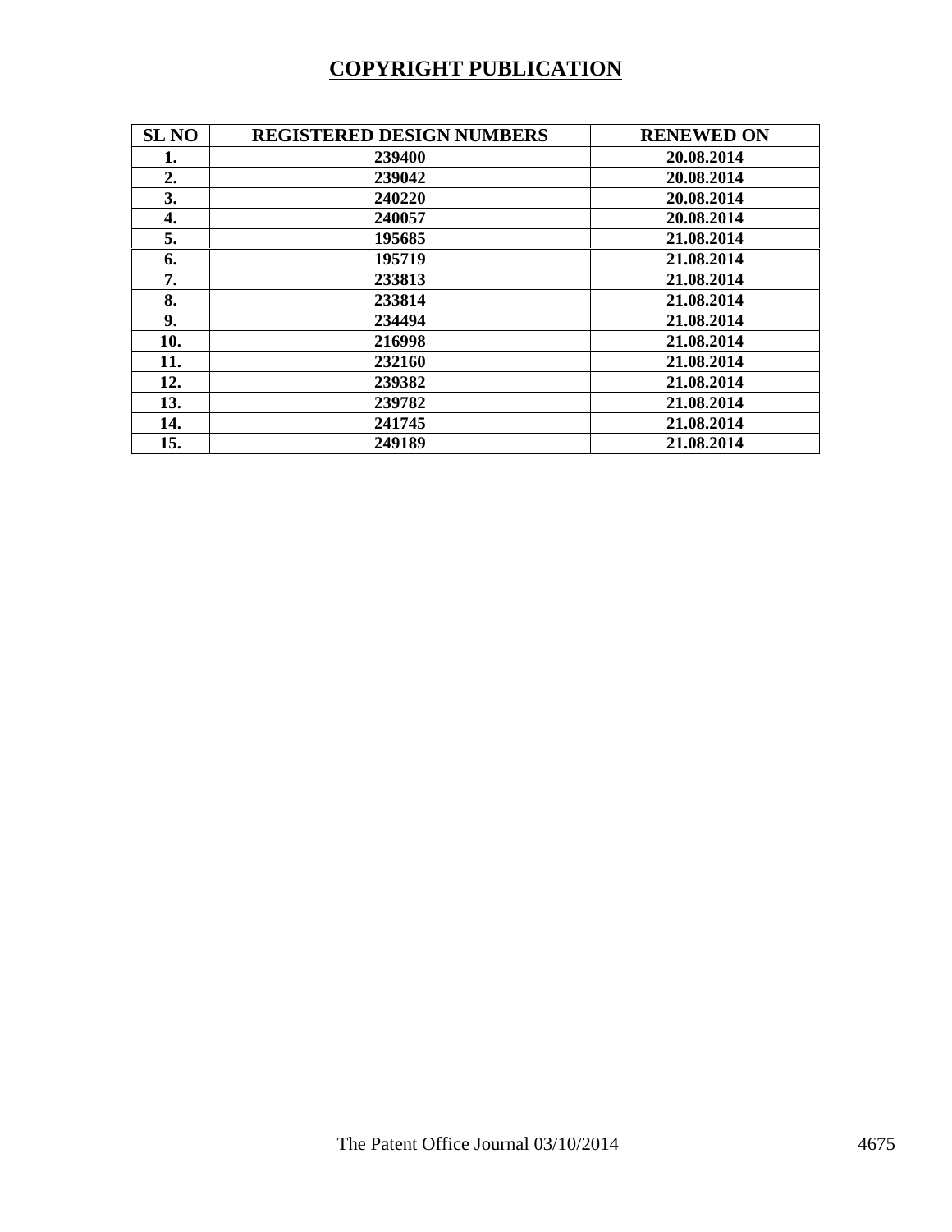# COPYRIGHT PUBLICATION

| SL NO | REGISTERED DESIGN NUMBERS | RENEWED ON |
|---|---|---|
| 1. | 239400 | 20.08.2014 |
| 2. | 239042 | 20.08.2014 |
| 3. | 240220 | 20.08.2014 |
| 4. | 240057 | 20.08.2014 |
| 5. | 195685 | 21.08.2014 |
| 6. | 195719 | 21.08.2014 |
| 7. | 233813 | 21.08.2014 |
| 8. | 233814 | 21.08.2014 |
| 9. | 234494 | 21.08.2014 |
| 10. | 216998 | 21.08.2014 |
| 11. | 232160 | 21.08.2014 |
| 12. | 239382 | 21.08.2014 |
| 13. | 239782 | 21.08.2014 |
| 14. | 241745 | 21.08.2014 |
| 15. | 249189 | 21.08.2014 |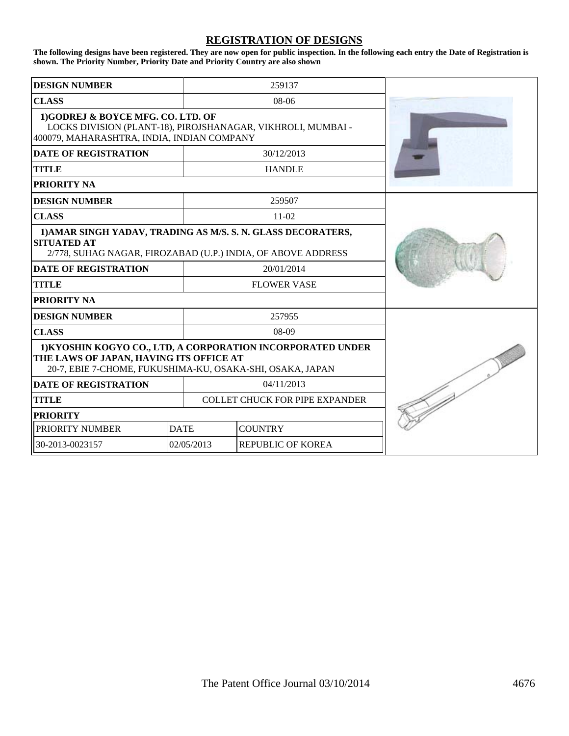## REGISTRATION OF DESIGNS

**The following designs have been registered. They are now open for public inspection. In the following each entry the Date of Registration is shown. The Priority Number, Priority Date and Priority Country are also shown**

| DESIGN NUMBER | 259137 |
|---|---|
| CLASS | 08-06 |
| **1)GODREJ & BOYCE MFG. CO. LTD. OF** LOCKS DIVISION (PLANT-18), PIROJSHANAGAR, VIKHROLI, MUMBAI - 400079, MAHARASHTRA, INDIA, INDIAN COMPANY | |
| DATE OF REGISTRATION | 30/12/2013 |
| TITLE | HANDLE |
| PRIORITY NA | |

| DESIGN NUMBER | 259507 |
|---|---|
| CLASS | 11-02 |
| **1)AMAR SINGH YADAV, TRADING AS M/S. S. N. GLASS DECORATERS, SITUATED AT** 2/778, SUHAG NAGAR, FIROZABAD (U.P.) INDIA, OF ABOVE ADDRESS | |
| DATE OF REGISTRATION | 20/01/2014 |
| TITLE | FLOWER VASE |
| PRIORITY NA | |

| DESIGN NUMBER | 257955 | |
|---|---|---|
| CLASS | 08-09 | |
| **1)KYOSHIN KOGYO CO., LTD, A CORPORATION INCORPORATED UNDER THE LAWS OF JAPAN, HAVING ITS OFFICE AT** 20-7, EBIE 7-CHOME, FUKUSHIMA-KU, OSAKA-SHI, OSAKA, JAPAN | | |
| DATE OF REGISTRATION | 04/11/2013 | |
| TITLE | COLLET CHUCK FOR PIPE EXPANDER | |
| **PRIORITY** | | |
| PRIORITY NUMBER | DATE | COUNTRY |
| 30-2013-0023157 | 02/05/2013 | REPUBLIC OF KOREA |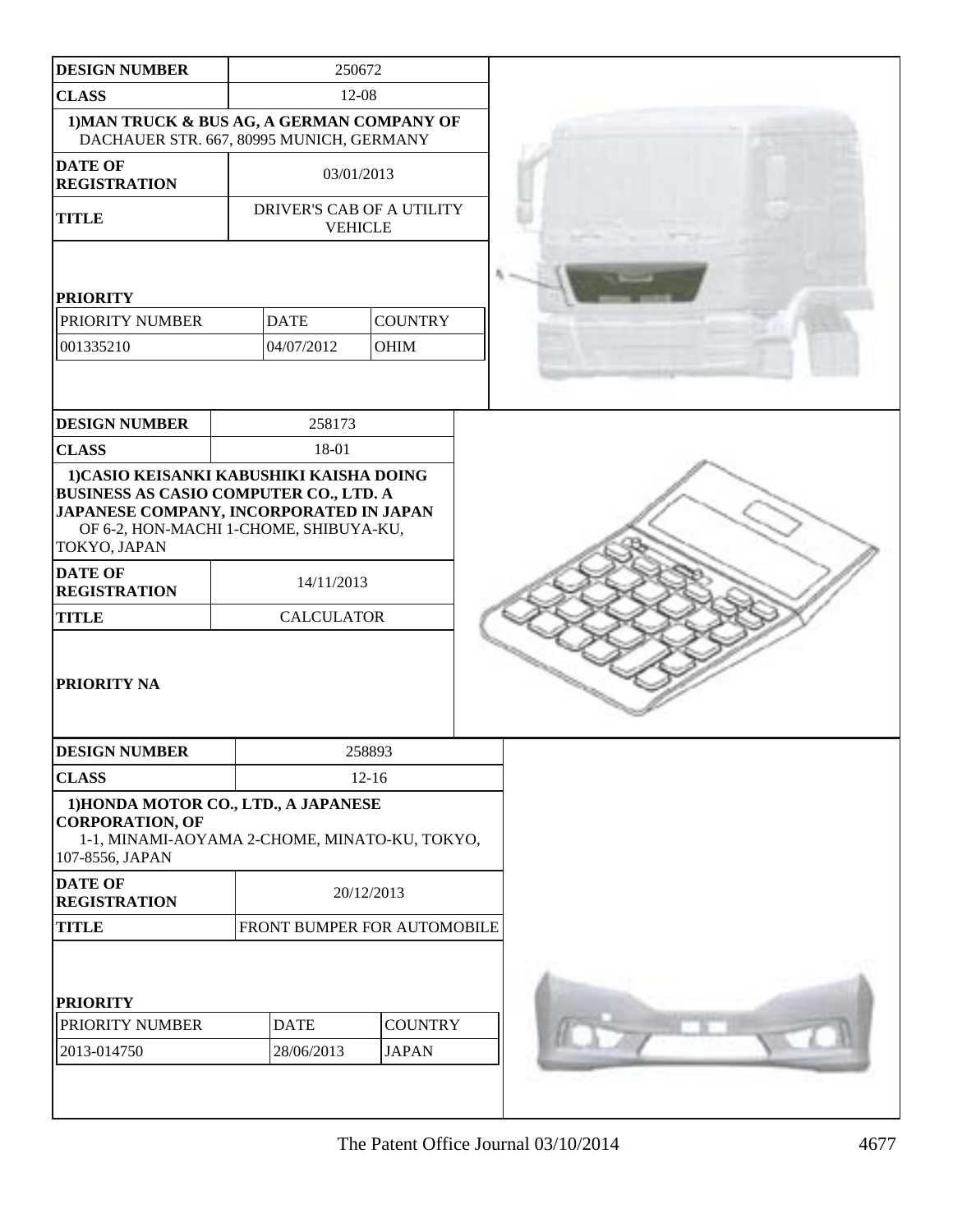| DESIGN NUMBER | 250672 |
|---|---|
| CLASS | 12-08 |
| 1)MAN TRUCK & BUS AG, A GERMAN COMPANY OF DACHAUER STR. 667, 80995 MUNICH, GERMANY | |
| DATE OF REGISTRATION | 03/01/2013 |
| TITLE | DRIVER'S CAB OF A UTILITY VEHICLE |

**PRIORITY**

| PRIORITY NUMBER | DATE | COUNTRY |
|---|---|---|
| 001335210 | 04/07/2012 | OHIM |

| DESIGN NUMBER | 258173 |
|---|---|
| CLASS | 18-01 |
| 1)CASIO KEISANKI KABUSHIKI KAISHA DOING BUSINESS AS CASIO COMPUTER CO., LTD. A JAPANESE COMPANY, INCORPORATED IN JAPAN OF 6-2, HON-MACHI 1-CHOME, SHIBUYA-KU, TOKYO, JAPAN | |
| DATE OF REGISTRATION | 14/11/2013 |
| TITLE | CALCULATOR |

**PRIORITY NA**

| DESIGN NUMBER | 258893 |
|---|---|
| CLASS | 12-16 |
| 1)HONDA MOTOR CO., LTD., A JAPANESE CORPORATION, OF 1-1, MINAMI-AOYAMA 2-CHOME, MINATO-KU, TOKYO, 107-8556, JAPAN | |
| DATE OF REGISTRATION | 20/12/2013 |
| TITLE | FRONT BUMPER FOR AUTOMOBILE |

**PRIORITY**

| PRIORITY NUMBER | DATE | COUNTRY |
|---|---|---|
| 2013-014750 | 28/06/2013 | JAPAN |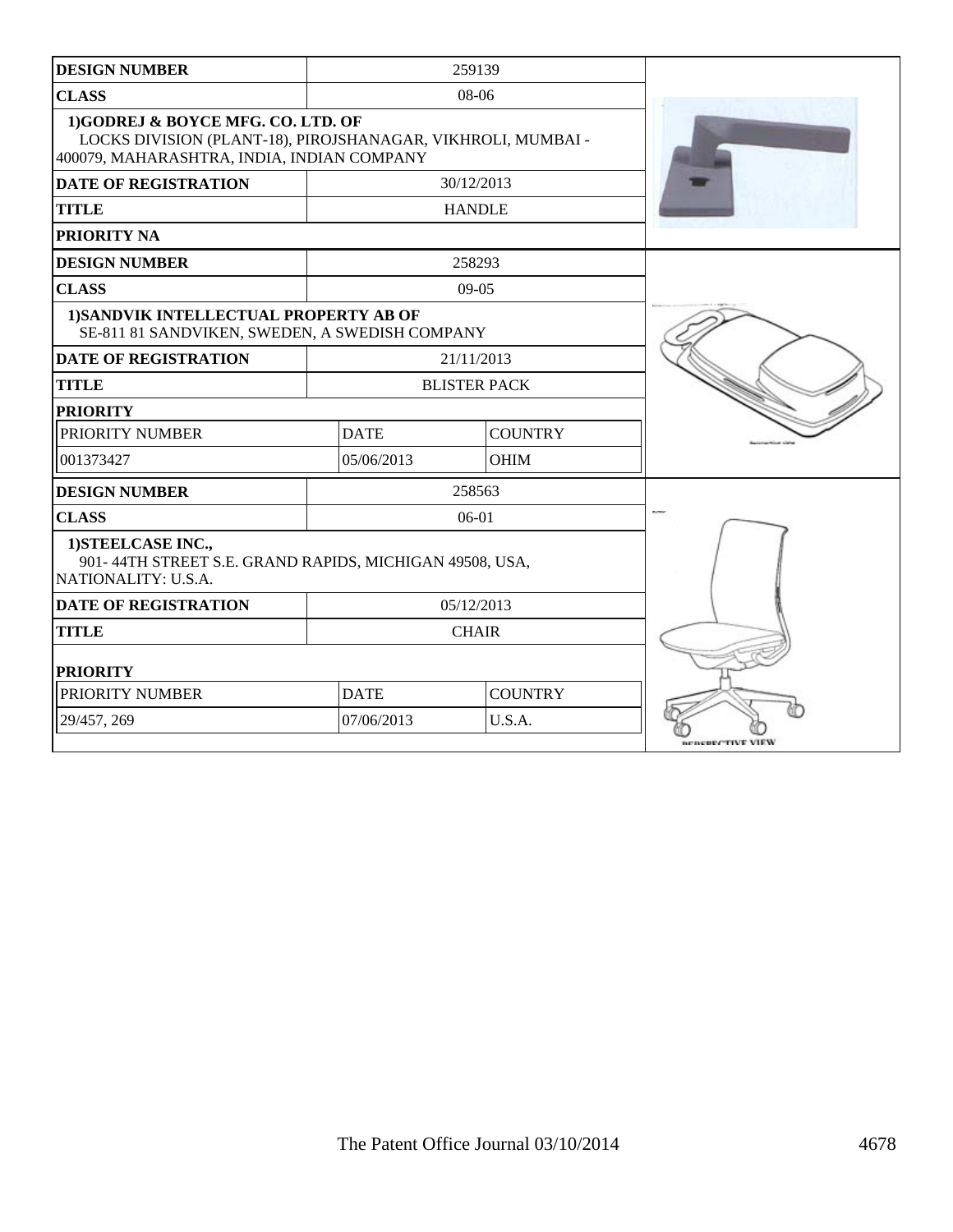| DESIGN NUMBER | 259139 | |
|---|---|---|
| CLASS | 08-06 | |
| 1)GODREJ & BOYCE MFG. CO. LTD. OF LOCKS DIVISION (PLANT-18), PIROJSHANAGAR, VIKHROLI, MUMBAI - 400079, MAHARASHTRA, INDIA, INDIAN COMPANY | | |
| DATE OF REGISTRATION | 30/12/2013 | |
| TITLE | HANDLE | |
| PRIORITY NA | | |

| DESIGN NUMBER | 258293 | |
|---|---|---|
| CLASS | 09-05 | |
| 1)SANDVIK INTELLECTUAL PROPERTY AB OF SE-811 81 SANDVIKEN, SWEDEN, A SWEDISH COMPANY | | |
| DATE OF REGISTRATION | 21/11/2013 | |
| TITLE | BLISTER PACK | |
| PRIORITY | | |
| PRIORITY NUMBER | DATE | COUNTRY |
| 001373427 | 05/06/2013 | OHIM |

| DESIGN NUMBER | 258563 | |
|---|---|---|
| CLASS | 06-01 | |
| 1)STEELCASE INC., 901- 44TH STREET S.E. GRAND RAPIDS, MICHIGAN 49508, USA, NATIONALITY: U.S.A. | | |
| DATE OF REGISTRATION | 05/12/2013 | |
| TITLE | CHAIR | |
| PRIORITY | | |
| PRIORITY NUMBER | DATE | COUNTRY |
| 29/457, 269 | 07/06/2013 | U.S.A. |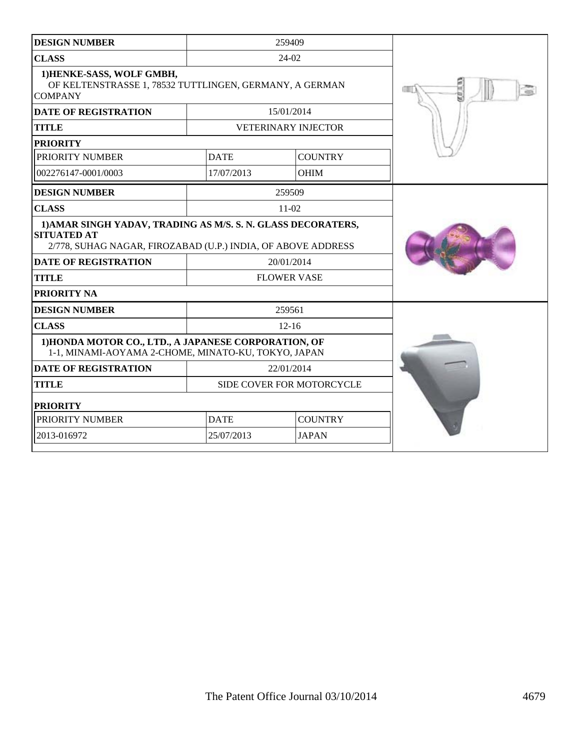| DESIGN NUMBER | 259409 | |
|---|---|---|
| CLASS | 24-02 | |
| 1)HENKE-SASS, WOLF GMBH, OF KELTENSTRASSE 1, 78532 TUTTLINGEN, GERMANY, A GERMAN COMPANY | | |
| DATE OF REGISTRATION | 15/01/2014 | |
| TITLE | VETERINARY INJECTOR | |
| PRIORITY | | |
| PRIORITY NUMBER | DATE | COUNTRY |
| 002276147-0001/0003 | 17/07/2013 | OHIM |

| DESIGN NUMBER | 259509 |
|---|---|
| CLASS | 11-02 |
| 1)AMAR SINGH YADAV, TRADING AS M/S. S. N. GLASS DECORATERS, SITUATED AT 2/778, SUHAG NAGAR, FIROZABAD (U.P.) INDIA, OF ABOVE ADDRESS | |
| DATE OF REGISTRATION | 20/01/2014 |
| TITLE | FLOWER VASE |
| PRIORITY NA | |

| DESIGN NUMBER | 259561 | |
|---|---|---|
| CLASS | 12-16 | |
| 1)HONDA MOTOR CO., LTD., A JAPANESE CORPORATION, OF 1-1, MINAMI-AOYAMA 2-CHOME, MINATO-KU, TOKYO, JAPAN | | |
| DATE OF REGISTRATION | 22/01/2014 | |
| TITLE | SIDE COVER FOR MOTORCYCLE | |
| PRIORITY | | |
| PRIORITY NUMBER | DATE | COUNTRY |
| 2013-016972 | 25/07/2013 | JAPAN |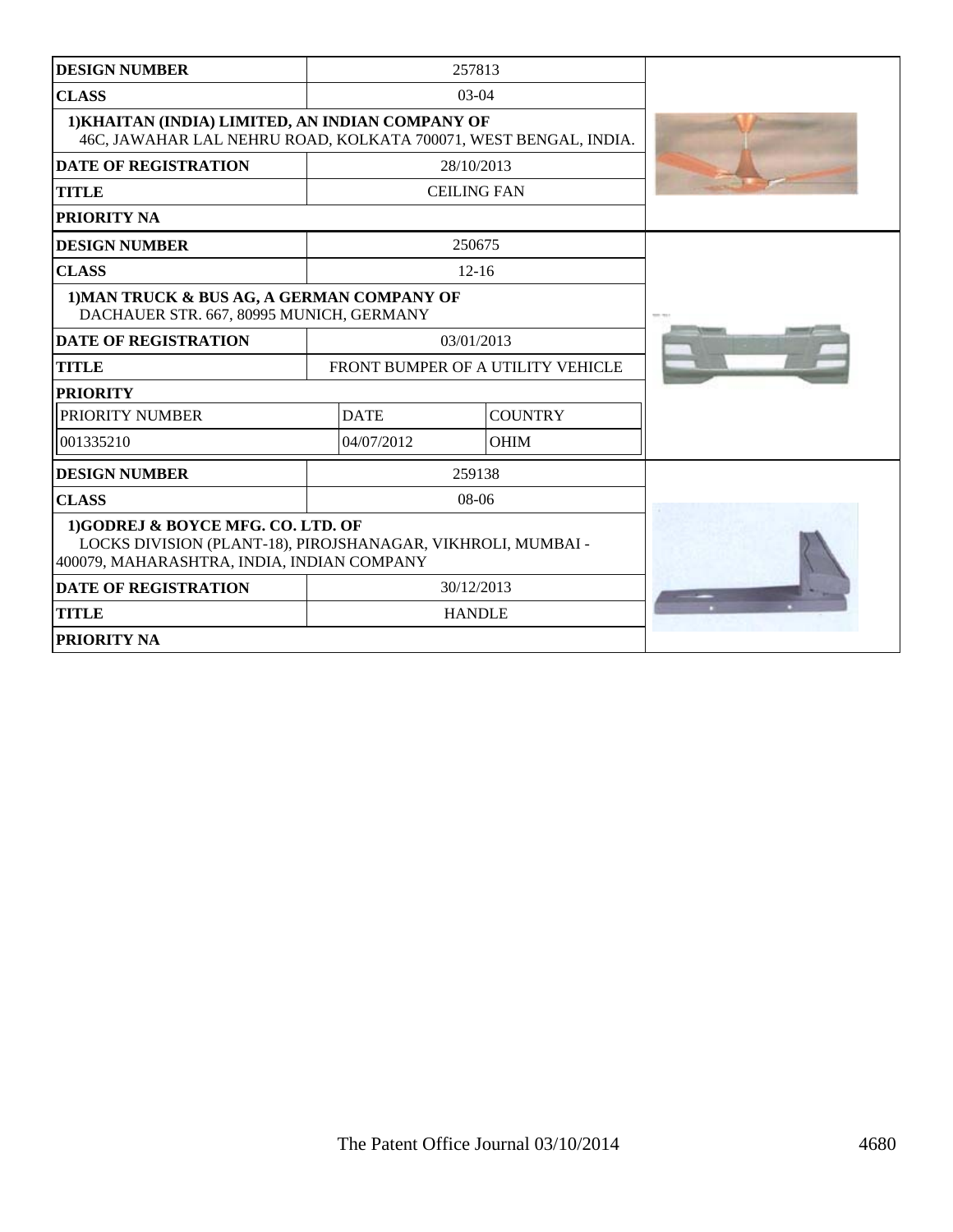| DESIGN NUMBER | 257813 |
|---|---|
| CLASS | 03-04 |
| 1)KHAITAN (INDIA) LIMITED, AN INDIAN COMPANY OF 46C, JAWAHAR LAL NEHRU ROAD, KOLKATA 700071, WEST BENGAL, INDIA. | |
| DATE OF REGISTRATION | 28/10/2013 |
| TITLE | CEILING FAN |
| PRIORITY NA | |

| DESIGN NUMBER | 250675 | |
|---|---|---|
| CLASS | 12-16 | |
| 1)MAN TRUCK & BUS AG, A GERMAN COMPANY OF DACHAUER STR. 667, 80995 MUNICH, GERMANY | | |
| DATE OF REGISTRATION | 03/01/2013 | |
| TITLE | FRONT BUMPER OF A UTILITY VEHICLE | |
| PRIORITY | | |
| PRIORITY NUMBER | DATE | COUNTRY |
| 001335210 | 04/07/2012 | OHIM |

| DESIGN NUMBER | 259138 |
|---|---|
| CLASS | 08-06 |
| 1)GODREJ & BOYCE MFG. CO. LTD. OF LOCKS DIVISION (PLANT-18), PIROJSHANAGAR, VIKHROLI, MUMBAI - 400079, MAHARASHTRA, INDIA, INDIAN COMPANY | |
| DATE OF REGISTRATION | 30/12/2013 |
| TITLE | HANDLE |
| PRIORITY NA | |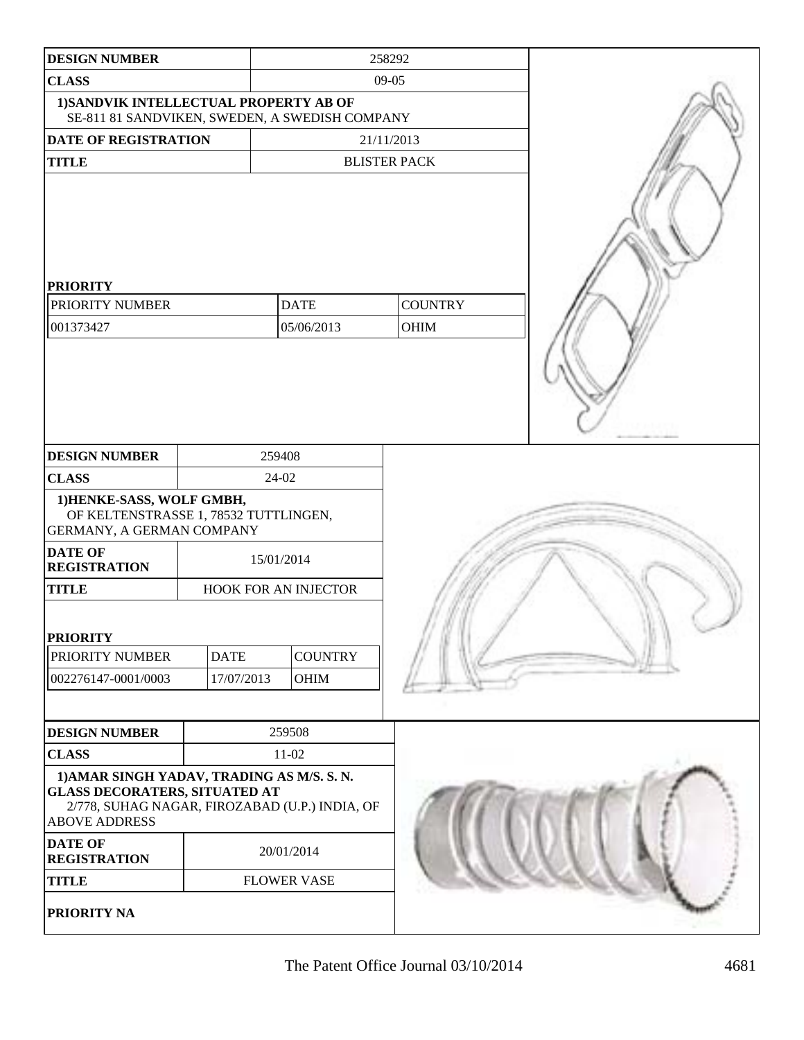| DESIGN NUMBER | 258292 |
|---|---|
| CLASS | 09-05 |
| 1)SANDVIK INTELLECTUAL PROPERTY AB OF SE-811 81 SANDVIKEN, SWEDEN, A SWEDISH COMPANY | |
| DATE OF REGISTRATION | 21/11/2013 |
| TITLE | BLISTER PACK |

**PRIORITY**

| PRIORITY NUMBER | DATE | COUNTRY |
|---|---|---|
| 001373427 | 05/06/2013 | OHIM |

| DESIGN NUMBER | 259408 |
|---|---|
| CLASS | 24-02 |
| 1)HENKE-SASS, WOLF GMBH, OF KELTENSTRASSE 1, 78532 TUTTLINGEN, GERMANY, A GERMAN COMPANY | |
| DATE OF REGISTRATION | 15/01/2014 |
| TITLE | HOOK FOR AN INJECTOR |

**PRIORITY**

| PRIORITY NUMBER | DATE | COUNTRY |
|---|---|---|
| 002276147-0001/0003 | 17/07/2013 | OHIM |

| DESIGN NUMBER | 259508 |
|---|---|
| CLASS | 11-02 |
| 1)AMAR SINGH YADAV, TRADING AS M/S. S. N. GLASS DECORATERS, SITUATED AT 2/778, SUHAG NAGAR, FIROZABAD (U.P.) INDIA, OF ABOVE ADDRESS | |
| DATE OF REGISTRATION | 20/01/2014 |
| TITLE | FLOWER VASE |

**PRIORITY NA**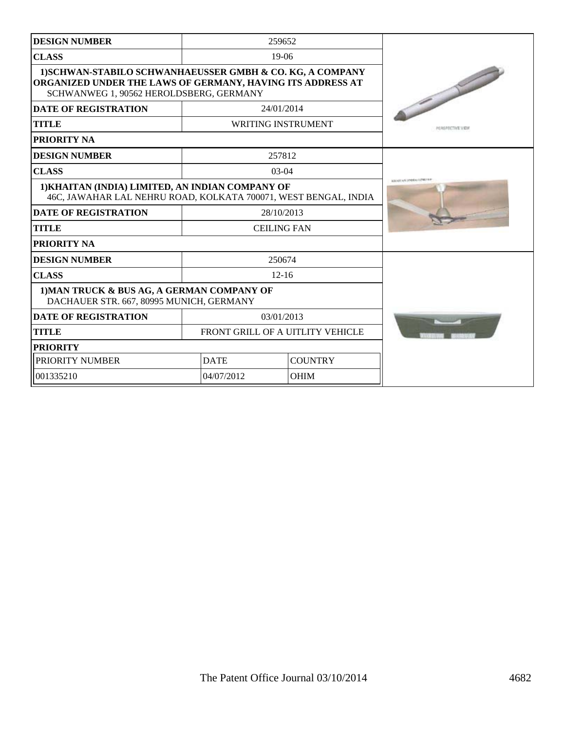| DESIGN NUMBER | 259652 | |
|---|---|---|
| CLASS | 19-06 | |
| 1)SCHWAN-STABILO SCHWANHAEUSSER GMBH & CO. KG, A COMPANY ORGANIZED UNDER THE LAWS OF GERMANY, HAVING ITS ADDRESS AT SCHWANWEG 1, 90562 HEROLDSBERG, GERMANY | | |
| DATE OF REGISTRATION | 24/01/2014 | |
| TITLE | WRITING INSTRUMENT | |
| PRIORITY NA | | |

| DESIGN NUMBER | 257812 | |
|---|---|---|
| CLASS | 03-04 | |
| 1)KHAITAN (INDIA) LIMITED, AN INDIAN COMPANY OF 46C, JAWAHAR LAL NEHRU ROAD, KOLKATA 700071, WEST BENGAL, INDIA | | |
| DATE OF REGISTRATION | 28/10/2013 | |
| TITLE | CEILING FAN | |
| PRIORITY NA | | |

| DESIGN NUMBER | 250674 | |
|---|---|---|
| CLASS | 12-16 | |
| 1)MAN TRUCK & BUS AG, A GERMAN COMPANY OF DACHAUER STR. 667, 80995 MUNICH, GERMANY | | |
| DATE OF REGISTRATION | 03/01/2013 | |
| TITLE | FRONT GRILL OF A UITLITY VEHICLE | |
| PRIORITY | | |
| PRIORITY NUMBER | DATE | COUNTRY |
| 001335210 | 04/07/2012 | OHIM |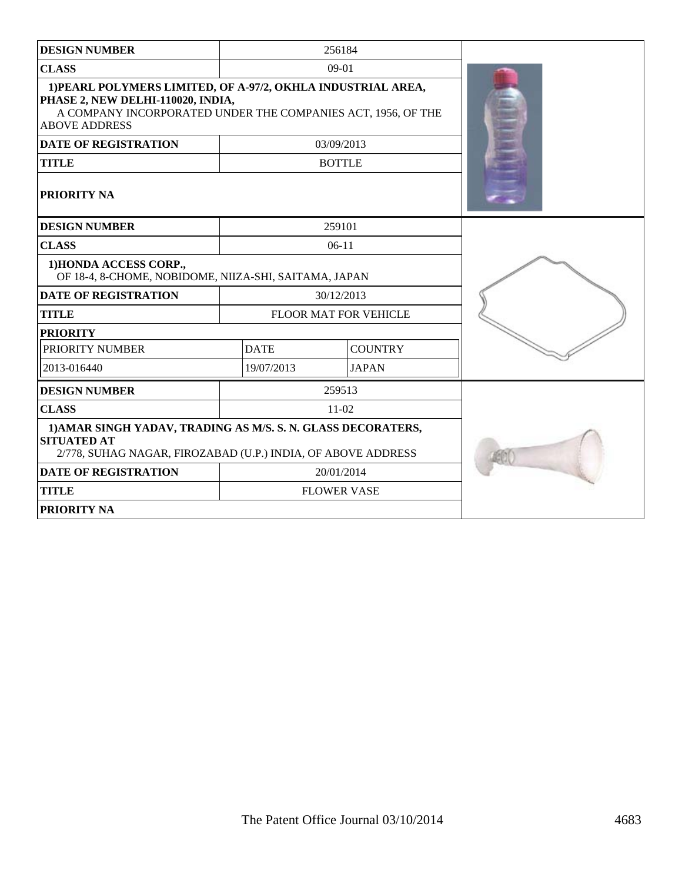| DESIGN NUMBER | 256184 |
|---|---|
| CLASS | 09-01 |
| 1)PEARL POLYMERS LIMITED, OF A-97/2, OKHLA INDUSTRIAL AREA, PHASE 2, NEW DELHI-110020, INDIA, A COMPANY INCORPORATED UNDER THE COMPANIES ACT, 1956, OF THE ABOVE ADDRESS | |
| DATE OF REGISTRATION | 03/09/2013 |
| TITLE | BOTTLE |
| PRIORITY NA | |

| DESIGN NUMBER | 259101 | |
|---|---|---|
| CLASS | 06-11 | |
| 1)HONDA ACCESS CORP., OF 18-4, 8-CHOME, NOBIDOME, NIIZA-SHI, SAITAMA, JAPAN | | |
| DATE OF REGISTRATION | 30/12/2013 | |
| TITLE | FLOOR MAT FOR VEHICLE | |
| PRIORITY | | |
| PRIORITY NUMBER | DATE | COUNTRY |
| 2013-016440 | 19/07/2013 | JAPAN |

| DESIGN NUMBER | 259513 |
|---|---|
| CLASS | 11-02 |
| 1)AMAR SINGH YADAV, TRADING AS M/S. S. N. GLASS DECORATERS, SITUATED AT 2/778, SUHAG NAGAR, FIROZABAD (U.P.) INDIA, OF ABOVE ADDRESS | |
| DATE OF REGISTRATION | 20/01/2014 |
| TITLE | FLOWER VASE |
| PRIORITY NA | |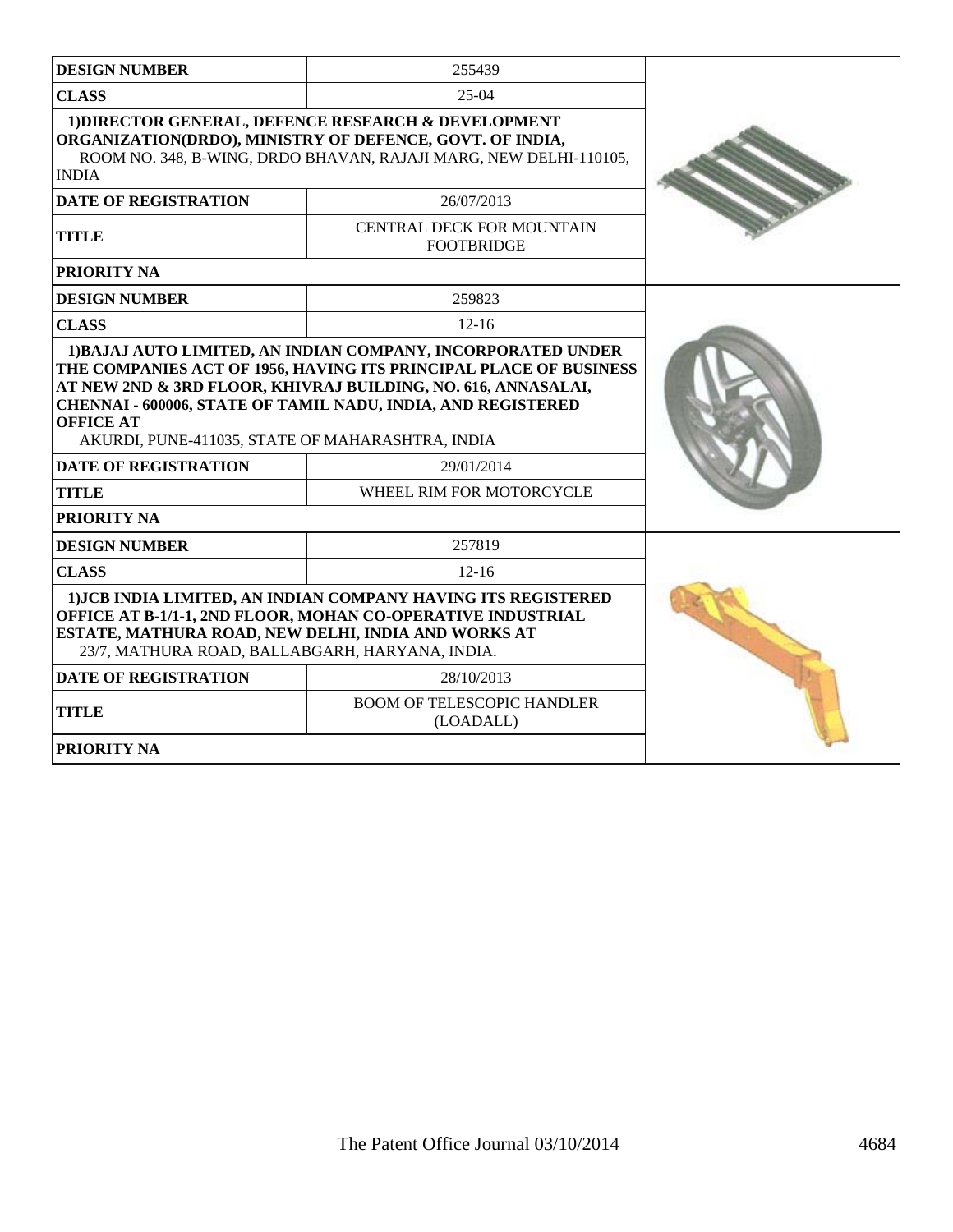| DESIGN NUMBER | 255439 |
| --- | --- |
| CLASS | 25-04 |
| **1)DIRECTOR GENERAL, DEFENCE RESEARCH & DEVELOPMENT ORGANIZATION(DRDO), MINISTRY OF DEFENCE, GOVT. OF INDIA,** ROOM NO. 348, B-WING, DRDO BHAVAN, RAJAJI MARG, NEW DELHI-110105, INDIA | |
| DATE OF REGISTRATION | 26/07/2013 |
| TITLE | CENTRAL DECK FOR MOUNTAIN FOOTBRIDGE |
| PRIORITY NA | |

| DESIGN NUMBER | 259823 |
| --- | --- |
| CLASS | 12-16 |
| **1)BAJAJ AUTO LIMITED, AN INDIAN COMPANY, INCORPORATED UNDER THE COMPANIES ACT OF 1956, HAVING ITS PRINCIPAL PLACE OF BUSINESS AT NEW 2ND & 3RD FLOOR, KHIVRAJ BUILDING, NO. 616, ANNASALAI, CHENNAI - 600006, STATE OF TAMIL NADU, INDIA, AND REGISTERED OFFICE AT** AKURDI, PUNE-411035, STATE OF MAHARASHTRA, INDIA | |
| DATE OF REGISTRATION | 29/01/2014 |
| TITLE | WHEEL RIM FOR MOTORCYCLE |
| PRIORITY NA | |

| DESIGN NUMBER | 257819 |
| --- | --- |
| CLASS | 12-16 |
| **1)JCB INDIA LIMITED, AN INDIAN COMPANY HAVING ITS REGISTERED OFFICE AT B-1/1-1, 2ND FLOOR, MOHAN CO-OPERATIVE INDUSTRIAL ESTATE, MATHURA ROAD, NEW DELHI, INDIA AND WORKS AT** 23/7, MATHURA ROAD, BALLABGARH, HARYANA, INDIA. | |
| DATE OF REGISTRATION | 28/10/2013 |
| TITLE | BOOM OF TELESCOPIC HANDLER (LOADALL) |
| PRIORITY NA | |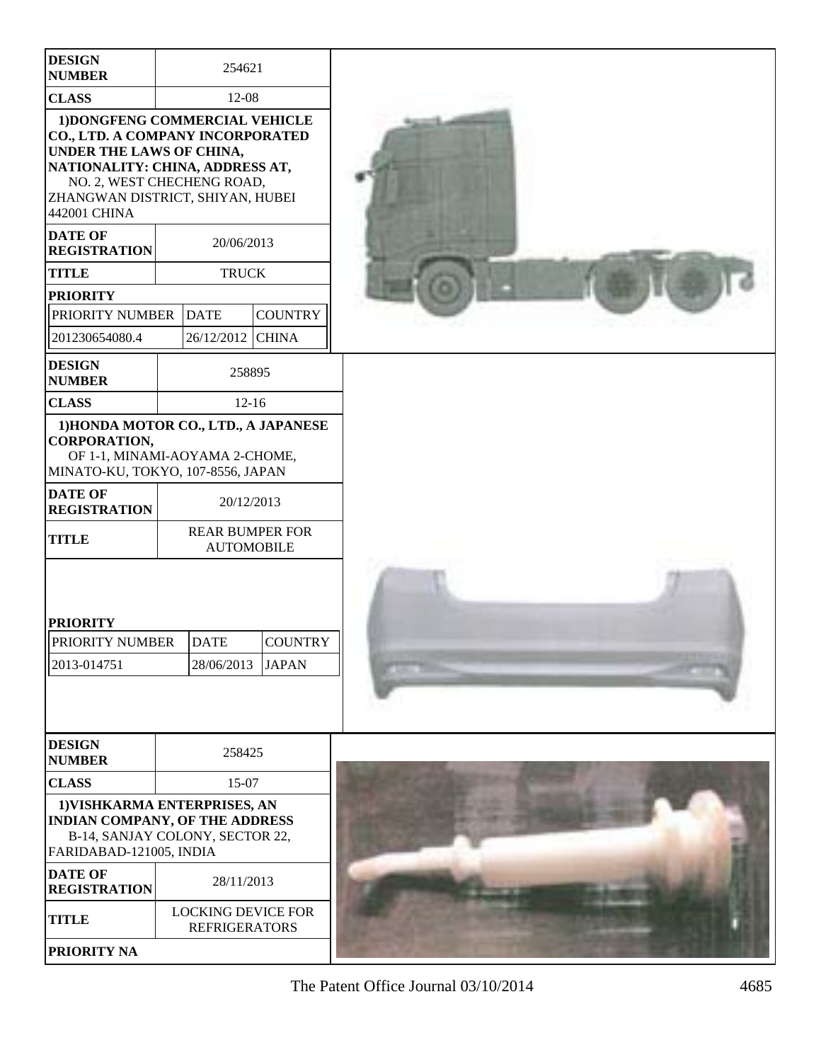| DESIGN NUMBER | 254621 |
| --- | --- |
| CLASS | 12-08 |
| 1)DONGFENG COMMERCIAL VEHICLE CO., LTD. A COMPANY INCORPORATED UNDER THE LAWS OF CHINA, NATIONALITY: CHINA, ADDRESS AT, NO. 2, WEST CHECHENG ROAD, ZHANGWAN DISTRICT, SHIYAN, HUBEI 442001 CHINA | |
| DATE OF REGISTRATION | 20/06/2013 |
| TITLE | TRUCK |

**PRIORITY**

| PRIORITY NUMBER | DATE | COUNTRY |
| --- | --- | --- |
| 201230654080.4 | 26/12/2012 | CHINA |

| DESIGN NUMBER | 258895 |
| --- | --- |
| CLASS | 12-16 |
| 1)HONDA MOTOR CO., LTD., A JAPANESE CORPORATION, OF 1-1, MINAMI-AOYAMA 2-CHOME, MINATO-KU, TOKYO, 107-8556, JAPAN | |
| DATE OF REGISTRATION | 20/12/2013 |
| TITLE | REAR BUMPER FOR AUTOMOBILE |

**PRIORITY**

| PRIORITY NUMBER | DATE | COUNTRY |
| --- | --- | --- |
| 2013-014751 | 28/06/2013 | JAPAN |

| DESIGN NUMBER | 258425 |
| --- | --- |
| CLASS | 15-07 |
| 1)VISHKARMA ENTERPRISES, AN INDIAN COMPANY, OF THE ADDRESS B-14, SANJAY COLONY, SECTOR 22, FARIDABAD-121005, INDIA | |
| DATE OF REGISTRATION | 28/11/2013 |
| TITLE | LOCKING DEVICE FOR REFRIGERATORS |
| PRIORITY NA | |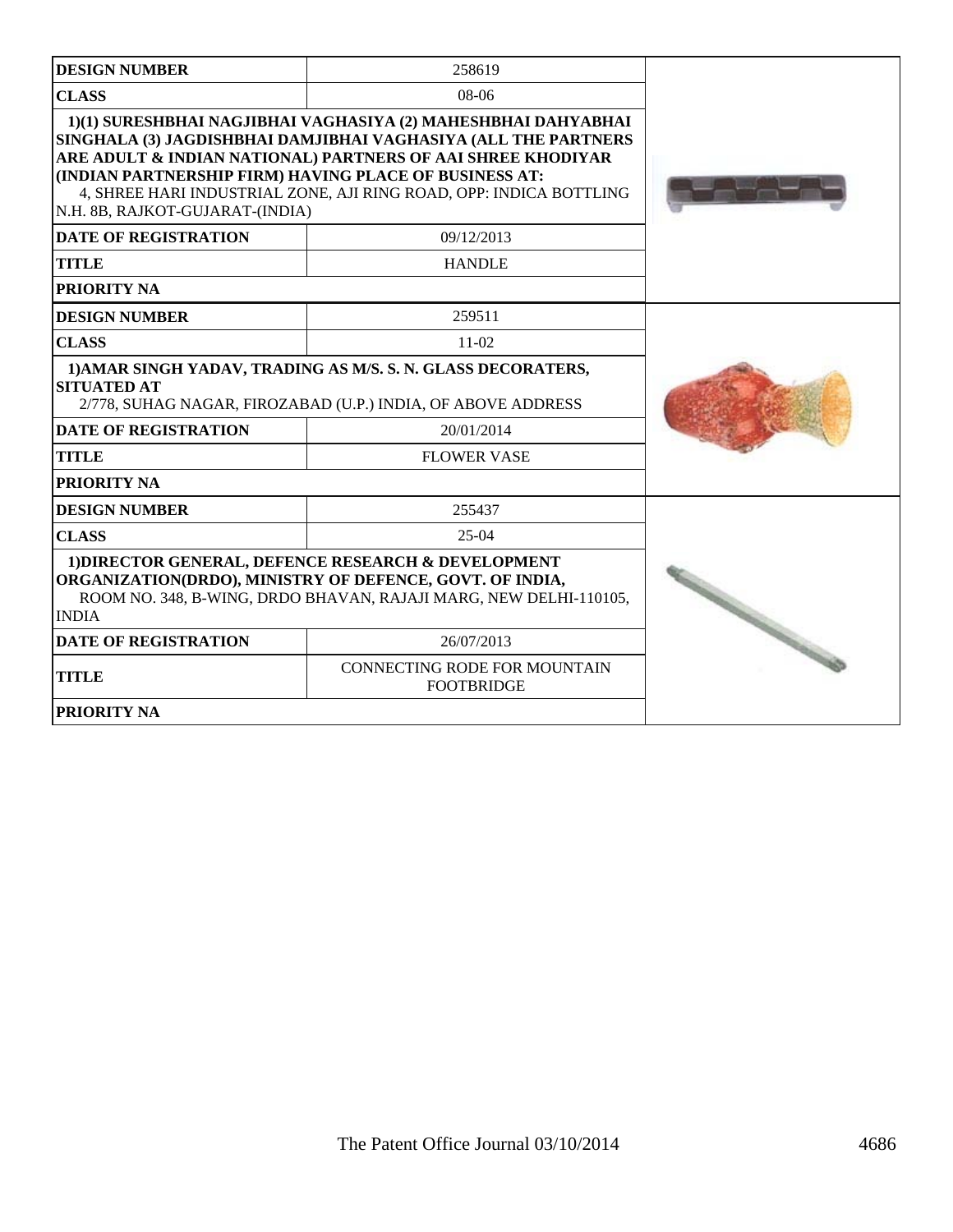| DESIGN NUMBER | 258619 |
| --- | --- |
| CLASS | 08-06 |
| **1)(1) SURESHBHAI NAGJIBHAI VAGHASIYA (2) MAHESHBHAI DAHYABHAI SINGHALA (3) JAGDISHBHAI DAMJIBHAI VAGHASIYA (ALL THE PARTNERS ARE ADULT & INDIAN NATIONAL) PARTNERS OF AAI SHREE KHODIYAR (INDIAN PARTNERSHIP FIRM) HAVING PLACE OF BUSINESS AT:** 4, SHREE HARI INDUSTRIAL ZONE, AJI RING ROAD, OPP: INDICA BOTTLING N.H. 8B, RAJKOT-GUJARAT-(INDIA) | |
| DATE OF REGISTRATION | 09/12/2013 |
| TITLE | HANDLE |
| PRIORITY NA | |

| DESIGN NUMBER | 259511 |
| --- | --- |
| CLASS | 11-02 |
| **1)AMAR SINGH YADAV, TRADING AS M/S. S. N. GLASS DECORATERS, SITUATED AT** 2/778, SUHAG NAGAR, FIROZABAD (U.P.) INDIA, OF ABOVE ADDRESS | |
| DATE OF REGISTRATION | 20/01/2014 |
| TITLE | FLOWER VASE |
| PRIORITY NA | |

| DESIGN NUMBER | 255437 |
| --- | --- |
| CLASS | 25-04 |
| **1)DIRECTOR GENERAL, DEFENCE RESEARCH & DEVELOPMENT ORGANIZATION(DRDO), MINISTRY OF DEFENCE, GOVT. OF INDIA,** ROOM NO. 348, B-WING, DRDO BHAVAN, RAJAJI MARG, NEW DELHI-110105, INDIA | |
| DATE OF REGISTRATION | 26/07/2013 |
| TITLE | CONNECTING RODE FOR MOUNTAIN FOOTBRIDGE |
| PRIORITY NA | |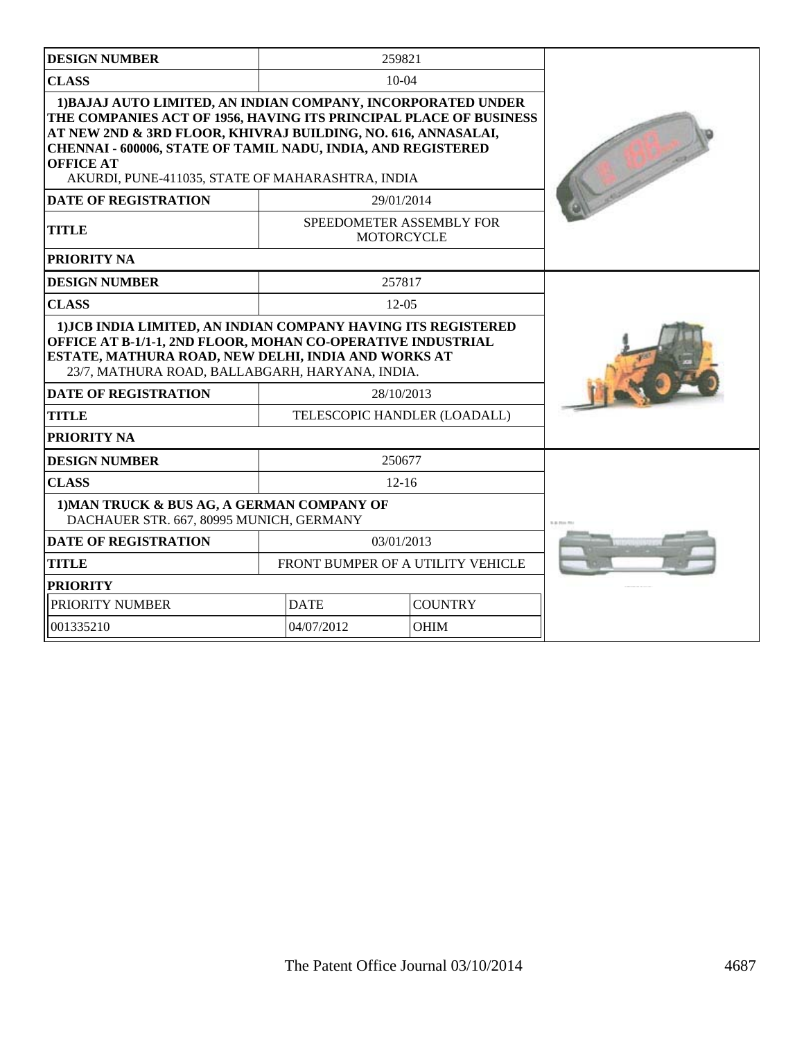| DESIGN NUMBER | 259821 |
|---|---|
| CLASS | 10-04 |
| 1)BAJAJ AUTO LIMITED, AN INDIAN COMPANY, INCORPORATED UNDER THE COMPANIES ACT OF 1956, HAVING ITS PRINCIPAL PLACE OF BUSINESS AT NEW 2ND & 3RD FLOOR, KHIVRAJ BUILDING, NO. 616, ANNASALAI, CHENNAI - 600006, STATE OF TAMIL NADU, INDIA, AND REGISTERED OFFICE AT AKURDI, PUNE-411035, STATE OF MAHARASHTRA, INDIA | |
| DATE OF REGISTRATION | 29/01/2014 |
| TITLE | SPEEDOMETER ASSEMBLY FOR MOTORCYCLE |
| PRIORITY NA | |

| DESIGN NUMBER | 257817 |
|---|---|
| CLASS | 12-05 |
| 1)JCB INDIA LIMITED, AN INDIAN COMPANY HAVING ITS REGISTERED OFFICE AT B-1/1-1, 2ND FLOOR, MOHAN CO-OPERATIVE INDUSTRIAL ESTATE, MATHURA ROAD, NEW DELHI, INDIA AND WORKS AT 23/7, MATHURA ROAD, BALLABGARH, HARYANA, INDIA. | |
| DATE OF REGISTRATION | 28/10/2013 |
| TITLE | TELESCOPIC HANDLER (LOADALL) |
| PRIORITY NA | |

| DESIGN NUMBER | 250677 |
|---|---|
| CLASS | 12-16 |
| 1)MAN TRUCK & BUS AG, A GERMAN COMPANY OF DACHAUER STR. 667, 80995 MUNICH, GERMANY | |
| DATE OF REGISTRATION | 03/01/2013 |
| TITLE | FRONT BUMPER OF A UTILITY VEHICLE |
| PRIORITY | |

| PRIORITY NUMBER | DATE | COUNTRY |
|---|---|---|
| 001335210 | 04/07/2012 | OHIM |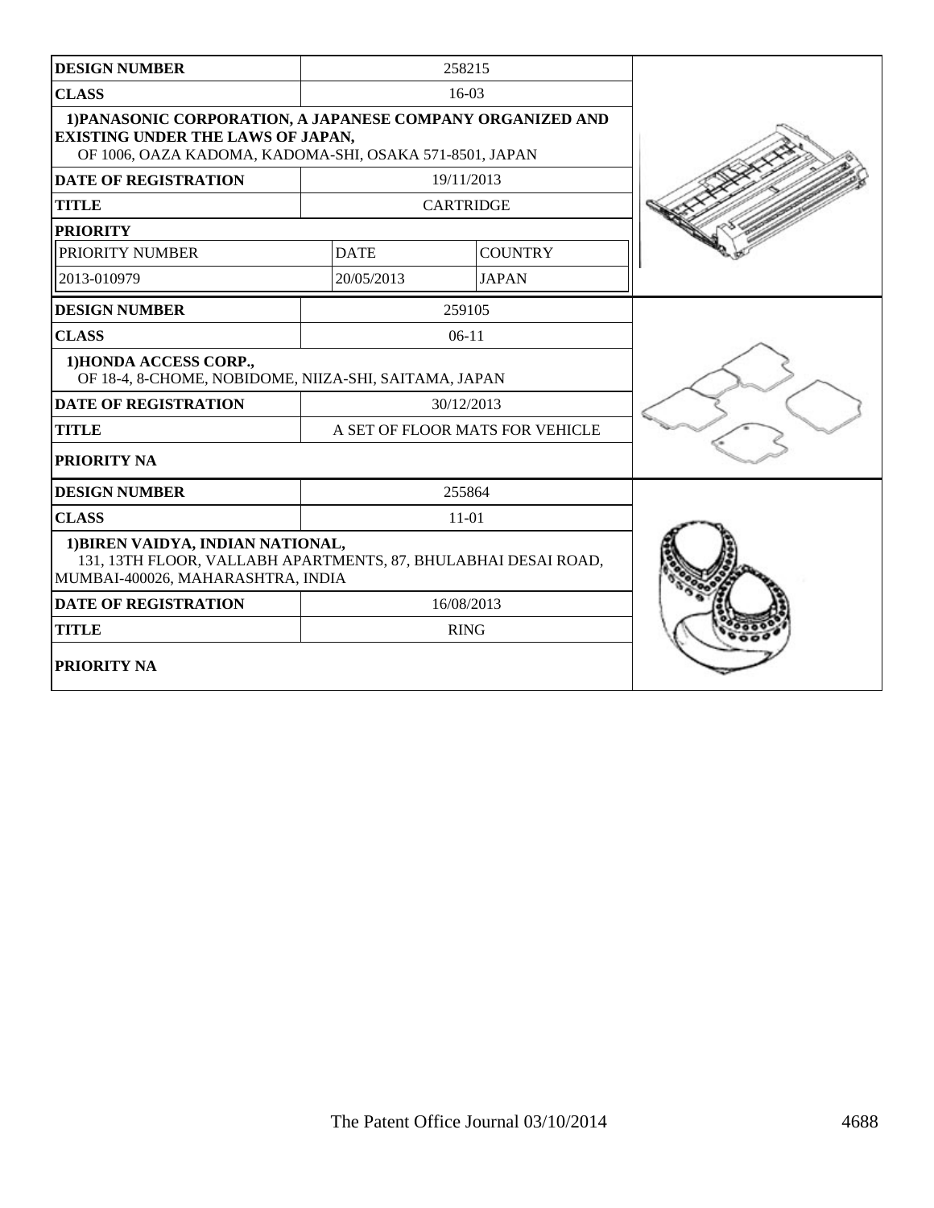| DESIGN NUMBER | 258215 | |
|---|---|---|
| CLASS | 16-03 | |
| 1)PANASONIC CORPORATION, A JAPANESE COMPANY ORGANIZED AND EXISTING UNDER THE LAWS OF JAPAN, OF 1006, OAZA KADOMA, KADOMA-SHI, OSAKA 571-8501, JAPAN | | |
| DATE OF REGISTRATION | 19/11/2013 | |
| TITLE | CARTRIDGE | |
| PRIORITY | | |
| PRIORITY NUMBER | DATE | COUNTRY |
| 2013-010979 | 20/05/2013 | JAPAN |

| DESIGN NUMBER | 259105 |
|---|---|
| CLASS | 06-11 |
| 1)HONDA ACCESS CORP., OF 18-4, 8-CHOME, NOBIDOME, NIIZA-SHI, SAITAMA, JAPAN | |
| DATE OF REGISTRATION | 30/12/2013 |
| TITLE | A SET OF FLOOR MATS FOR VEHICLE |
| PRIORITY NA | |

| DESIGN NUMBER | 255864 |
|---|---|
| CLASS | 11-01 |
| 1)BIREN VAIDYA, INDIAN NATIONAL, 131, 13TH FLOOR, VALLABH APARTMENTS, 87, BHULABHAI DESAI ROAD, MUMBAI-400026, MAHARASHTRA, INDIA | |
| DATE OF REGISTRATION | 16/08/2013 |
| TITLE | RING |
| PRIORITY NA | |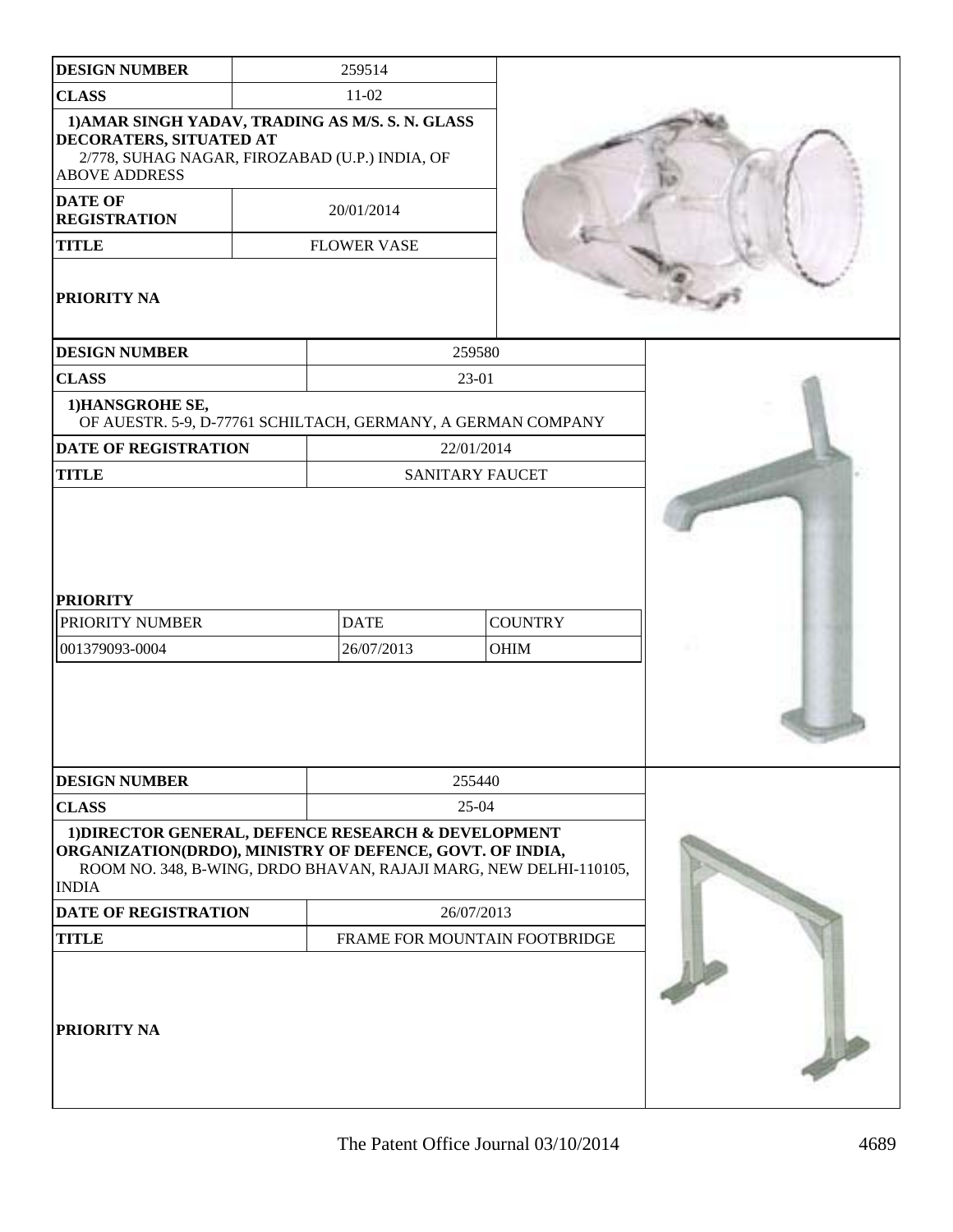| DESIGN NUMBER | 259514 |
| --- | --- |
| CLASS | 11-02 |
| 1)AMAR SINGH YADAV, TRADING AS M/S. S. N. GLASS DECORATERS, SITUATED AT 2/778, SUHAG NAGAR, FIROZABAD (U.P.) INDIA, OF ABOVE ADDRESS | |
| DATE OF REGISTRATION | 20/01/2014 |
| TITLE | FLOWER VASE |
| PRIORITY NA | |

| DESIGN NUMBER | 259580 |
| --- | --- |
| CLASS | 23-01 |
| 1)HANSGROHE SE, OF AUESTR. 5-9, D-77761 SCHILTACH, GERMANY, A GERMAN COMPANY | |
| DATE OF REGISTRATION | 22/01/2014 |
| TITLE | SANITARY FAUCET |

**PRIORITY**

| PRIORITY NUMBER | DATE | COUNTRY |
| --- | --- | --- |
| 001379093-0004 | 26/07/2013 | OHIM |

| DESIGN NUMBER | 255440 |
| --- | --- |
| CLASS | 25-04 |
| 1)DIRECTOR GENERAL, DEFENCE RESEARCH & DEVELOPMENT ORGANIZATION(DRDO), MINISTRY OF DEFENCE, GOVT. OF INDIA, ROOM NO. 348, B-WING, DRDO BHAVAN, RAJAJI MARG, NEW DELHI-110105, INDIA | |
| DATE OF REGISTRATION | 26/07/2013 |
| TITLE | FRAME FOR MOUNTAIN FOOTBRIDGE |
| PRIORITY NA | |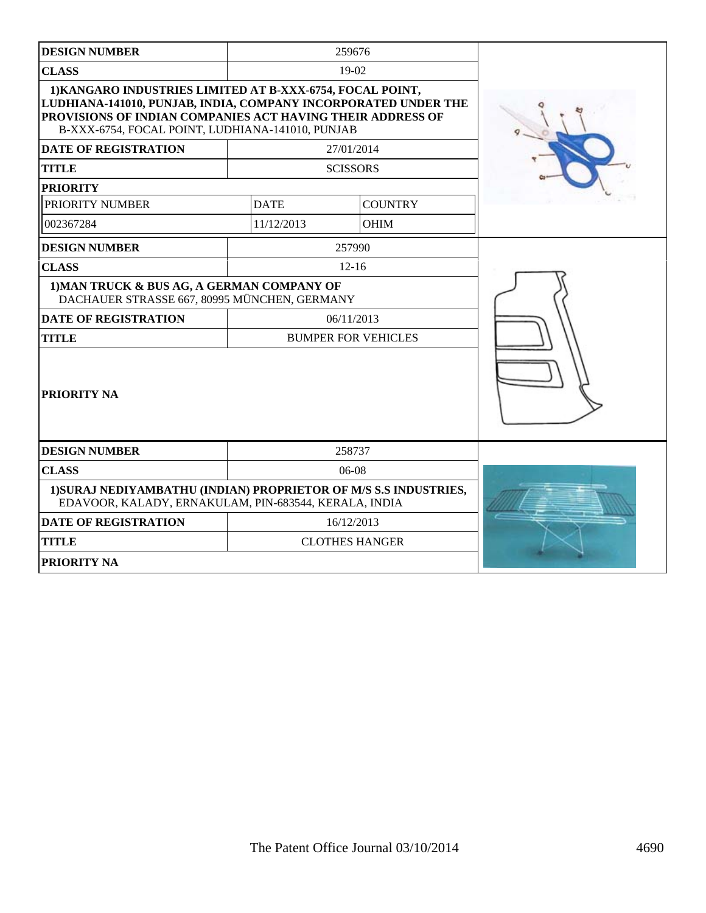| DESIGN NUMBER | 259676 | |
|---|---|---|
| CLASS | 19-02 | |
| 1)KANGARO INDUSTRIES LIMITED AT B-XXX-6754, FOCAL POINT, LUDHIANA-141010, PUNJAB, INDIA, COMPANY INCORPORATED UNDER THE PROVISIONS OF INDIAN COMPANIES ACT HAVING THEIR ADDRESS OF B-XXX-6754, FOCAL POINT, LUDHIANA-141010, PUNJAB | | |
| DATE OF REGISTRATION | 27/01/2014 | |
| TITLE | SCISSORS | |
| PRIORITY | | |
| PRIORITY NUMBER | DATE | COUNTRY |
| 002367284 | 11/12/2013 | OHIM |

| DESIGN NUMBER | 257990 |
|---|---|
| CLASS | 12-16 |
| 1)MAN TRUCK & BUS AG, A GERMAN COMPANY OF DACHAUER STRASSE 667, 80995 MÜNCHEN, GERMANY | |
| DATE OF REGISTRATION | 06/11/2013 |
| TITLE | BUMPER FOR VEHICLES |
| PRIORITY NA | |

| DESIGN NUMBER | 258737 |
|---|---|
| CLASS | 06-08 |
| 1)SURAJ NEDIYAMBATHU (INDIAN) PROPRIETOR OF M/S S.S INDUSTRIES, EDAVOOR, KALADY, ERNAKULAM, PIN-683544, KERALA, INDIA | |
| DATE OF REGISTRATION | 16/12/2013 |
| TITLE | CLOTHES HANGER |
| PRIORITY NA | |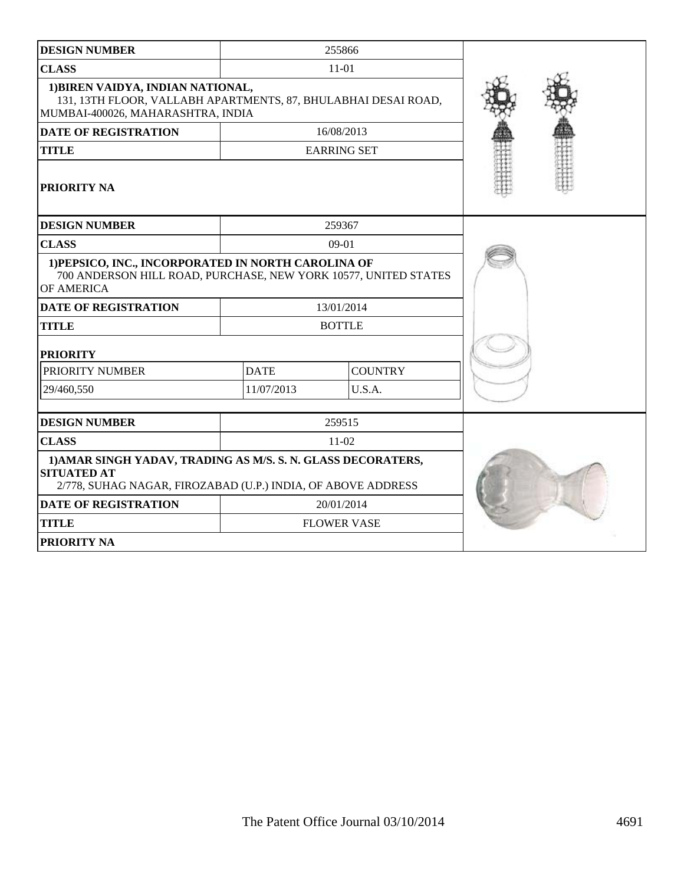| DESIGN NUMBER | 255866 |
| --- | --- |
| CLASS | 11-01 |
| **1)BIREN VAIDYA, INDIAN NATIONAL,** 131, 13TH FLOOR, VALLABH APARTMENTS, 87, BHULABHAI DESAI ROAD, MUMBAI-400026, MAHARASHTRA, INDIA | |
| DATE OF REGISTRATION | 16/08/2013 |
| TITLE | EARRING SET |
| PRIORITY NA | |

| DESIGN NUMBER | 259367 | |
| --- | --- | --- |
| CLASS | 09-01 | |
| **1)PEPSICO, INC., INCORPORATED IN NORTH CAROLINA OF** 700 ANDERSON HILL ROAD, PURCHASE, NEW YORK 10577, UNITED STATES OF AMERICA | | |
| DATE OF REGISTRATION | 13/01/2014 | |
| TITLE | BOTTLE | |
| **PRIORITY** | | |
| PRIORITY NUMBER | DATE | COUNTRY |
| 29/460,550 | 11/07/2013 | U.S.A. |

| DESIGN NUMBER | 259515 |
| --- | --- |
| CLASS | 11-02 |
| **1)AMAR SINGH YADAV, TRADING AS M/S. S. N. GLASS DECORATERS, SITUATED AT** 2/778, SUHAG NAGAR, FIROZABAD (U.P.) INDIA, OF ABOVE ADDRESS | |
| DATE OF REGISTRATION | 20/01/2014 |
| TITLE | FLOWER VASE |
| PRIORITY NA | |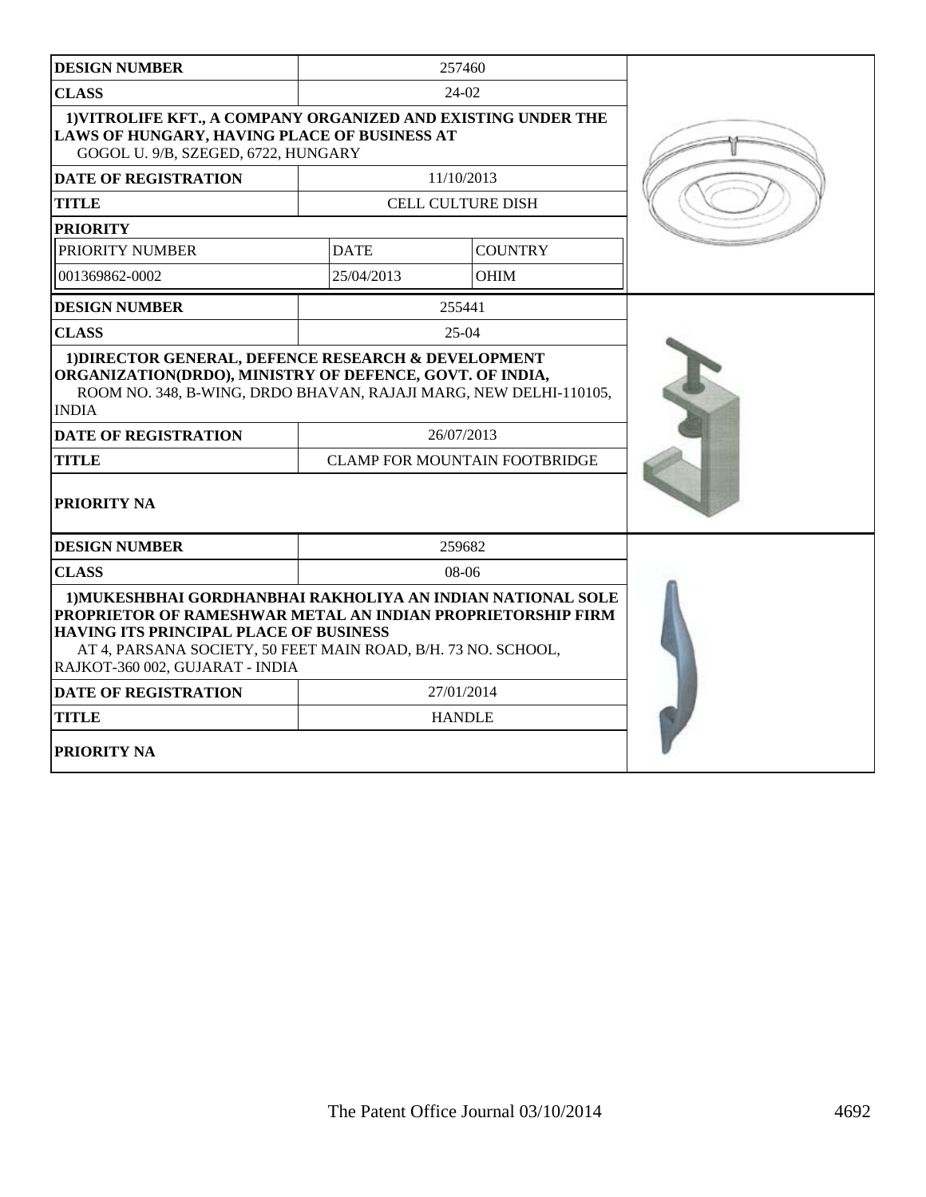| DESIGN NUMBER | 257460 | |
|---|---|---|
| CLASS | 24-02 | |
| **1)VITROLIFE KFT., A COMPANY ORGANIZED AND EXISTING UNDER THE LAWS OF HUNGARY, HAVING PLACE OF BUSINESS AT** GOGOL U. 9/B, SZEGED, 6722, HUNGARY | | |
| DATE OF REGISTRATION | 11/10/2013 | |
| TITLE | CELL CULTURE DISH | |
| **PRIORITY** | | |
| PRIORITY NUMBER | DATE | COUNTRY |
| 001369862-0002 | 25/04/2013 | OHIM |

| DESIGN NUMBER | 255441 |
|---|---|
| CLASS | 25-04 |
| **1)DIRECTOR GENERAL, DEFENCE RESEARCH & DEVELOPMENT ORGANIZATION(DRDO), MINISTRY OF DEFENCE, GOVT. OF INDIA,** ROOM NO. 348, B-WING, DRDO BHAVAN, RAJAJI MARG, NEW DELHI-110105, INDIA | |
| DATE OF REGISTRATION | 26/07/2013 |
| TITLE | CLAMP FOR MOUNTAIN FOOTBRIDGE |
| **PRIORITY NA** | |

| DESIGN NUMBER | 259682 |
|---|---|
| CLASS | 08-06 |
| **1)MUKESHBHAI GORDHANBHAI RAKHOLIYA AN INDIAN NATIONAL SOLE PROPRIETOR OF RAMESHWAR METAL AN INDIAN PROPRIETORSHIP FIRM HAVING ITS PRINCIPAL PLACE OF BUSINESS** AT 4, PARSANA SOCIETY, 50 FEET MAIN ROAD, B/H. 73 NO. SCHOOL, RAJKOT-360 002, GUJARAT - INDIA | |
| DATE OF REGISTRATION | 27/01/2014 |
| TITLE | HANDLE |
| **PRIORITY NA** | |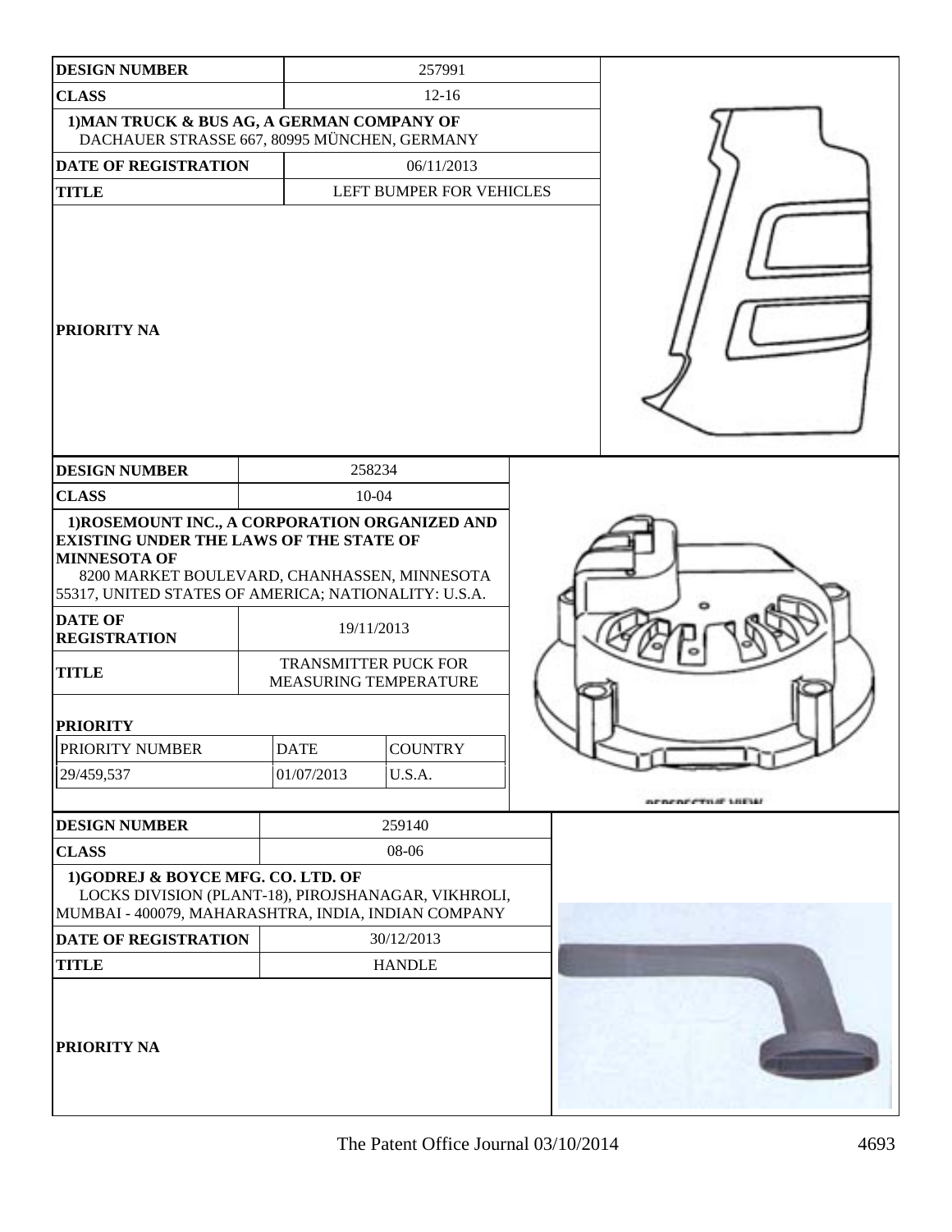| DESIGN NUMBER | 257991 |
| --- | --- |
| CLASS | 12-16 |
| 1)MAN TRUCK & BUS AG, A GERMAN COMPANY OF DACHAUER STRASSE 667, 80995 MÜNCHEN, GERMANY | |
| DATE OF REGISTRATION | 06/11/2013 |
| TITLE | LEFT BUMPER FOR VEHICLES |
| PRIORITY NA | |

| DESIGN NUMBER | 258234 | |
| --- | --- | --- |
| CLASS | 10-04 | |
| 1)ROSEMOUNT INC., A CORPORATION ORGANIZED AND EXISTING UNDER THE LAWS OF THE STATE OF MINNESOTA OF 8200 MARKET BOULEVARD, CHANHASSEN, MINNESOTA 55317, UNITED STATES OF AMERICA; NATIONALITY: U.S.A. | | |
| DATE OF REGISTRATION | 19/11/2013 | |
| TITLE | TRANSMITTER PUCK FOR MEASURING TEMPERATURE | |
| PRIORITY | | |
| PRIORITY NUMBER | DATE | COUNTRY |
| 29/459,537 | 01/07/2013 | U.S.A. |

PERSPECTIVE VIEW

| DESIGN NUMBER | 259140 |
| --- | --- |
| CLASS | 08-06 |
| 1)GODREJ & BOYCE MFG. CO. LTD. OF LOCKS DIVISION (PLANT-18), PIROJSHANAGAR, VIKHROLI, MUMBAI - 400079, MAHARASHTRA, INDIA, INDIAN COMPANY | |
| DATE OF REGISTRATION | 30/12/2013 |
| TITLE | HANDLE |
| PRIORITY NA | |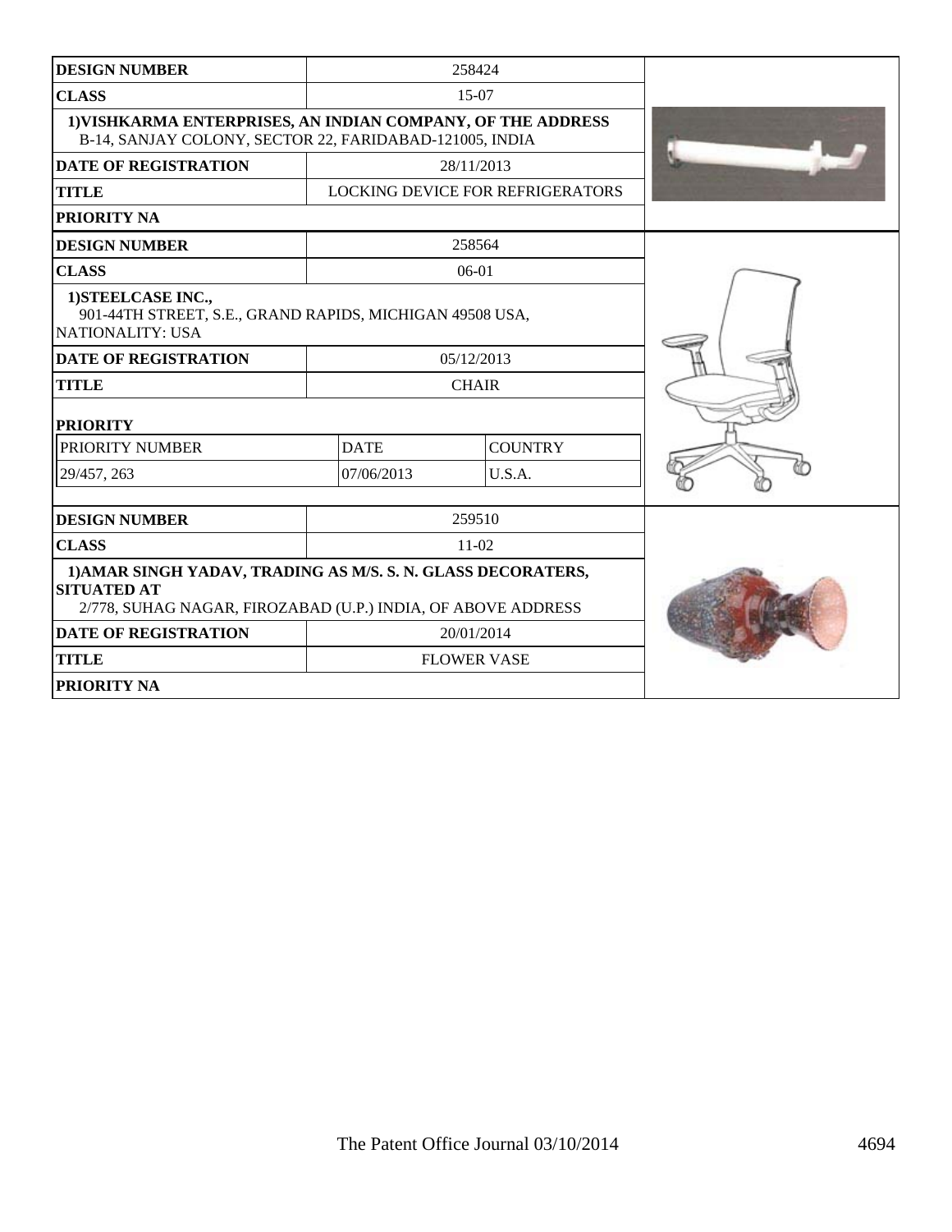| DESIGN NUMBER | 258424 | |
|---|---|---|
| CLASS | 15-07 | |
| 1)VISHKARMA ENTERPRISES, AN INDIAN COMPANY, OF THE ADDRESS B-14, SANJAY COLONY, SECTOR 22, FARIDABAD-121005, INDIA | | |
| DATE OF REGISTRATION | 28/11/2013 | |
| TITLE | LOCKING DEVICE FOR REFRIGERATORS | |
| PRIORITY NA | | |

| DESIGN NUMBER | 258564 | |
|---|---|---|
| CLASS | 06-01 | |
| 1)STEELCASE INC., 901-44TH STREET, S.E., GRAND RAPIDS, MICHIGAN 49508 USA, NATIONALITY: USA | | |
| DATE OF REGISTRATION | 05/12/2013 | |
| TITLE | CHAIR | |
| PRIORITY | | |
| PRIORITY NUMBER | DATE | COUNTRY |
| 29/457, 263 | 07/06/2013 | U.S.A. |

| DESIGN NUMBER | 259510 | |
|---|---|---|
| CLASS | 11-02 | |
| 1)AMAR SINGH YADAV, TRADING AS M/S. S. N. GLASS DECORATERS, SITUATED AT 2/778, SUHAG NAGAR, FIROZABAD (U.P.) INDIA, OF ABOVE ADDRESS | | |
| DATE OF REGISTRATION | 20/01/2014 | |
| TITLE | FLOWER VASE | |
| PRIORITY NA | | |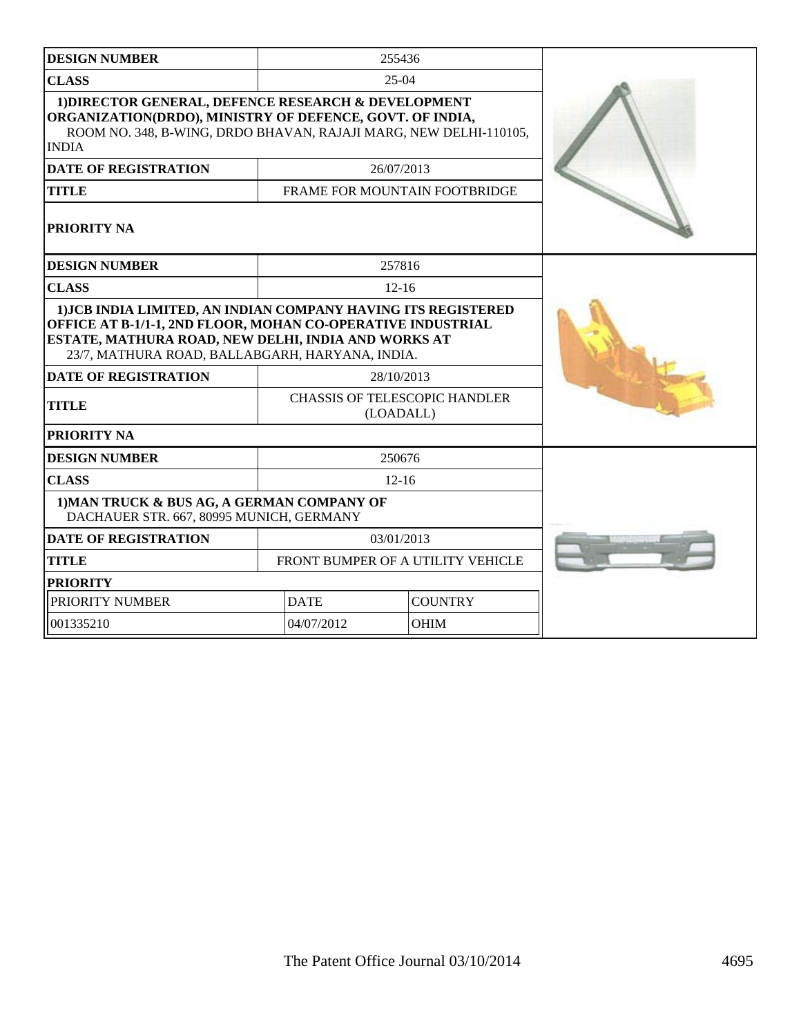| DESIGN NUMBER | 255436 |
|---|---|
| CLASS | 25-04 |
| 1)DIRECTOR GENERAL, DEFENCE RESEARCH & DEVELOPMENT ORGANIZATION(DRDO), MINISTRY OF DEFENCE, GOVT. OF INDIA, ROOM NO. 348, B-WING, DRDO BHAVAN, RAJAJI MARG, NEW DELHI-110105, INDIA | |
| DATE OF REGISTRATION | 26/07/2013 |
| TITLE | FRAME FOR MOUNTAIN FOOTBRIDGE |
| PRIORITY NA | |

| DESIGN NUMBER | 257816 |
|---|---|
| CLASS | 12-16 |
| 1)JCB INDIA LIMITED, AN INDIAN COMPANY HAVING ITS REGISTERED OFFICE AT B-1/1-1, 2ND FLOOR, MOHAN CO-OPERATIVE INDUSTRIAL ESTATE, MATHURA ROAD, NEW DELHI, INDIA AND WORKS AT 23/7, MATHURA ROAD, BALLABGARH, HARYANA, INDIA. | |
| DATE OF REGISTRATION | 28/10/2013 |
| TITLE | CHASSIS OF TELESCOPIC HANDLER (LOADALL) |
| PRIORITY NA | |

| DESIGN NUMBER | 250676 | |
|---|---|---|
| CLASS | 12-16 | |
| 1)MAN TRUCK & BUS AG, A GERMAN COMPANY OF DACHAUER STR. 667, 80995 MUNICH, GERMANY | | |
| DATE OF REGISTRATION | 03/01/2013 | |
| TITLE | FRONT BUMPER OF A UTILITY VEHICLE | |
| PRIORITY | | |
| PRIORITY NUMBER | DATE | COUNTRY |
| 001335210 | 04/07/2012 | OHIM |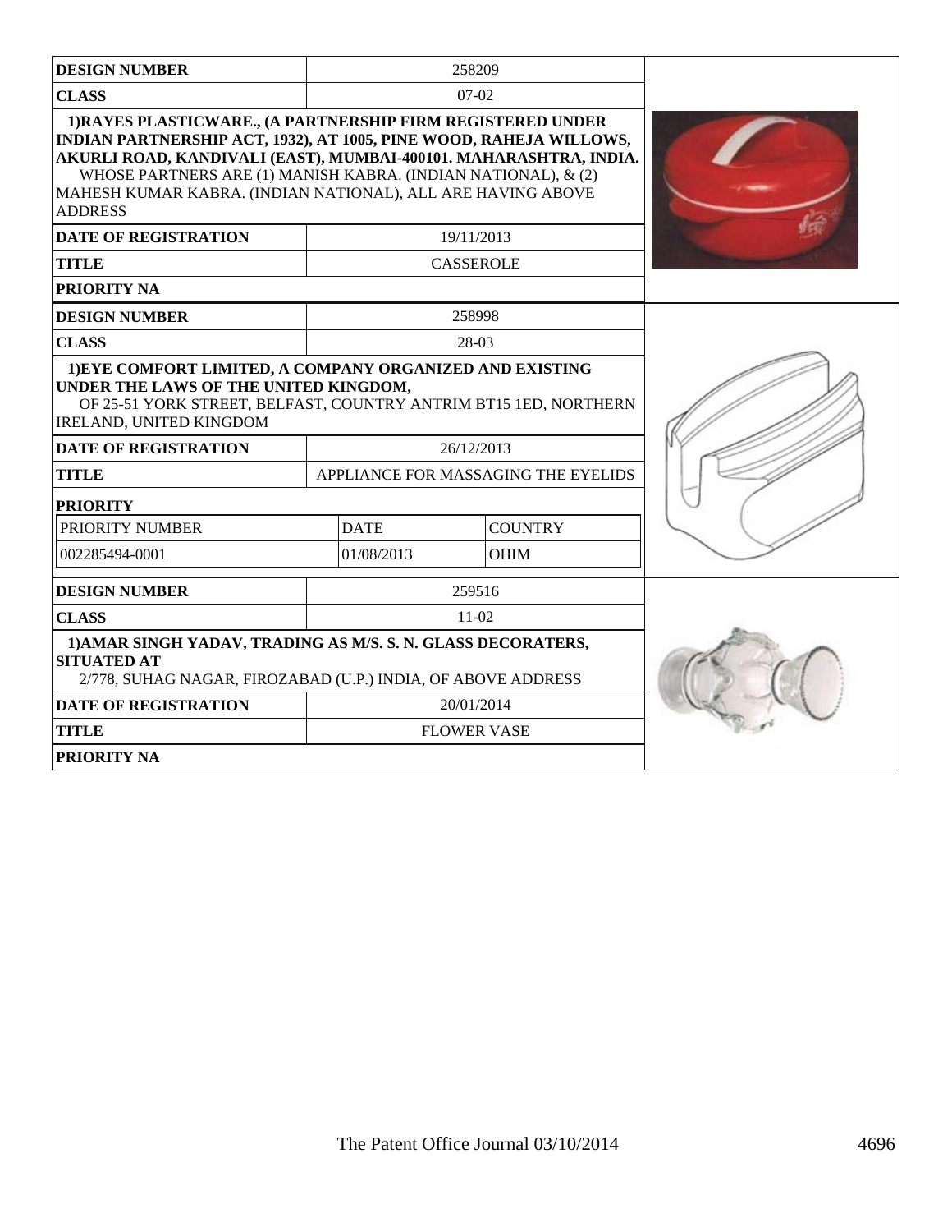| DESIGN NUMBER | 258209 |
|---|---|
| CLASS | 07-02 |
| **1)RAYES PLASTICWARE., (A PARTNERSHIP FIRM REGISTERED UNDER INDIAN PARTNERSHIP ACT, 1932), AT 1005, PINE WOOD, RAHEJA WILLOWS, AKURLI ROAD, KANDIVALI (EAST), MUMBAI-400101. MAHARASHTRA, INDIA.** WHOSE PARTNERS ARE (1) MANISH KABRA. (INDIAN NATIONAL), & (2) MAHESH KUMAR KABRA. (INDIAN NATIONAL), ALL ARE HAVING ABOVE ADDRESS | |
| DATE OF REGISTRATION | 19/11/2013 |
| TITLE | CASSEROLE |
| PRIORITY NA | |

| DESIGN NUMBER | 258998 | |
|---|---|---|
| CLASS | 28-03 | |
| **1)EYE COMFORT LIMITED, A COMPANY ORGANIZED AND EXISTING UNDER THE LAWS OF THE UNITED KINGDOM,** OF 25-51 YORK STREET, BELFAST, COUNTRY ANTRIM BT15 1ED, NORTHERN IRELAND, UNITED KINGDOM | | |
| DATE OF REGISTRATION | 26/12/2013 | |
| TITLE | APPLIANCE FOR MASSAGING THE EYELIDS | |
| PRIORITY | | |
| PRIORITY NUMBER | DATE | COUNTRY |
| 002285494-0001 | 01/08/2013 | OHIM |

| DESIGN NUMBER | 259516 |
|---|---|
| CLASS | 11-02 |
| **1)AMAR SINGH YADAV, TRADING AS M/S. S. N. GLASS DECORATERS, SITUATED AT** 2/778, SUHAG NAGAR, FIROZABAD (U.P.) INDIA, OF ABOVE ADDRESS | |
| DATE OF REGISTRATION | 20/01/2014 |
| TITLE | FLOWER VASE |
| PRIORITY NA | |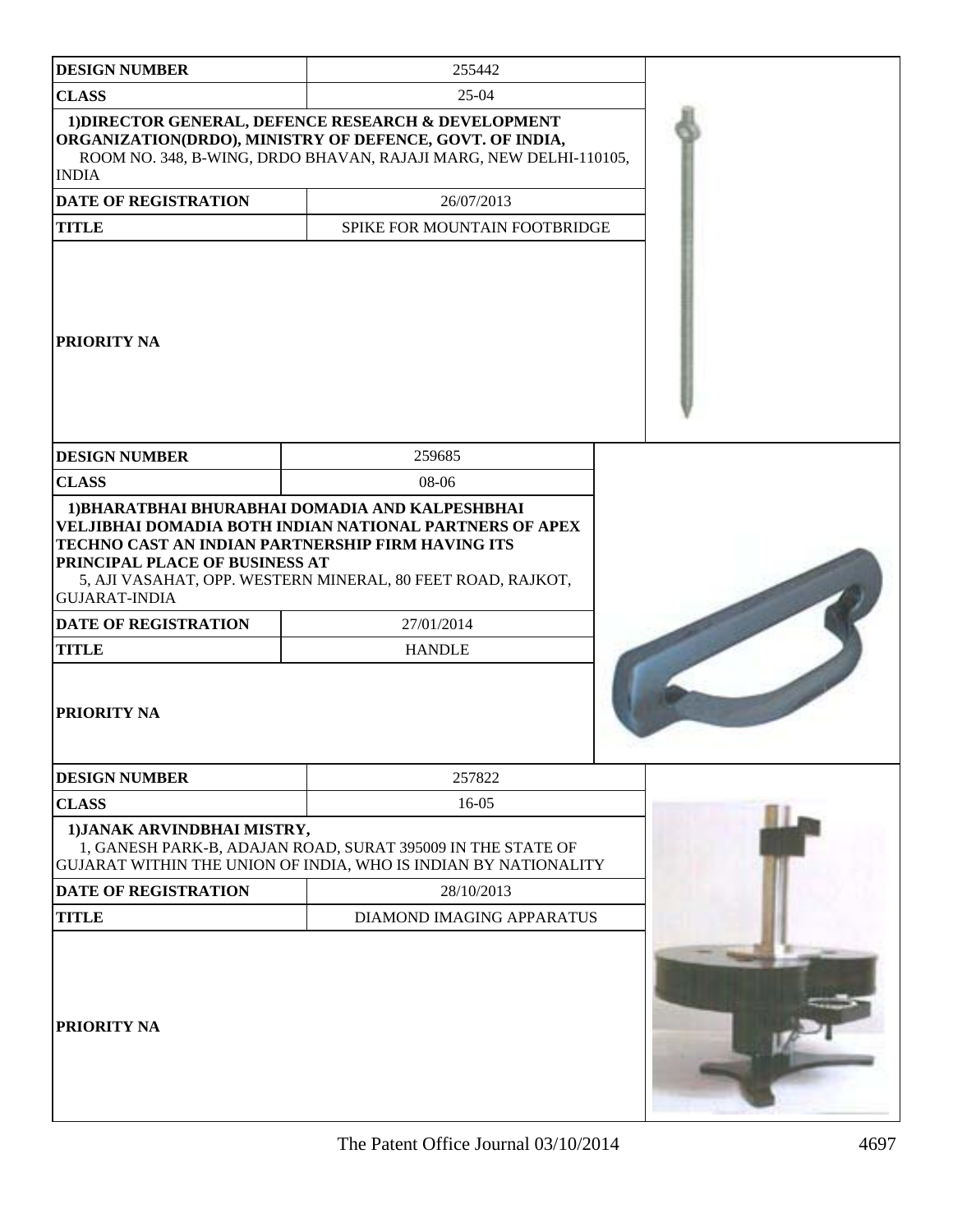| DESIGN NUMBER | 255442 |
|---|---|
| CLASS | 25-04 |
| 1)DIRECTOR GENERAL, DEFENCE RESEARCH & DEVELOPMENT ORGANIZATION(DRDO), MINISTRY OF DEFENCE, GOVT. OF INDIA, ROOM NO. 348, B-WING, DRDO BHAVAN, RAJAJI MARG, NEW DELHI-110105, INDIA | |
| DATE OF REGISTRATION | 26/07/2013 |
| TITLE | SPIKE FOR MOUNTAIN FOOTBRIDGE |
| PRIORITY NA | |

| DESIGN NUMBER | 259685 |
|---|---|
| CLASS | 08-06 |
| 1)BHARATBHAI BHURABHAI DOMADIA AND KALPESHBHAI VELJIBHAI DOMADIA BOTH INDIAN NATIONAL PARTNERS OF APEX TECHNO CAST AN INDIAN PARTNERSHIP FIRM HAVING ITS PRINCIPAL PLACE OF BUSINESS AT 5, AJI VASAHAT, OPP. WESTERN MINERAL, 80 FEET ROAD, RAJKOT, GUJARAT-INDIA | |
| DATE OF REGISTRATION | 27/01/2014 |
| TITLE | HANDLE |
| PRIORITY NA | |

| DESIGN NUMBER | 257822 |
|---|---|
| CLASS | 16-05 |
| 1)JANAK ARVINDBHAI MISTRY, 1, GANESH PARK-B, ADAJAN ROAD, SURAT 395009 IN THE STATE OF GUJARAT WITHIN THE UNION OF INDIA, WHO IS INDIAN BY NATIONALITY | |
| DATE OF REGISTRATION | 28/10/2013 |
| TITLE | DIAMOND IMAGING APPARATUS |
| PRIORITY NA | |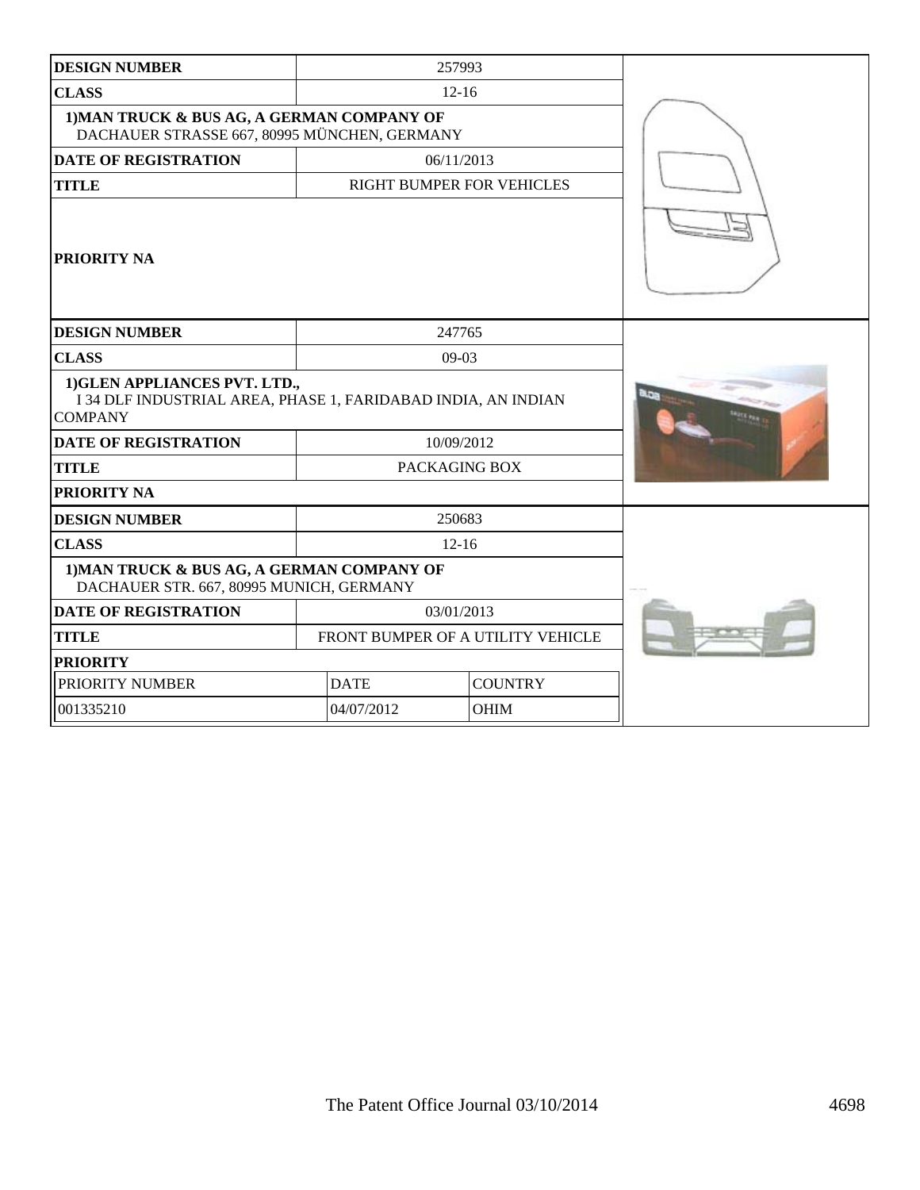| DESIGN NUMBER | 257993 |
|---|---|
| CLASS | 12-16 |
| 1)MAN TRUCK & BUS AG, A GERMAN COMPANY OF DACHAUER STRASSE 667, 80995 MÜNCHEN, GERMANY | |
| DATE OF REGISTRATION | 06/11/2013 |
| TITLE | RIGHT BUMPER FOR VEHICLES |
| PRIORITY NA | |

| DESIGN NUMBER | 247765 |
|---|---|
| CLASS | 09-03 |
| 1)GLEN APPLIANCES PVT. LTD., I 34 DLF INDUSTRIAL AREA, PHASE 1, FARIDABAD INDIA, AN INDIAN COMPANY | |
| DATE OF REGISTRATION | 10/09/2012 |
| TITLE | PACKAGING BOX |
| PRIORITY NA | |

| DESIGN NUMBER | 250683 | |
|---|---|---|
| CLASS | 12-16 | |
| 1)MAN TRUCK & BUS AG, A GERMAN COMPANY OF DACHAUER STR. 667, 80995 MUNICH, GERMANY | | |
| DATE OF REGISTRATION | 03/01/2013 | |
| TITLE | FRONT BUMPER OF A UTILITY VEHICLE | |
| PRIORITY | | |
| PRIORITY NUMBER | DATE | COUNTRY |
| 001335210 | 04/07/2012 | OHIM |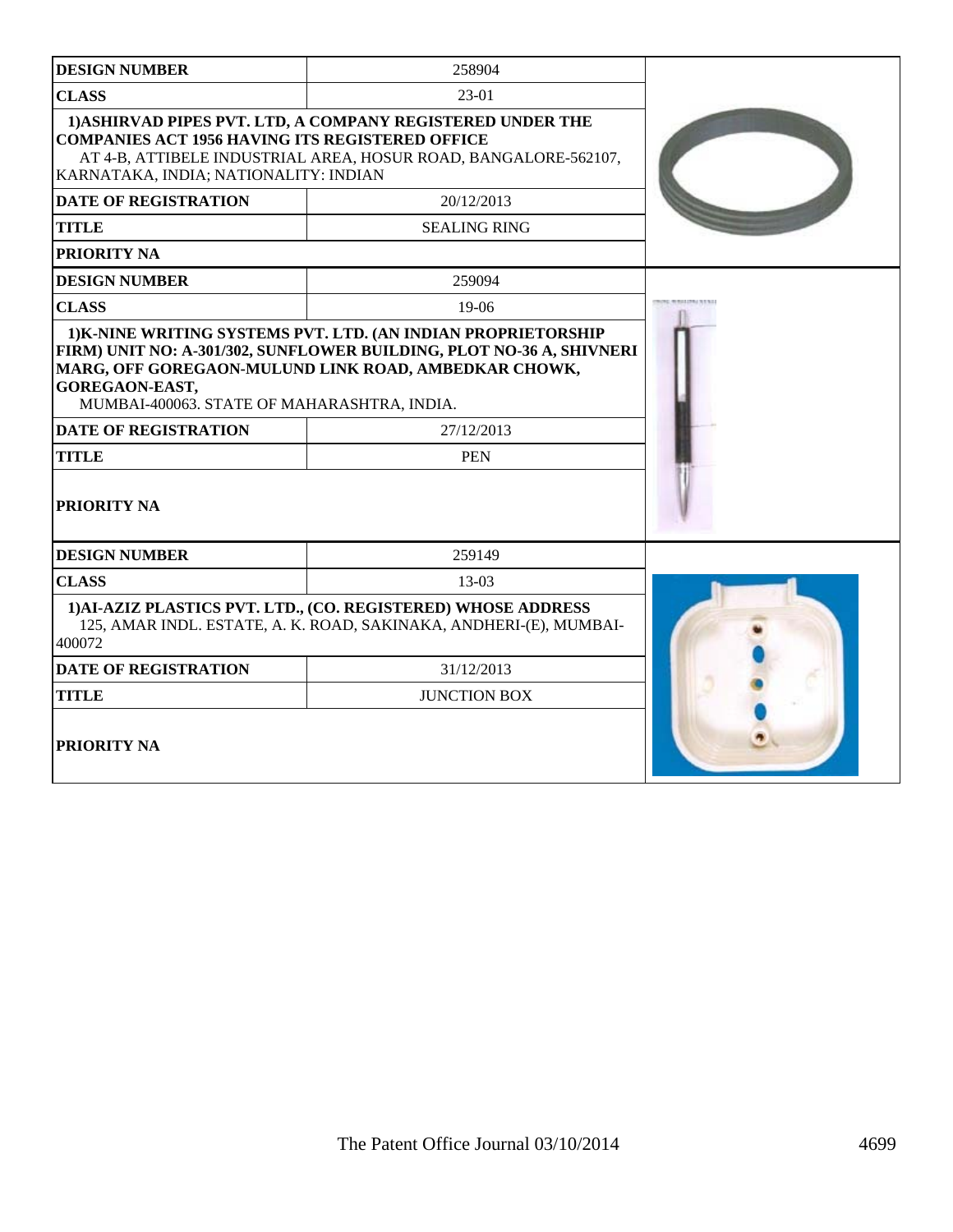| DESIGN NUMBER | 258904 |
|---|---|
| CLASS | 23-01 |
| 1)ASHIRVAD PIPES PVT. LTD, A COMPANY REGISTERED UNDER THE COMPANIES ACT 1956 HAVING ITS REGISTERED OFFICE AT 4-B, ATTIBELE INDUSTRIAL AREA, HOSUR ROAD, BANGALORE-562107, KARNATAKA, INDIA; NATIONALITY: INDIAN | |
| DATE OF REGISTRATION | 20/12/2013 |
| TITLE | SEALING RING |
| PRIORITY NA | |

| DESIGN NUMBER | 259094 |
|---|---|
| CLASS | 19-06 |
| 1)K-NINE WRITING SYSTEMS PVT. LTD. (AN INDIAN PROPRIETORSHIP FIRM) UNIT NO: A-301/302, SUNFLOWER BUILDING, PLOT NO-36 A, SHIVNERI MARG, OFF GOREGAON-MULUND LINK ROAD, AMBEDKAR CHOWK, GOREGAON-EAST, MUMBAI-400063. STATE OF MAHARASHTRA, INDIA. | |
| DATE OF REGISTRATION | 27/12/2013 |
| TITLE | PEN |
| PRIORITY NA | |

| DESIGN NUMBER | 259149 |
|---|---|
| CLASS | 13-03 |
| 1)AI-AZIZ PLASTICS PVT. LTD., (CO. REGISTERED) WHOSE ADDRESS 125, AMAR INDL. ESTATE, A. K. ROAD, SAKINAKA, ANDHERI-(E), MUMBAI-400072 | |
| DATE OF REGISTRATION | 31/12/2013 |
| TITLE | JUNCTION BOX |
| PRIORITY NA | |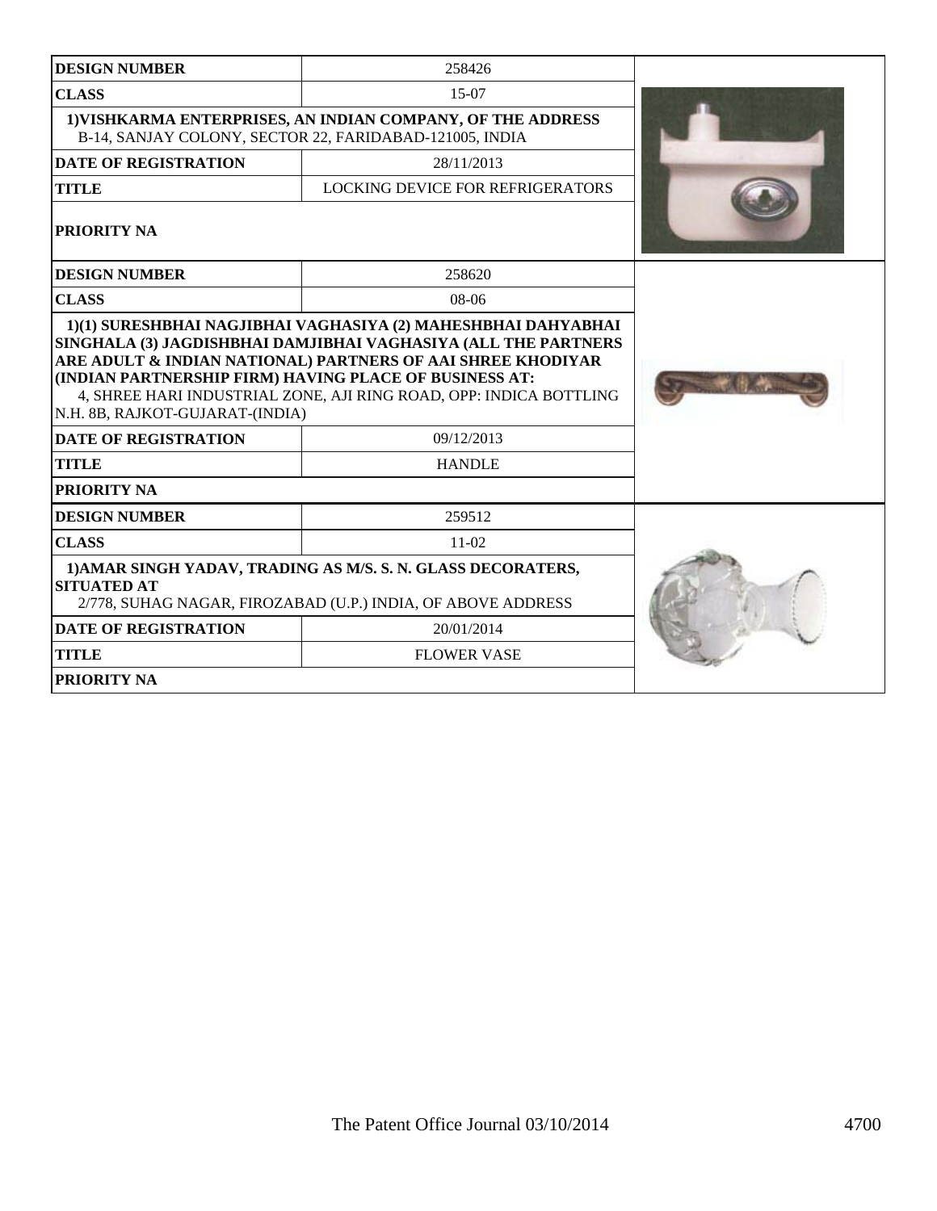| DESIGN NUMBER | 258426 |
| --- | --- |
| CLASS | 15-07 |
| 1)VISHKARMA ENTERPRISES, AN INDIAN COMPANY, OF THE ADDRESS B-14, SANJAY COLONY, SECTOR 22, FARIDABAD-121005, INDIA | |
| DATE OF REGISTRATION | 28/11/2013 |
| TITLE | LOCKING DEVICE FOR REFRIGERATORS |
| PRIORITY NA | |

| DESIGN NUMBER | 258620 |
| --- | --- |
| CLASS | 08-06 |
| 1)(1) SURESHBHAI NAGJIBHAI VAGHASIYA (2) MAHESHBHAI DAHYABHAI SINGHALA (3) JAGDISHBHAI DAMJIBHAI VAGHASIYA (ALL THE PARTNERS ARE ADULT & INDIAN NATIONAL) PARTNERS OF AAI SHREE KHODIYAR (INDIAN PARTNERSHIP FIRM) HAVING PLACE OF BUSINESS AT: 4, SHREE HARI INDUSTRIAL ZONE, AJI RING ROAD, OPP: INDICA BOTTLING N.H. 8B, RAJKOT-GUJARAT-(INDIA) | |
| DATE OF REGISTRATION | 09/12/2013 |
| TITLE | HANDLE |
| PRIORITY NA | |

| DESIGN NUMBER | 259512 |
| --- | --- |
| CLASS | 11-02 |
| 1)AMAR SINGH YADAV, TRADING AS M/S. S. N. GLASS DECORATERS, SITUATED AT 2/778, SUHAG NAGAR, FIROZABAD (U.P.) INDIA, OF ABOVE ADDRESS | |
| DATE OF REGISTRATION | 20/01/2014 |
| TITLE | FLOWER VASE |
| PRIORITY NA | |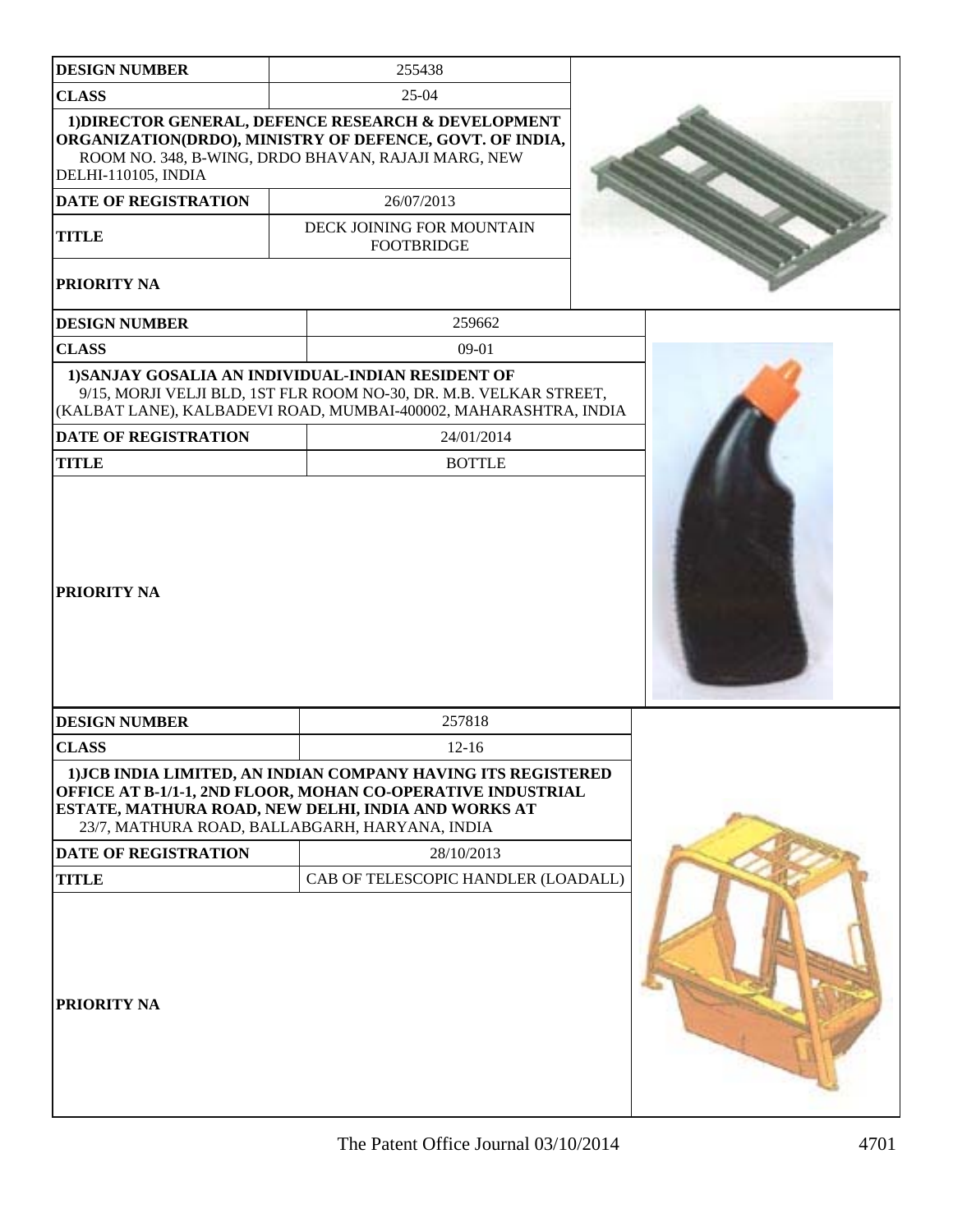| DESIGN NUMBER | 255438 |
| --- | --- |
| CLASS | 25-04 |
| 1)DIRECTOR GENERAL, DEFENCE RESEARCH & DEVELOPMENT ORGANIZATION(DRDO), MINISTRY OF DEFENCE, GOVT. OF INDIA, ROOM NO. 348, B-WING, DRDO BHAVAN, RAJAJI MARG, NEW DELHI-110105, INDIA | |
| DATE OF REGISTRATION | 26/07/2013 |
| TITLE | DECK JOINING FOR MOUNTAIN FOOTBRIDGE |
| PRIORITY NA | |

| DESIGN NUMBER | 259662 |
| --- | --- |
| CLASS | 09-01 |
| 1)SANJAY GOSALIA AN INDIVIDUAL-INDIAN RESIDENT OF 9/15, MORJI VELJI BLD, 1ST FLR ROOM NO-30, DR. M.B. VELKAR STREET, (KALBAT LANE), KALBADEVI ROAD, MUMBAI-400002, MAHARASHTRA, INDIA | |
| DATE OF REGISTRATION | 24/01/2014 |
| TITLE | BOTTLE |
| PRIORITY NA | |

| DESIGN NUMBER | 257818 |
| --- | --- |
| CLASS | 12-16 |
| 1)JCB INDIA LIMITED, AN INDIAN COMPANY HAVING ITS REGISTERED OFFICE AT B-1/1-1, 2ND FLOOR, MOHAN CO-OPERATIVE INDUSTRIAL ESTATE, MATHURA ROAD, NEW DELHI, INDIA AND WORKS AT 23/7, MATHURA ROAD, BALLABGARH, HARYANA, INDIA | |
| DATE OF REGISTRATION | 28/10/2013 |
| TITLE | CAB OF TELESCOPIC HANDLER (LOADALL) |
| PRIORITY NA | |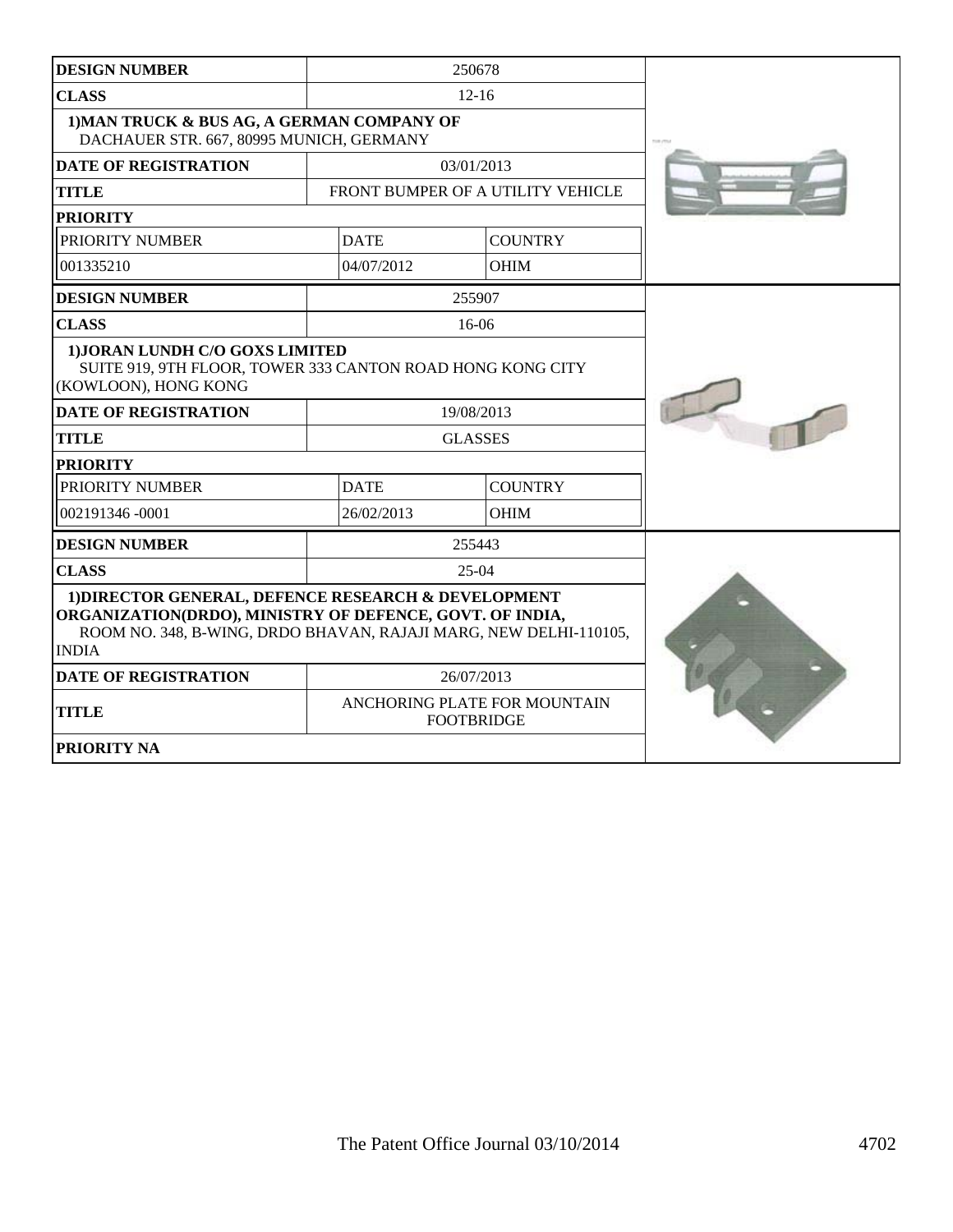| DESIGN NUMBER | 250678 | |
|---|---|---|
| CLASS | 12-16 | |
| 1)MAN TRUCK & BUS AG, A GERMAN COMPANY OF DACHAUER STR. 667, 80995 MUNICH, GERMANY | | |
| DATE OF REGISTRATION | 03/01/2013 | |
| TITLE | FRONT BUMPER OF A UTILITY VEHICLE | |
| PRIORITY | | |
| PRIORITY NUMBER | DATE | COUNTRY |
| 001335210 | 04/07/2012 | OHIM |

| DESIGN NUMBER | 255907 | |
|---|---|---|
| CLASS | 16-06 | |
| 1)JORAN LUNDH C/O GOXS LIMITED SUITE 919, 9TH FLOOR, TOWER 333 CANTON ROAD HONG KONG CITY (KOWLOON), HONG KONG | | |
| DATE OF REGISTRATION | 19/08/2013 | |
| TITLE | GLASSES | |
| PRIORITY | | |
| PRIORITY NUMBER | DATE | COUNTRY |
| 002191346 -0001 | 26/02/2013 | OHIM |

| DESIGN NUMBER | 255443 |
|---|---|
| CLASS | 25-04 |
| 1)DIRECTOR GENERAL, DEFENCE RESEARCH & DEVELOPMENT ORGANIZATION(DRDO), MINISTRY OF DEFENCE, GOVT. OF INDIA, ROOM NO. 348, B-WING, DRDO BHAVAN, RAJAJI MARG, NEW DELHI-110105, INDIA | |
| DATE OF REGISTRATION | 26/07/2013 |
| TITLE | ANCHORING PLATE FOR MOUNTAIN FOOTBRIDGE |
| PRIORITY NA | |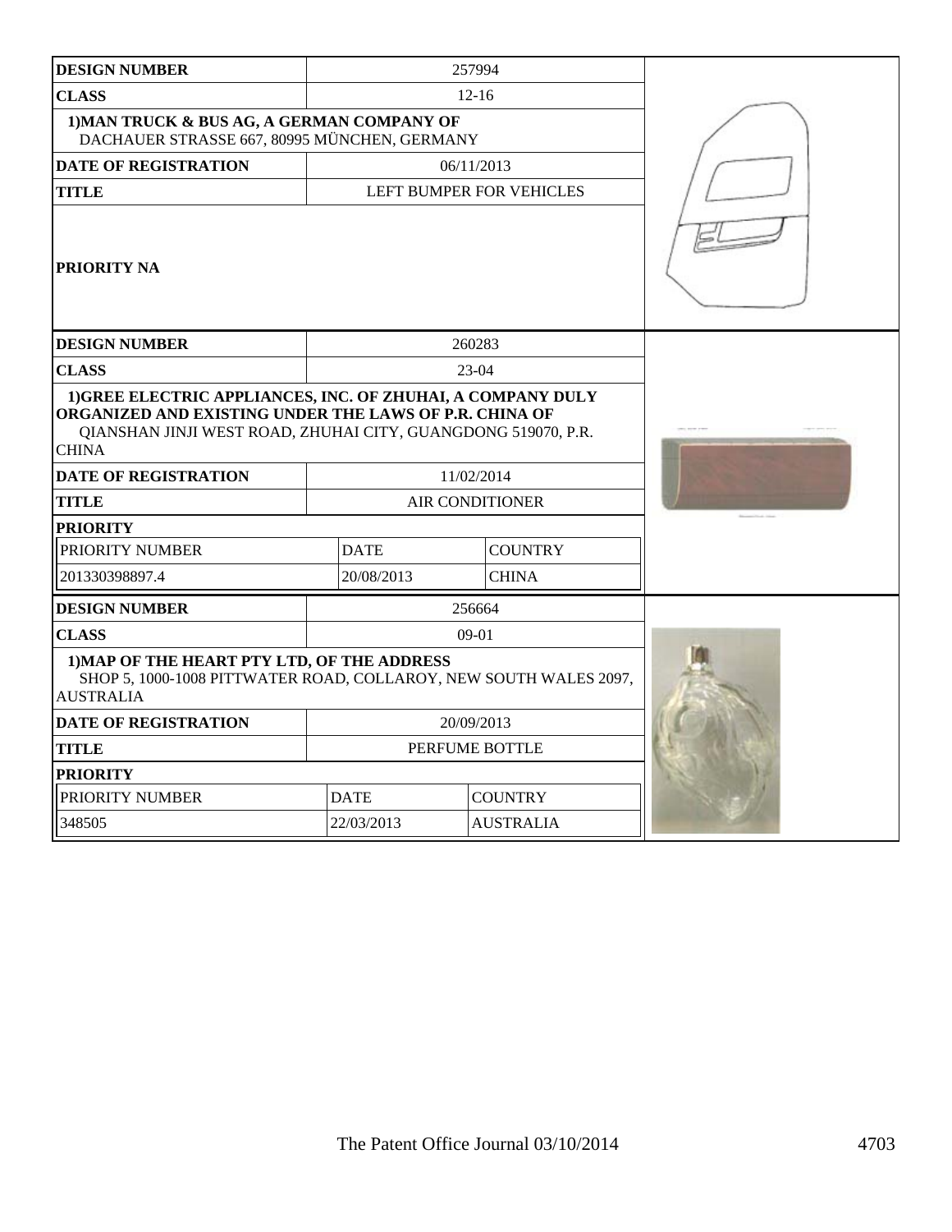| DESIGN NUMBER | 257994 | |
|---|---|---|
| CLASS | 12-16 | |
| 1)MAN TRUCK & BUS AG, A GERMAN COMPANY OF DACHAUER STRASSE 667, 80995 MÜNCHEN, GERMANY | | |
| DATE OF REGISTRATION | 06/11/2013 | |
| TITLE | LEFT BUMPER FOR VEHICLES | |
| PRIORITY NA | | |

| DESIGN NUMBER | 260283 | |
|---|---|---|
| CLASS | 23-04 | |
| 1)GREE ELECTRIC APPLIANCES, INC. OF ZHUHAI, A COMPANY DULY ORGANIZED AND EXISTING UNDER THE LAWS OF P.R. CHINA OF QIANSHAN JINJI WEST ROAD, ZHUHAI CITY, GUANGDONG 519070, P.R. CHINA | | |
| DATE OF REGISTRATION | 11/02/2014 | |
| TITLE | AIR CONDITIONER | |
| PRIORITY | | |
| PRIORITY NUMBER | DATE | COUNTRY |
| 201330398897.4 | 20/08/2013 | CHINA |

| DESIGN NUMBER | 256664 | |
|---|---|---|
| CLASS | 09-01 | |
| 1)MAP OF THE HEART PTY LTD, OF THE ADDRESS SHOP 5, 1000-1008 PITTWATER ROAD, COLLAROY, NEW SOUTH WALES 2097, AUSTRALIA | | |
| DATE OF REGISTRATION | 20/09/2013 | |
| TITLE | PERFUME BOTTLE | |
| PRIORITY | | |
| PRIORITY NUMBER | DATE | COUNTRY |
| 348505 | 22/03/2013 | AUSTRALIA |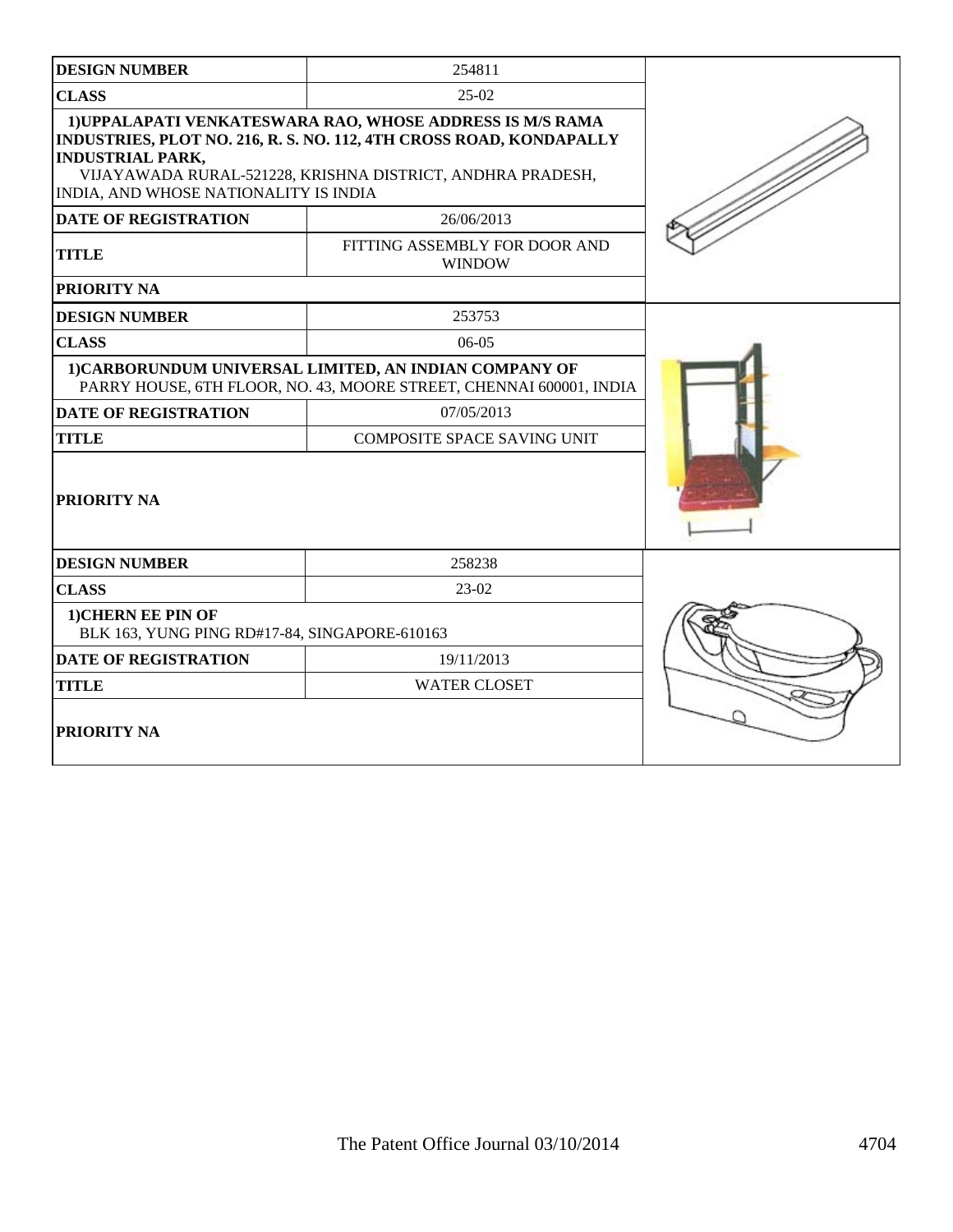| DESIGN NUMBER | 254811 |
|---|---|
| CLASS | 25-02 |
| 1)UPPALAPATI VENKATESWARA RAO, WHOSE ADDRESS IS M/S RAMA INDUSTRIES, PLOT NO. 216, R. S. NO. 112, 4TH CROSS ROAD, KONDAPALLY INDUSTRIAL PARK, VIJAYAWADA RURAL-521228, KRISHNA DISTRICT, ANDHRA PRADESH, INDIA, AND WHOSE NATIONALITY IS INDIA | |
| DATE OF REGISTRATION | 26/06/2013 |
| TITLE | FITTING ASSEMBLY FOR DOOR AND WINDOW |
| PRIORITY NA | |

| DESIGN NUMBER | 253753 |
|---|---|
| CLASS | 06-05 |
| 1)CARBORUNDUM UNIVERSAL LIMITED, AN INDIAN COMPANY OF PARRY HOUSE, 6TH FLOOR, NO. 43, MOORE STREET, CHENNAI 600001, INDIA | |
| DATE OF REGISTRATION | 07/05/2013 |
| TITLE | COMPOSITE SPACE SAVING UNIT |
| PRIORITY NA | |

| DESIGN NUMBER | 258238 |
|---|---|
| CLASS | 23-02 |
| 1)CHERN EE PIN OF BLK 163, YUNG PING RD#17-84, SINGAPORE-610163 | |
| DATE OF REGISTRATION | 19/11/2013 |
| TITLE | WATER CLOSET |
| PRIORITY NA | |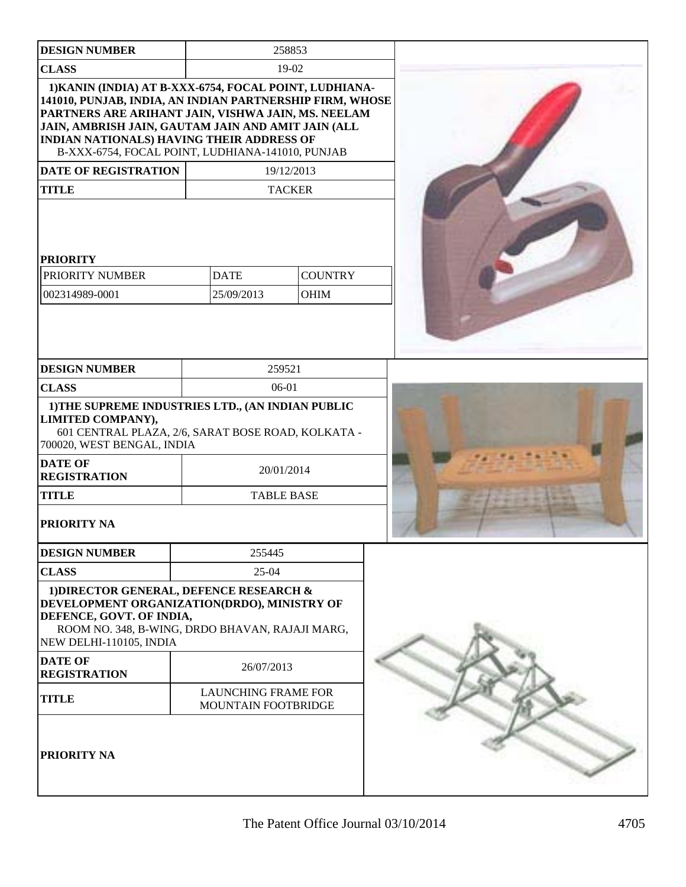| DESIGN NUMBER | 258853 |
|---|---|
| CLASS | 19-02 |
| 1)KANIN (INDIA) AT B-XXX-6754, FOCAL POINT, LUDHIANA-141010, PUNJAB, INDIA, AN INDIAN PARTNERSHIP FIRM, WHOSE PARTNERS ARE ARIHANT JAIN, VISHWA JAIN, MS. NEELAM JAIN, AMBRISH JAIN, GAUTAM JAIN AND AMIT JAIN (ALL INDIAN NATIONALS) HAVING THEIR ADDRESS OF B-XXX-6754, FOCAL POINT, LUDHIANA-141010, PUNJAB | |
| DATE OF REGISTRATION | 19/12/2013 |
| TITLE | TACKER |

**PRIORITY**

| PRIORITY NUMBER | DATE | COUNTRY |
|---|---|---|
| 002314989-0001 | 25/09/2013 | OHIM |

| DESIGN NUMBER | 259521 |
|---|---|
| CLASS | 06-01 |
| 1)THE SUPREME INDUSTRIES LTD., (AN INDIAN PUBLIC LIMITED COMPANY), 601 CENTRAL PLAZA, 2/6, SARAT BOSE ROAD, KOLKATA - 700020, WEST BENGAL, INDIA | |
| DATE OF REGISTRATION | 20/01/2014 |
| TITLE | TABLE BASE |
| PRIORITY NA | |

| DESIGN NUMBER | 255445 |
|---|---|
| CLASS | 25-04 |
| 1)DIRECTOR GENERAL, DEFENCE RESEARCH & DEVELOPMENT ORGANIZATION(DRDO), MINISTRY OF DEFENCE, GOVT. OF INDIA, ROOM NO. 348, B-WING, DRDO BHAVAN, RAJAJI MARG, NEW DELHI-110105, INDIA | |
| DATE OF REGISTRATION | 26/07/2013 |
| TITLE | LAUNCHING FRAME FOR MOUNTAIN FOOTBRIDGE |
| PRIORITY NA | |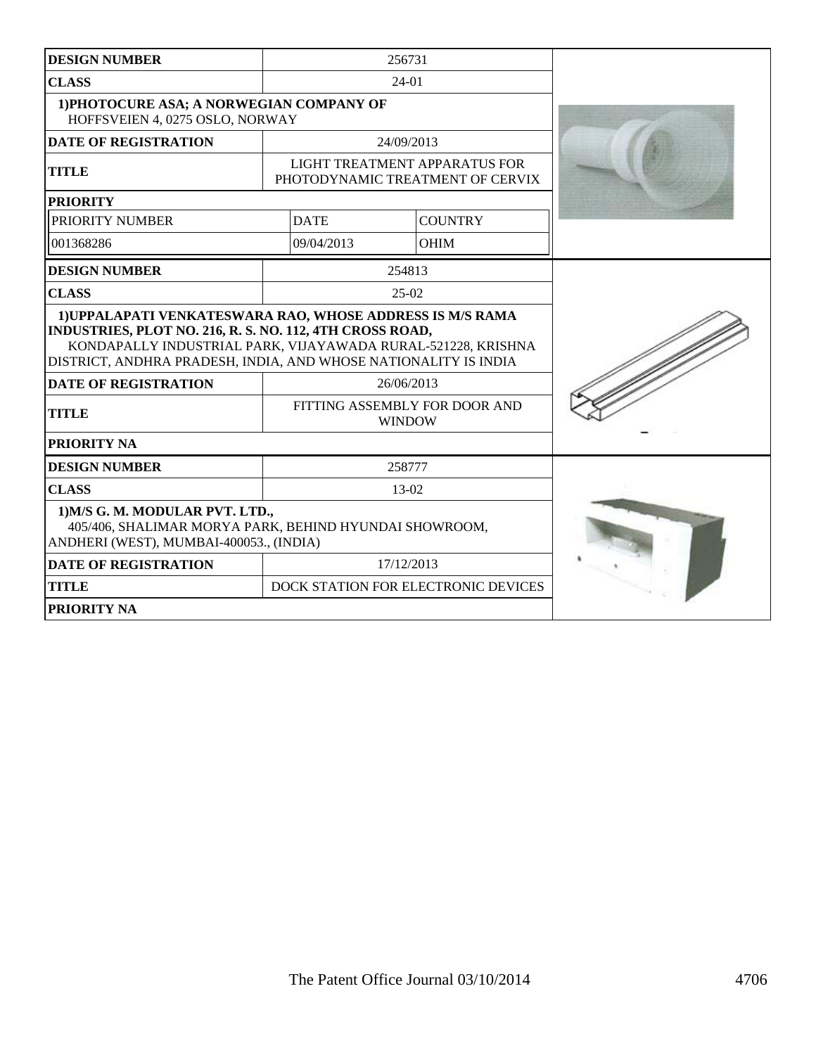| DESIGN NUMBER | 256731 | |
|---|---|---|
| CLASS | 24-01 | |
| 1)PHOTOCURE ASA; A NORWEGIAN COMPANY OF HOFFSVEIEN 4, 0275 OSLO, NORWAY | | |
| DATE OF REGISTRATION | 24/09/2013 | |
| TITLE | LIGHT TREATMENT APPARATUS FOR PHOTODYNAMIC TREATMENT OF CERVIX | |
| PRIORITY | | |
| PRIORITY NUMBER | DATE | COUNTRY |
| 001368286 | 09/04/2013 | OHIM |

| DESIGN NUMBER | 254813 |
|---|---|
| CLASS | 25-02 |
| 1)UPPALAPATI VENKATESWARA RAO, WHOSE ADDRESS IS M/S RAMA INDUSTRIES, PLOT NO. 216, R. S. NO. 112, 4TH CROSS ROAD, KONDAPALLY INDUSTRIAL PARK, VIJAYAWADA RURAL-521228, KRISHNA DISTRICT, ANDHRA PRADESH, INDIA, AND WHOSE NATIONALITY IS INDIA | |
| DATE OF REGISTRATION | 26/06/2013 |
| TITLE | FITTING ASSEMBLY FOR DOOR AND WINDOW |
| PRIORITY NA | |

| DESIGN NUMBER | 258777 |
|---|---|
| CLASS | 13-02 |
| 1)M/S G. M. MODULAR PVT. LTD., 405/406, SHALIMAR MORYA PARK, BEHIND HYUNDAI SHOWROOM, ANDHERI (WEST), MUMBAI-400053., (INDIA) | |
| DATE OF REGISTRATION | 17/12/2013 |
| TITLE | DOCK STATION FOR ELECTRONIC DEVICES |
| PRIORITY NA | |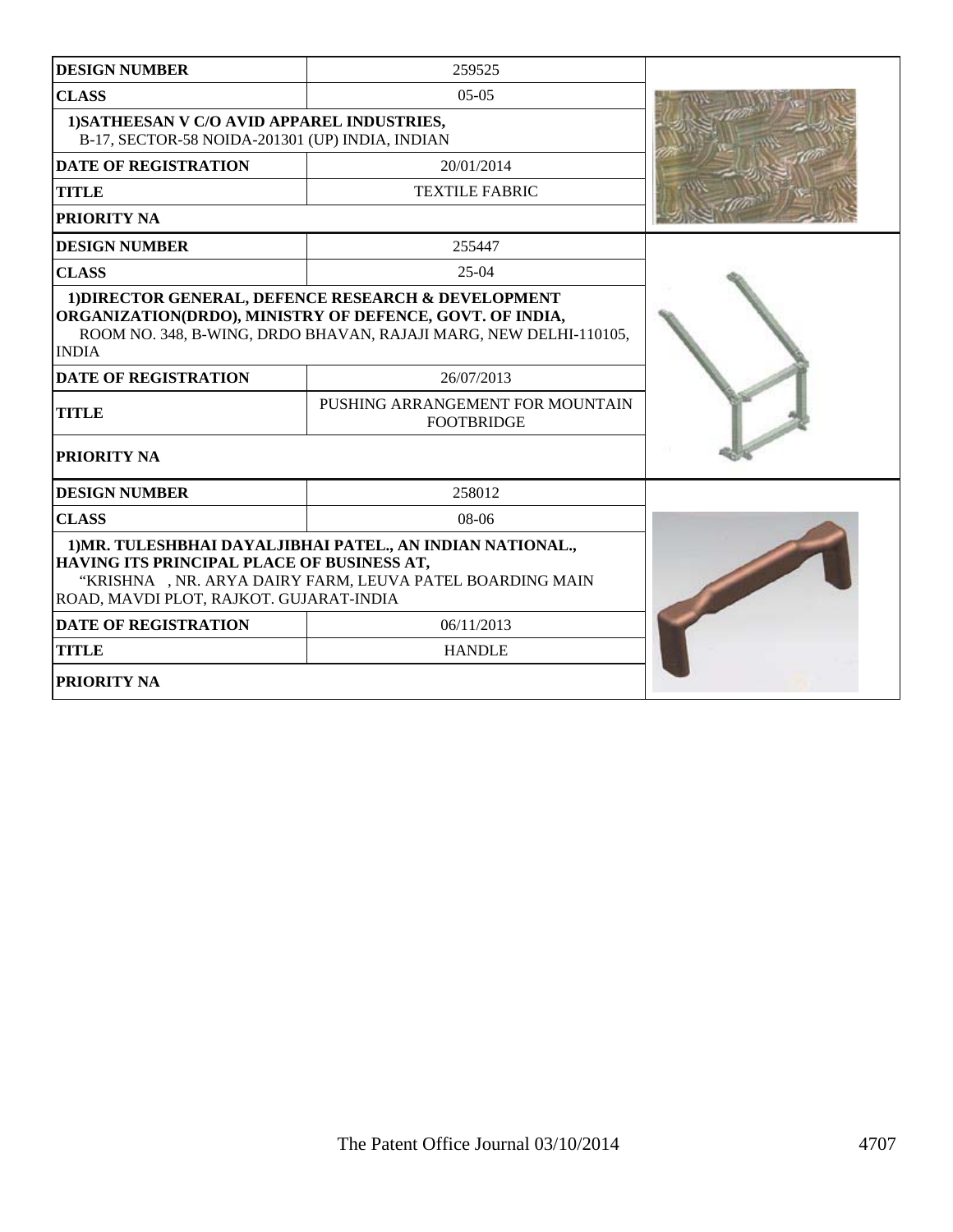| DESIGN NUMBER | 259525 |
|---|---|
| CLASS | 05-05 |
| 1)SATHEESAN V C/O AVID APPAREL INDUSTRIES, B-17, SECTOR-58 NOIDA-201301 (UP) INDIA, INDIAN | |
| DATE OF REGISTRATION | 20/01/2014 |
| TITLE | TEXTILE FABRIC |
| PRIORITY NA | |

| DESIGN NUMBER | 255447 |
|---|---|
| CLASS | 25-04 |
| 1)DIRECTOR GENERAL, DEFENCE RESEARCH & DEVELOPMENT ORGANIZATION(DRDO), MINISTRY OF DEFENCE, GOVT. OF INDIA, ROOM NO. 348, B-WING, DRDO BHAVAN, RAJAJI MARG, NEW DELHI-110105, INDIA | |
| DATE OF REGISTRATION | 26/07/2013 |
| TITLE | PUSHING ARRANGEMENT FOR MOUNTAIN FOOTBRIDGE |
| PRIORITY NA | |

| DESIGN NUMBER | 258012 |
|---|---|
| CLASS | 08-06 |
| 1)MR. TULESHBHAI DAYALJIBHAI PATEL., AN INDIAN NATIONAL., HAVING ITS PRINCIPAL PLACE OF BUSINESS AT, "KRISHNA , NR. ARYA DAIRY FARM, LEUVA PATEL BOARDING MAIN ROAD, MAVDI PLOT, RAJKOT. GUJARAT-INDIA | |
| DATE OF REGISTRATION | 06/11/2013 |
| TITLE | HANDLE |
| PRIORITY NA | |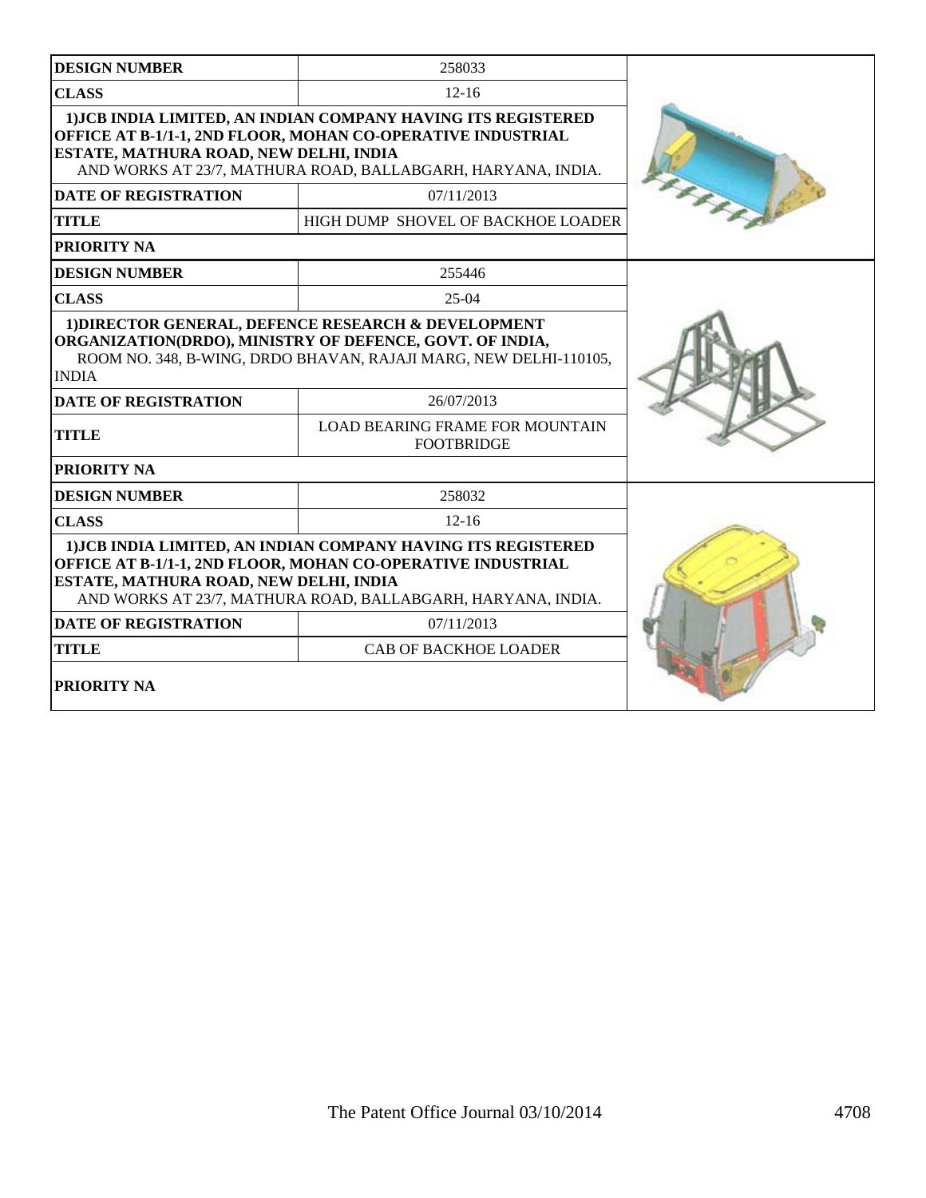| DESIGN NUMBER | 258033 |
|---|---|
| CLASS | 12-16 |
| 1)JCB INDIA LIMITED, AN INDIAN COMPANY HAVING ITS REGISTERED OFFICE AT B-1/1-1, 2ND FLOOR, MOHAN CO-OPERATIVE INDUSTRIAL ESTATE, MATHURA ROAD, NEW DELHI, INDIA AND WORKS AT 23/7, MATHURA ROAD, BALLABGARH, HARYANA, INDIA. | |
| DATE OF REGISTRATION | 07/11/2013 |
| TITLE | HIGH DUMP SHOVEL OF BACKHOE LOADER |
| PRIORITY NA | |

| DESIGN NUMBER | 255446 |
|---|---|
| CLASS | 25-04 |
| 1)DIRECTOR GENERAL, DEFENCE RESEARCH & DEVELOPMENT ORGANIZATION(DRDO), MINISTRY OF DEFENCE, GOVT. OF INDIA, ROOM NO. 348, B-WING, DRDO BHAVAN, RAJAJI MARG, NEW DELHI-110105, INDIA | |
| DATE OF REGISTRATION | 26/07/2013 |
| TITLE | LOAD BEARING FRAME FOR MOUNTAIN FOOTBRIDGE |
| PRIORITY NA | |

| DESIGN NUMBER | 258032 |
|---|---|
| CLASS | 12-16 |
| 1)JCB INDIA LIMITED, AN INDIAN COMPANY HAVING ITS REGISTERED OFFICE AT B-1/1-1, 2ND FLOOR, MOHAN CO-OPERATIVE INDUSTRIAL ESTATE, MATHURA ROAD, NEW DELHI, INDIA AND WORKS AT 23/7, MATHURA ROAD, BALLABGARH, HARYANA, INDIA. | |
| DATE OF REGISTRATION | 07/11/2013 |
| TITLE | CAB OF BACKHOE LOADER |
| PRIORITY NA | |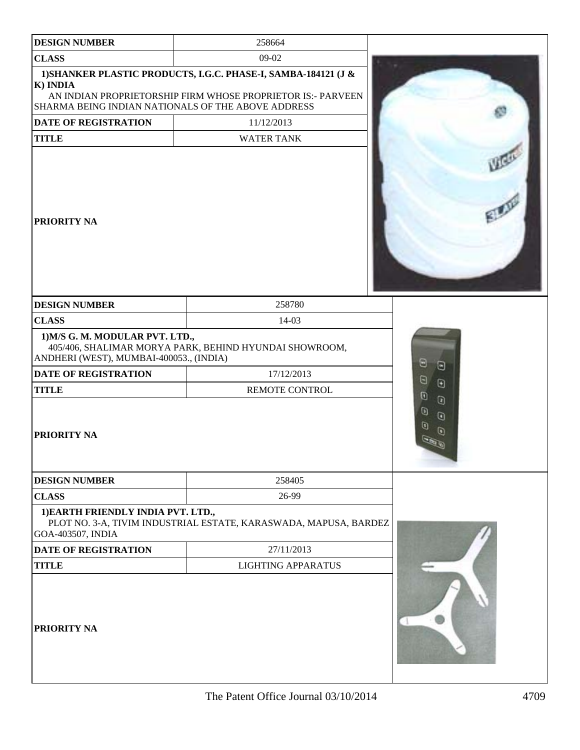| DESIGN NUMBER | 258664 |
|---|---|
| CLASS | 09-02 |
| 1)SHANKER PLASTIC PRODUCTS, I.G.C. PHASE-I, SAMBA-184121 (J & K) INDIA AN INDIAN PROPRIETORSHIP FIRM WHOSE PROPRIETOR IS:- PARVEEN SHARMA BEING INDIAN NATIONALS OF THE ABOVE ADDRESS | |
| DATE OF REGISTRATION | 11/12/2013 |
| TITLE | WATER TANK |
| PRIORITY NA | |

| DESIGN NUMBER | 258780 |
|---|---|
| CLASS | 14-03 |
| 1)M/S G. M. MODULAR PVT. LTD., 405/406, SHALIMAR MORYA PARK, BEHIND HYUNDAI SHOWROOM, ANDHERI (WEST), MUMBAI-400053., (INDIA) | |
| DATE OF REGISTRATION | 17/12/2013 |
| TITLE | REMOTE CONTROL |
| PRIORITY NA | |

| DESIGN NUMBER | 258405 |
|---|---|
| CLASS | 26-99 |
| 1)EARTH FRIENDLY INDIA PVT. LTD., PLOT NO. 3-A, TIVIM INDUSTRIAL ESTATE, KARASWADA, MAPUSA, BARDEZ GOA-403507, INDIA | |
| DATE OF REGISTRATION | 27/11/2013 |
| TITLE | LIGHTING APPARATUS |
| PRIORITY NA | |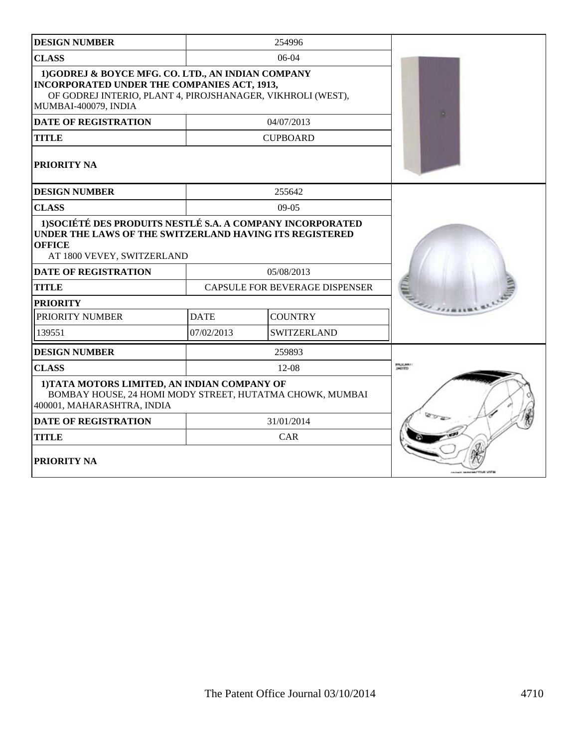| DESIGN NUMBER | 254996 |
|---|---|
| CLASS | 06-04 |
| 1)GODREJ & BOYCE MFG. CO. LTD., AN INDIAN COMPANY INCORPORATED UNDER THE COMPANIES ACT, 1913, OF GODREJ INTERIO, PLANT 4, PIROJSHANAGER, VIKHROLI (WEST), MUMBAI-400079, INDIA | |
| DATE OF REGISTRATION | 04/07/2013 |
| TITLE | CUPBOARD |
| PRIORITY NA | |

| DESIGN NUMBER | 255642 | |
|---|---|---|
| CLASS | 09-05 | |
| 1)SOCIÉTÉ DES PRODUITS NESTLÉ S.A. A COMPANY INCORPORATED UNDER THE LAWS OF THE SWITZERLAND HAVING ITS REGISTERED OFFICE AT 1800 VEVEY, SWITZERLAND | | |
| DATE OF REGISTRATION | 05/08/2013 | |
| TITLE | CAPSULE FOR BEVERAGE DISPENSER | |
| PRIORITY | | |
| PRIORITY NUMBER | DATE | COUNTRY |
| 139551 | 07/02/2013 | SWITZERLAND |

| DESIGN NUMBER | 259893 |
|---|---|
| CLASS | 12-08 |
| 1)TATA MOTORS LIMITED, AN INDIAN COMPANY OF BOMBAY HOUSE, 24 HOMI MODY STREET, HUTATMA CHOWK, MUMBAI 400001, MAHARASHTRA, INDIA | |
| DATE OF REGISTRATION | 31/01/2014 |
| TITLE | CAR |
| PRIORITY NA | |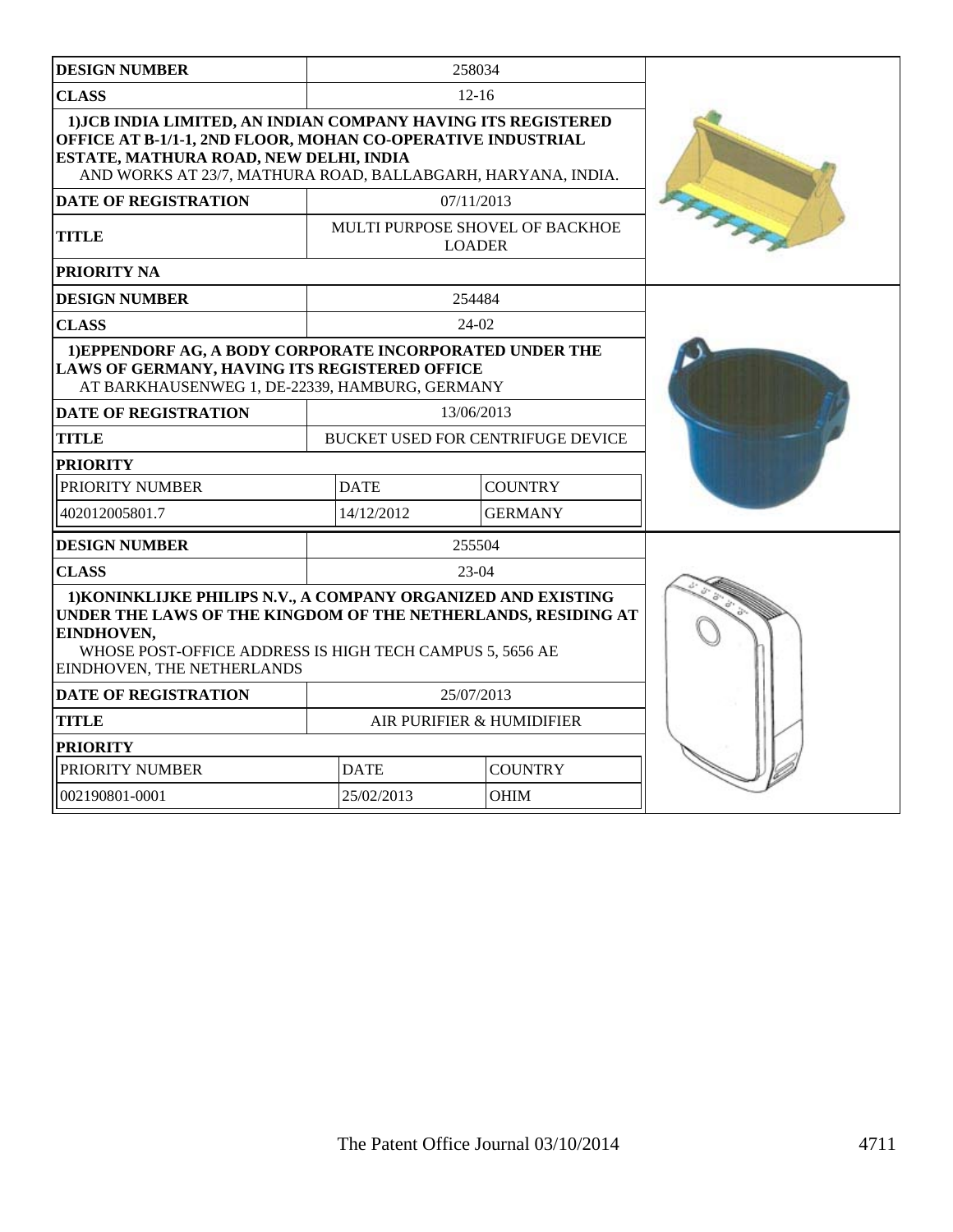| DESIGN NUMBER | 258034 | |
|---|---|---|
| CLASS | 12-16 | |
| 1)JCB INDIA LIMITED, AN INDIAN COMPANY HAVING ITS REGISTERED OFFICE AT B-1/1-1, 2ND FLOOR, MOHAN CO-OPERATIVE INDUSTRIAL ESTATE, MATHURA ROAD, NEW DELHI, INDIA AND WORKS AT 23/7, MATHURA ROAD, BALLABGARH, HARYANA, INDIA. | | |
| DATE OF REGISTRATION | 07/11/2013 | |
| TITLE | MULTI PURPOSE SHOVEL OF BACKHOE LOADER | |
| PRIORITY NA | | |

| DESIGN NUMBER | 254484 | |
|---|---|---|
| CLASS | 24-02 | |
| 1)EPPENDORF AG, A BODY CORPORATE INCORPORATED UNDER THE LAWS OF GERMANY, HAVING ITS REGISTERED OFFICE AT BARKHAUSENWEG 1, DE-22339, HAMBURG, GERMANY | | |
| DATE OF REGISTRATION | 13/06/2013 | |
| TITLE | BUCKET USED FOR CENTRIFUGE DEVICE | |
| PRIORITY | | |
| PRIORITY NUMBER | DATE | COUNTRY |
| 402012005801.7 | 14/12/2012 | GERMANY |

| DESIGN NUMBER | 255504 | |
|---|---|---|
| CLASS | 23-04 | |
| 1)KONINKLIJKE PHILIPS N.V., A COMPANY ORGANIZED AND EXISTING UNDER THE LAWS OF THE KINGDOM OF THE NETHERLANDS, RESIDING AT EINDHOVEN, WHOSE POST-OFFICE ADDRESS IS HIGH TECH CAMPUS 5, 5656 AE EINDHOVEN, THE NETHERLANDS | | |
| DATE OF REGISTRATION | 25/07/2013 | |
| TITLE | AIR PURIFIER & HUMIDIFIER | |
| PRIORITY | | |
| PRIORITY NUMBER | DATE | COUNTRY |
| 002190801-0001 | 25/02/2013 | OHIM |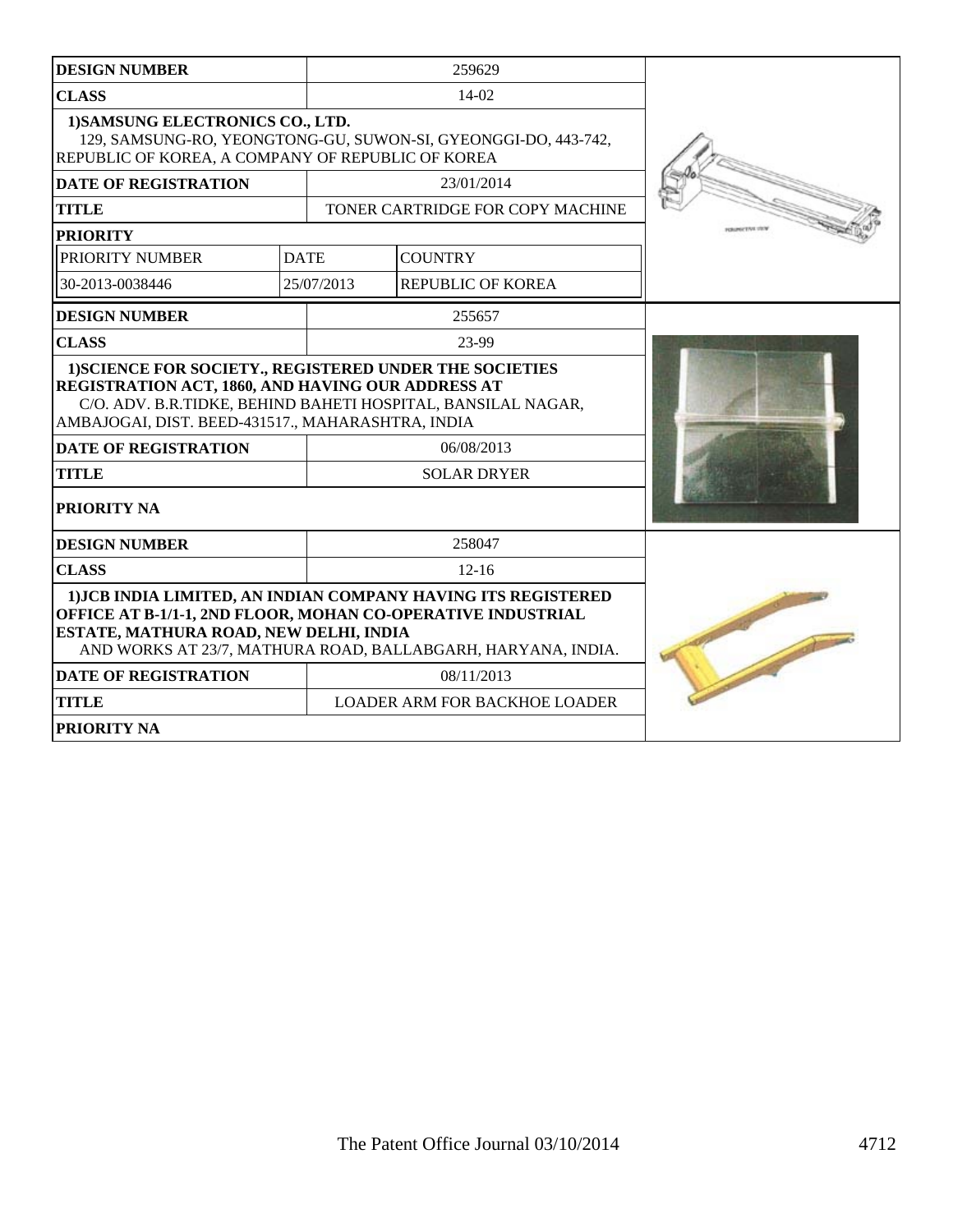| DESIGN NUMBER | 259629 | |
|---|---|---|
| CLASS | 14-02 | |
| 1)SAMSUNG ELECTRONICS CO., LTD. 129, SAMSUNG-RO, YEONGTONG-GU, SUWON-SI, GYEONGGI-DO, 443-742, REPUBLIC OF KOREA, A COMPANY OF REPUBLIC OF KOREA | | |
| DATE OF REGISTRATION | 23/01/2014 | |
| TITLE | TONER CARTRIDGE FOR COPY MACHINE | |
| PRIORITY | | |
| PRIORITY NUMBER | DATE | COUNTRY |
| 30-2013-0038446 | 25/07/2013 | REPUBLIC OF KOREA |

| DESIGN NUMBER | 255657 |
|---|---|
| CLASS | 23-99 |
| 1)SCIENCE FOR SOCIETY., REGISTERED UNDER THE SOCIETIES REGISTRATION ACT, 1860, AND HAVING OUR ADDRESS AT C/O. ADV. B.R.TIDKE, BEHIND BAHETI HOSPITAL, BANSILAL NAGAR, AMBAJOGAI, DIST. BEED-431517., MAHARASHTRA, INDIA | |
| DATE OF REGISTRATION | 06/08/2013 |
| TITLE | SOLAR DRYER |
| PRIORITY NA | |

| DESIGN NUMBER | 258047 |
|---|---|
| CLASS | 12-16 |
| 1)JCB INDIA LIMITED, AN INDIAN COMPANY HAVING ITS REGISTERED OFFICE AT B-1/1-1, 2ND FLOOR, MOHAN CO-OPERATIVE INDUSTRIAL ESTATE, MATHURA ROAD, NEW DELHI, INDIA AND WORKS AT 23/7, MATHURA ROAD, BALLABGARH, HARYANA, INDIA. | |
| DATE OF REGISTRATION | 08/11/2013 |
| TITLE | LOADER ARM FOR BACKHOE LOADER |
| PRIORITY NA | |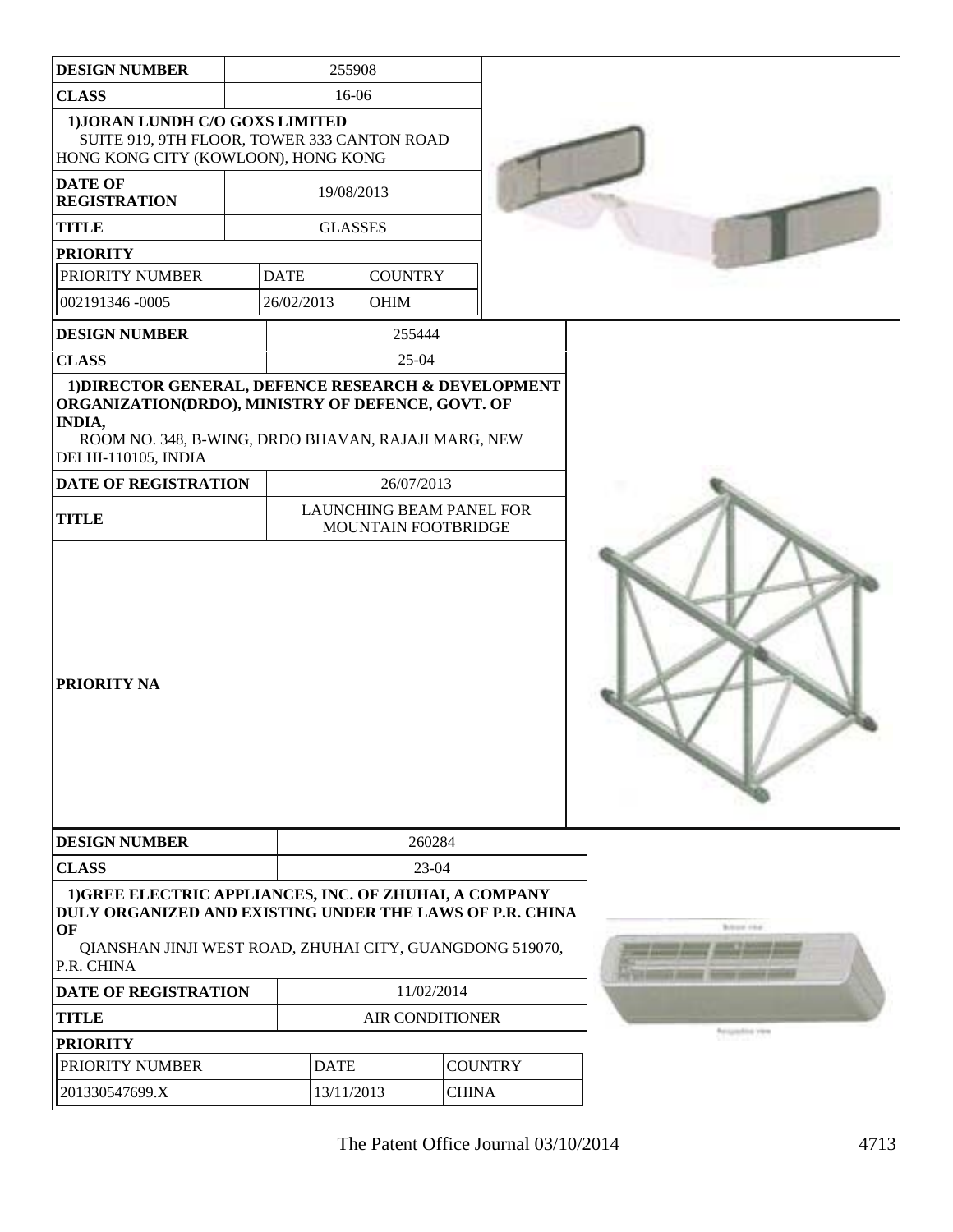| DESIGN NUMBER | 255908 | |
|---|---|---|
| CLASS | 16-06 | |
| 1)JORAN LUNDH C/O GOXS LIMITED<br>SUITE 919, 9TH FLOOR, TOWER 333 CANTON ROAD HONG KONG CITY (KOWLOON), HONG KONG | | |
| DATE OF REGISTRATION | 19/08/2013 | |
| TITLE | GLASSES | |
| PRIORITY | | |
| PRIORITY NUMBER | DATE | COUNTRY |
| 002191346 -0005 | 26/02/2013 | OHIM |

| DESIGN NUMBER | 255444 |
|---|---|
| CLASS | 25-04 |
| 1)DIRECTOR GENERAL, DEFENCE RESEARCH & DEVELOPMENT ORGANIZATION(DRDO), MINISTRY OF DEFENCE, GOVT. OF INDIA,<br>ROOM NO. 348, B-WING, DRDO BHAVAN, RAJAJI MARG, NEW DELHI-110105, INDIA | |
| DATE OF REGISTRATION | 26/07/2013 |
| TITLE | LAUNCHING BEAM PANEL FOR MOUNTAIN FOOTBRIDGE |
| PRIORITY NA | |

| DESIGN NUMBER | 260284 | |
|---|---|---|
| CLASS | 23-04 | |
| 1)GREE ELECTRIC APPLIANCES, INC. OF ZHUHAI, A COMPANY DULY ORGANIZED AND EXISTING UNDER THE LAWS OF P.R. CHINA OF<br>QIANSHAN JINJI WEST ROAD, ZHUHAI CITY, GUANGDONG 519070, P.R. CHINA | | |
| DATE OF REGISTRATION | 11/02/2014 | |
| TITLE | AIR CONDITIONER | |
| PRIORITY | | |
| PRIORITY NUMBER | DATE | COUNTRY |
| 201330547699.X | 13/11/2013 | CHINA |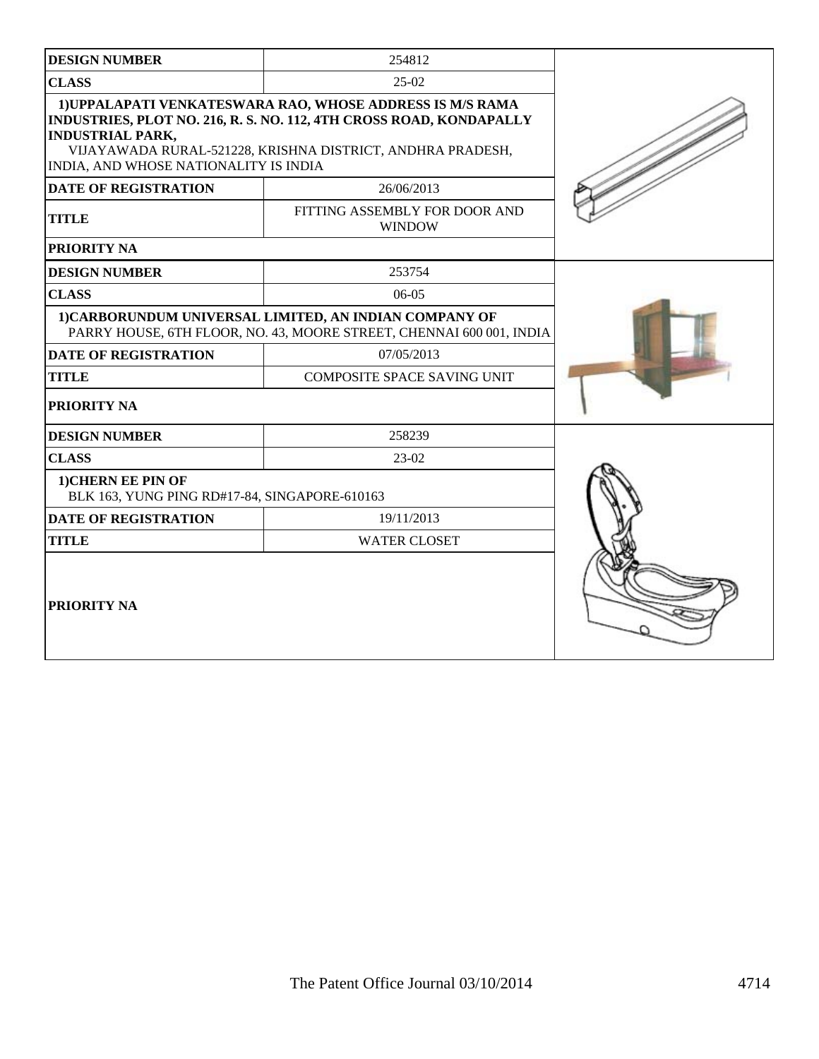| DESIGN NUMBER | 254812 |
|---|---|
| CLASS | 25-02 |
| 1)UPPALAPATI VENKATESWARA RAO, WHOSE ADDRESS IS M/S RAMA INDUSTRIES, PLOT NO. 216, R. S. NO. 112, 4TH CROSS ROAD, KONDAPALLY INDUSTRIAL PARK, VIJAYAWADA RURAL-521228, KRISHNA DISTRICT, ANDHRA PRADESH, INDIA, AND WHOSE NATIONALITY IS INDIA | |
| DATE OF REGISTRATION | 26/06/2013 |
| TITLE | FITTING ASSEMBLY FOR DOOR AND WINDOW |
| PRIORITY NA | |

| DESIGN NUMBER | 253754 |
|---|---|
| CLASS | 06-05 |
| 1)CARBORUNDUM UNIVERSAL LIMITED, AN INDIAN COMPANY OF PARRY HOUSE, 6TH FLOOR, NO. 43, MOORE STREET, CHENNAI 600 001, INDIA | |
| DATE OF REGISTRATION | 07/05/2013 |
| TITLE | COMPOSITE SPACE SAVING UNIT |
| PRIORITY NA | |

| DESIGN NUMBER | 258239 |
|---|---|
| CLASS | 23-02 |
| 1)CHERN EE PIN OF BLK 163, YUNG PING RD#17-84, SINGAPORE-610163 | |
| DATE OF REGISTRATION | 19/11/2013 |
| TITLE | WATER CLOSET |
| PRIORITY NA | |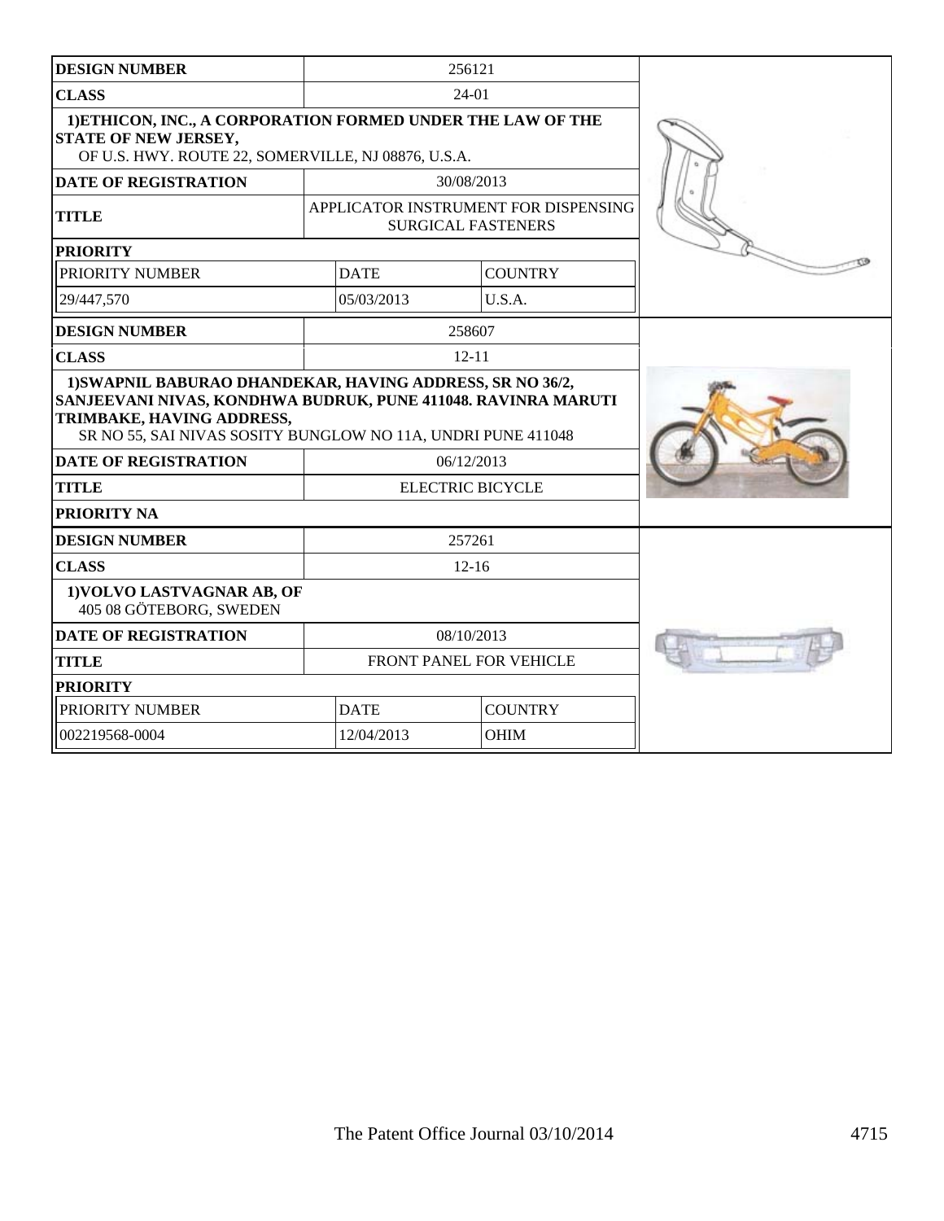| DESIGN NUMBER | 256121 | |
|---|---|---|
| CLASS | 24-01 | |
| **1)ETHICON, INC., A CORPORATION FORMED UNDER THE LAW OF THE STATE OF NEW JERSEY,** OF U.S. HWY. ROUTE 22, SOMERVILLE, NJ 08876, U.S.A. | | |
| DATE OF REGISTRATION | 30/08/2013 | |
| TITLE | APPLICATOR INSTRUMENT FOR DISPENSING SURGICAL FASTENERS | |
| PRIORITY | | |
| PRIORITY NUMBER | DATE | COUNTRY |
| 29/447,570 | 05/03/2013 | U.S.A. |

| DESIGN NUMBER | 258607 |
|---|---|
| CLASS | 12-11 |
| **1)SWAPNIL BABURAO DHANDEKAR, HAVING ADDRESS, SR NO 36/2, SANJEEVANI NIVAS, KONDHWA BUDRUK, PUNE 411048. RAVINRA MARUTI TRIMBAKE, HAVING ADDRESS,** SR NO 55, SAI NIVAS SOSITY BUNGLOW NO 11A, UNDRI PUNE 411048 | |
| DATE OF REGISTRATION | 06/12/2013 |
| TITLE | ELECTRIC BICYCLE |
| PRIORITY NA | |

| DESIGN NUMBER | 257261 | |
|---|---|---|
| CLASS | 12-16 | |
| **1)VOLVO LASTVAGNAR AB, OF** 405 08 GÖTEBORG, SWEDEN | | |
| DATE OF REGISTRATION | 08/10/2013 | |
| TITLE | FRONT PANEL FOR VEHICLE | |
| PRIORITY | | |
| PRIORITY NUMBER | DATE | COUNTRY |
| 002219568-0004 | 12/04/2013 | OHIM |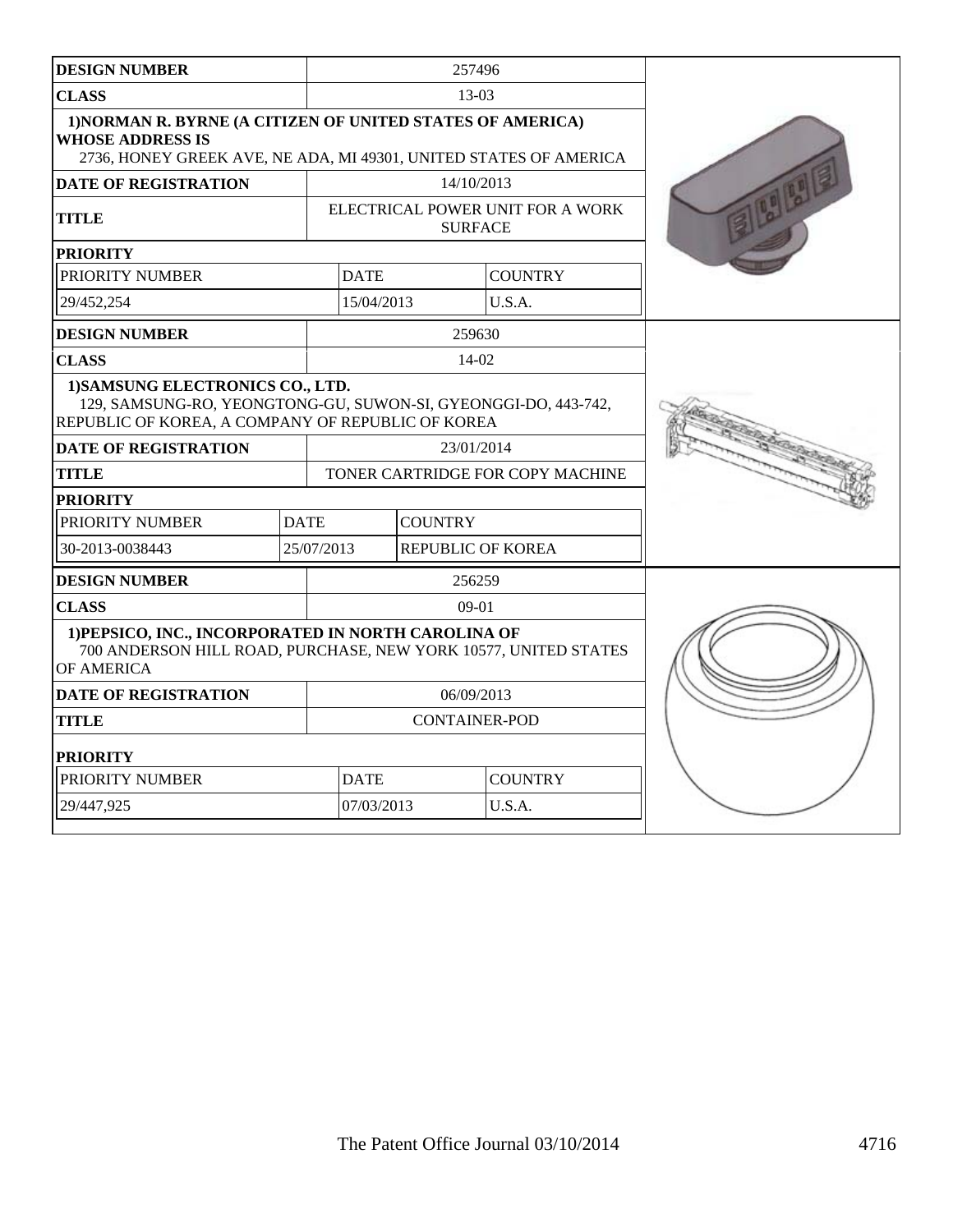| DESIGN NUMBER | 257496 | | |
|---|---|---|---|
| CLASS | 13-03 | | |
| 1)NORMAN R. BYRNE (A CITIZEN OF UNITED STATES OF AMERICA) WHOSE ADDRESS IS 2736, HONEY GREEK AVE, NE ADA, MI 49301, UNITED STATES OF AMERICA | | | |
| DATE OF REGISTRATION | 14/10/2013 | | |
| TITLE | ELECTRICAL POWER UNIT FOR A WORK SURFACE | | |
| PRIORITY | | | |
| PRIORITY NUMBER | DATE | COUNTRY | |
| 29/452,254 | 15/04/2013 | U.S.A. | |

| DESIGN NUMBER | 259630 | | |
|---|---|---|---|
| CLASS | 14-02 | | |
| 1)SAMSUNG ELECTRONICS CO., LTD. 129, SAMSUNG-RO, YEONGTONG-GU, SUWON-SI, GYEONGGI-DO, 443-742, REPUBLIC OF KOREA, A COMPANY OF REPUBLIC OF KOREA | | | |
| DATE OF REGISTRATION | 23/01/2014 | | |
| TITLE | TONER CARTRIDGE FOR COPY MACHINE | | |
| PRIORITY | | | |
| PRIORITY NUMBER | DATE | COUNTRY | |
| 30-2013-0038443 | 25/07/2013 | REPUBLIC OF KOREA | |

| DESIGN NUMBER | 256259 | | |
|---|---|---|---|
| CLASS | 09-01 | | |
| 1)PEPSICO, INC., INCORPORATED IN NORTH CAROLINA OF 700 ANDERSON HILL ROAD, PURCHASE, NEW YORK 10577, UNITED STATES OF AMERICA | | | |
| DATE OF REGISTRATION | 06/09/2013 | | |
| TITLE | CONTAINER-POD | | |
| PRIORITY | | | |
| PRIORITY NUMBER | DATE | COUNTRY | |
| 29/447,925 | 07/03/2013 | U.S.A. | |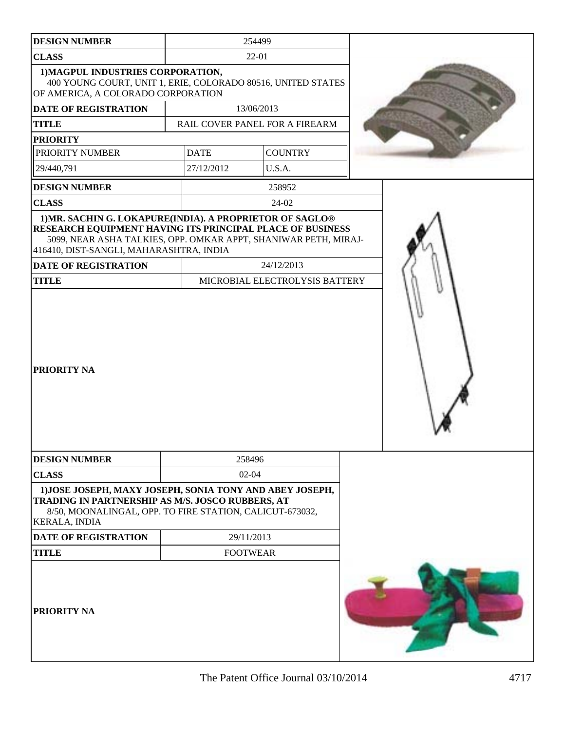| DESIGN NUMBER | 254499 | |
|---|---|---|
| CLASS | 22-01 | |
| 1)MAGPUL INDUSTRIES CORPORATION, 400 YOUNG COURT, UNIT 1, ERIE, COLORADO 80516, UNITED STATES OF AMERICA, A COLORADO CORPORATION | | |
| DATE OF REGISTRATION | 13/06/2013 | |
| TITLE | RAIL COVER PANEL FOR A FIREARM | |
| PRIORITY | | |
| PRIORITY NUMBER | DATE | COUNTRY |
| 29/440,791 | 27/12/2012 | U.S.A. |

| DESIGN NUMBER | 258952 |
|---|---|
| CLASS | 24-02 |
| 1)MR. SACHIN G. LOKAPURE(INDIA). A PROPRIETOR OF SAGLO® RESEARCH EQUIPMENT HAVING ITS PRINCIPAL PLACE OF BUSINESS 5099, NEAR ASHA TALKIES, OPP. OMKAR APPT, SHANIWAR PETH, MIRAJ-416410, DIST-SANGLI, MAHARASHTRA, INDIA | |
| DATE OF REGISTRATION | 24/12/2013 |
| TITLE | MICROBIAL ELECTROLYSIS BATTERY |
| PRIORITY NA | |

| DESIGN NUMBER | 258496 |
|---|---|
| CLASS | 02-04 |
| 1)JOSE JOSEPH, MAXY JOSEPH, SONIA TONY AND ABEY JOSEPH, TRADING IN PARTNERSHIP AS M/S. JOSCO RUBBERS, AT 8/50, MOONALINGAL, OPP. TO FIRE STATION, CALICUT-673032, KERALA, INDIA | |
| DATE OF REGISTRATION | 29/11/2013 |
| TITLE | FOOTWEAR |
| PRIORITY NA | |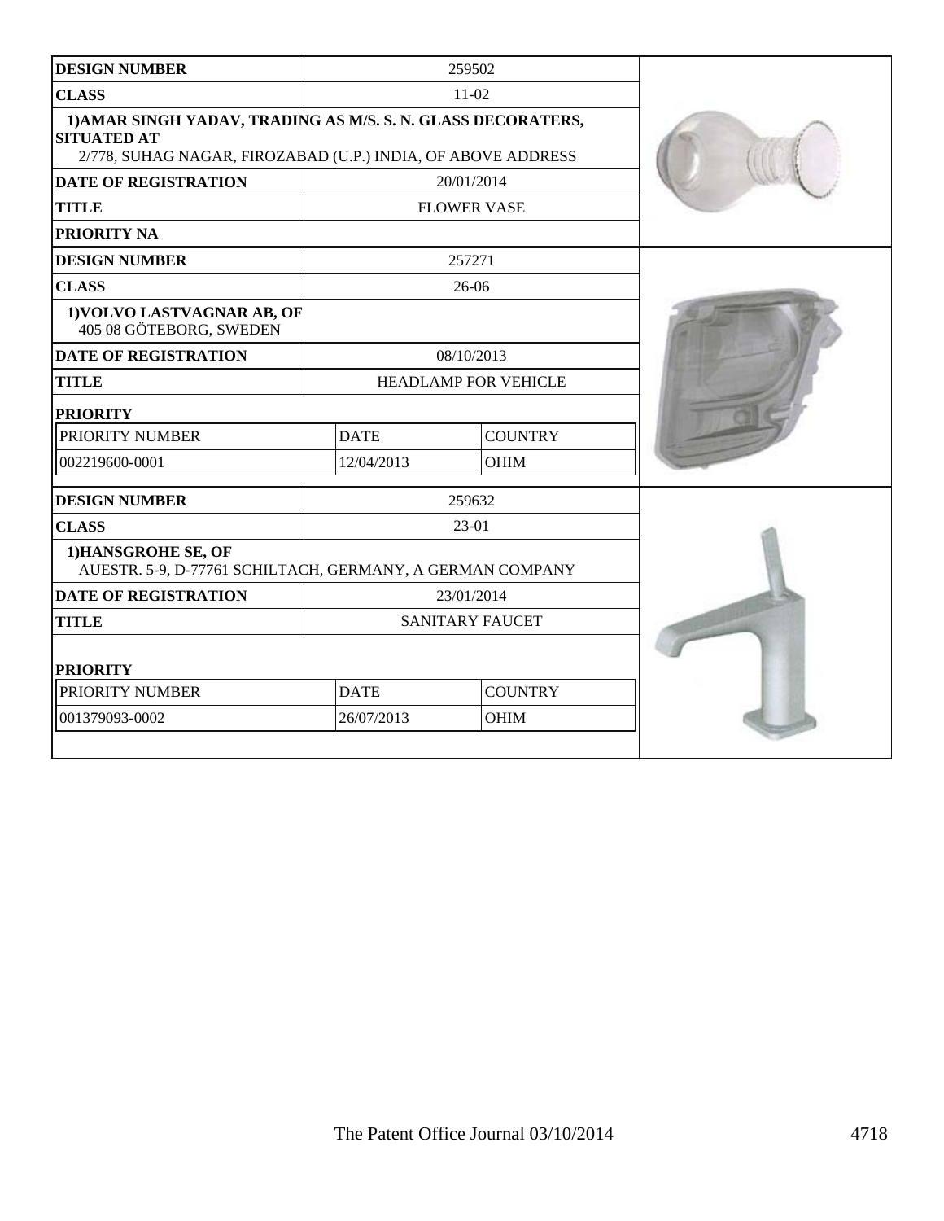| DESIGN NUMBER | 259502 | |
|---|---|---|
| CLASS | 11-02 | |
| 1)AMAR SINGH YADAV, TRADING AS M/S. S. N. GLASS DECORATERS, SITUATED AT 2/778, SUHAG NAGAR, FIROZABAD (U.P.) INDIA, OF ABOVE ADDRESS | | |
| DATE OF REGISTRATION | 20/01/2014 | |
| TITLE | FLOWER VASE | |
| PRIORITY NA | | |

| DESIGN NUMBER | 257271 | |
|---|---|---|
| CLASS | 26-06 | |
| 1)VOLVO LASTVAGNAR AB, OF 405 08 GÖTEBORG, SWEDEN | | |
| DATE OF REGISTRATION | 08/10/2013 | |
| TITLE | HEADLAMP FOR VEHICLE | |
| PRIORITY | | |
| PRIORITY NUMBER | DATE | COUNTRY |
| 002219600-0001 | 12/04/2013 | OHIM |

| DESIGN NUMBER | 259632 | |
|---|---|---|
| CLASS | 23-01 | |
| 1)HANSGROHE SE, OF AUESTR. 5-9, D-77761 SCHILTACH, GERMANY, A GERMAN COMPANY | | |
| DATE OF REGISTRATION | 23/01/2014 | |
| TITLE | SANITARY FAUCET | |
| PRIORITY | | |
| PRIORITY NUMBER | DATE | COUNTRY |
| 001379093-0002 | 26/07/2013 | OHIM |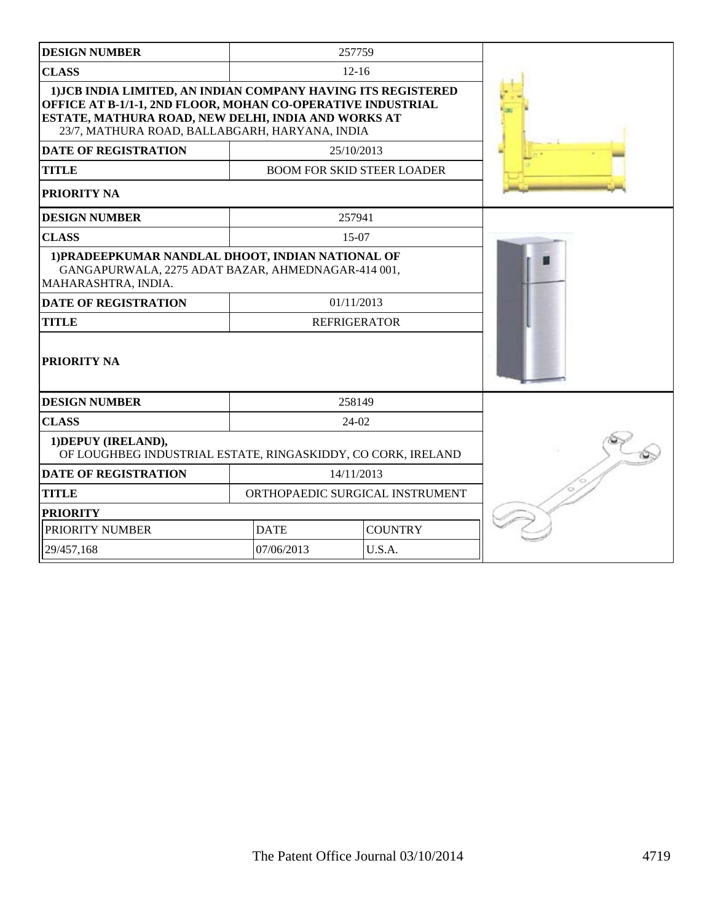| DESIGN NUMBER | 257759 |
|---|---|
| CLASS | 12-16 |
| 1)JCB INDIA LIMITED, AN INDIAN COMPANY HAVING ITS REGISTERED OFFICE AT B-1/1-1, 2ND FLOOR, MOHAN CO-OPERATIVE INDUSTRIAL ESTATE, MATHURA ROAD, NEW DELHI, INDIA AND WORKS AT 23/7, MATHURA ROAD, BALLABGARH, HARYANA, INDIA | |
| DATE OF REGISTRATION | 25/10/2013 |
| TITLE | BOOM FOR SKID STEER LOADER |
| PRIORITY NA | |

| DESIGN NUMBER | 257941 |
|---|---|
| CLASS | 15-07 |
| 1)PRADEEPKUMAR NANDLAL DHOOT, INDIAN NATIONAL OF GANGAPURWALA, 2275 ADAT BAZAR, AHMEDNAGAR-414 001, MAHARASHTRA, INDIA. | |
| DATE OF REGISTRATION | 01/11/2013 |
| TITLE | REFRIGERATOR |
| PRIORITY NA | |

| DESIGN NUMBER | 258149 | |
|---|---|---|
| CLASS | 24-02 | |
| 1)DEPUY (IRELAND), OF LOUGHBEG INDUSTRIAL ESTATE, RINGASKIDDY, CO CORK, IRELAND | | |
| DATE OF REGISTRATION | 14/11/2013 | |
| TITLE | ORTHOPAEDIC SURGICAL INSTRUMENT | |
| PRIORITY | | |
| PRIORITY NUMBER | DATE | COUNTRY |
| 29/457,168 | 07/06/2013 | U.S.A. |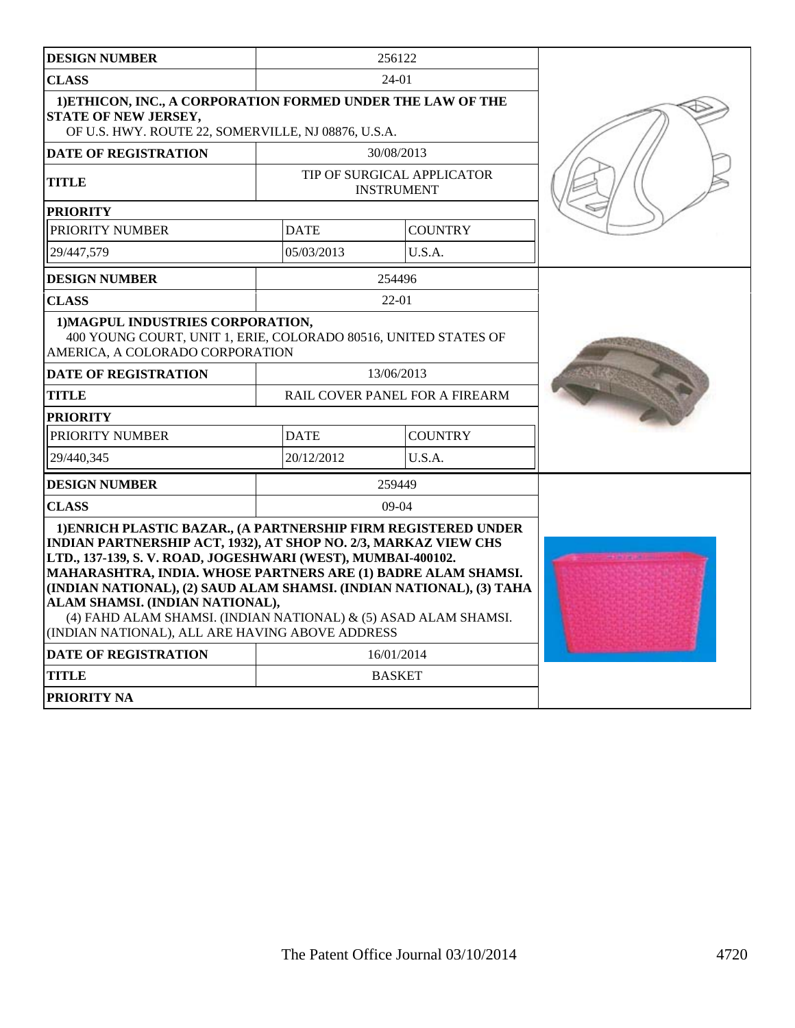| DESIGN NUMBER | 256122 | |
|---|---|---|
| CLASS | 24-01 | |
| **1)ETHICON, INC., A CORPORATION FORMED UNDER THE LAW OF THE STATE OF NEW JERSEY,** OF U.S. HWY. ROUTE 22, SOMERVILLE, NJ 08876, U.S.A. | | |
| DATE OF REGISTRATION | 30/08/2013 | |
| TITLE | TIP OF SURGICAL APPLICATOR INSTRUMENT | |
| PRIORITY | | |
| PRIORITY NUMBER | DATE | COUNTRY |
| 29/447,579 | 05/03/2013 | U.S.A. |

| DESIGN NUMBER | 254496 | |
|---|---|---|
| CLASS | 22-01 | |
| **1)MAGPUL INDUSTRIES CORPORATION,** 400 YOUNG COURT, UNIT 1, ERIE, COLORADO 80516, UNITED STATES OF AMERICA, A COLORADO CORPORATION | | |
| DATE OF REGISTRATION | 13/06/2013 | |
| TITLE | RAIL COVER PANEL FOR A FIREARM | |
| PRIORITY | | |
| PRIORITY NUMBER | DATE | COUNTRY |
| 29/440,345 | 20/12/2012 | U.S.A. |

| DESIGN NUMBER | 259449 |
|---|---|
| CLASS | 09-04 |
| **1)ENRICH PLASTIC BAZAR., (A PARTNERSHIP FIRM REGISTERED UNDER INDIAN PARTNERSHIP ACT, 1932), AT SHOP NO. 2/3, MARKAZ VIEW CHS LTD., 137-139, S. V. ROAD, JOGESHWARI (WEST), MUMBAI-400102. MAHARASHTRA, INDIA. WHOSE PARTNERS ARE (1) BADRE ALAM SHAMSI. (INDIAN NATIONAL), (2) SAUD ALAM SHAMSI. (INDIAN NATIONAL), (3) TAHA ALAM SHAMSI. (INDIAN NATIONAL),** (4) FAHD ALAM SHAMSI. (INDIAN NATIONAL) & (5) ASAD ALAM SHAMSI. (INDIAN NATIONAL), ALL ARE HAVING ABOVE ADDRESS | |
| DATE OF REGISTRATION | 16/01/2014 |
| TITLE | BASKET |
| PRIORITY NA | |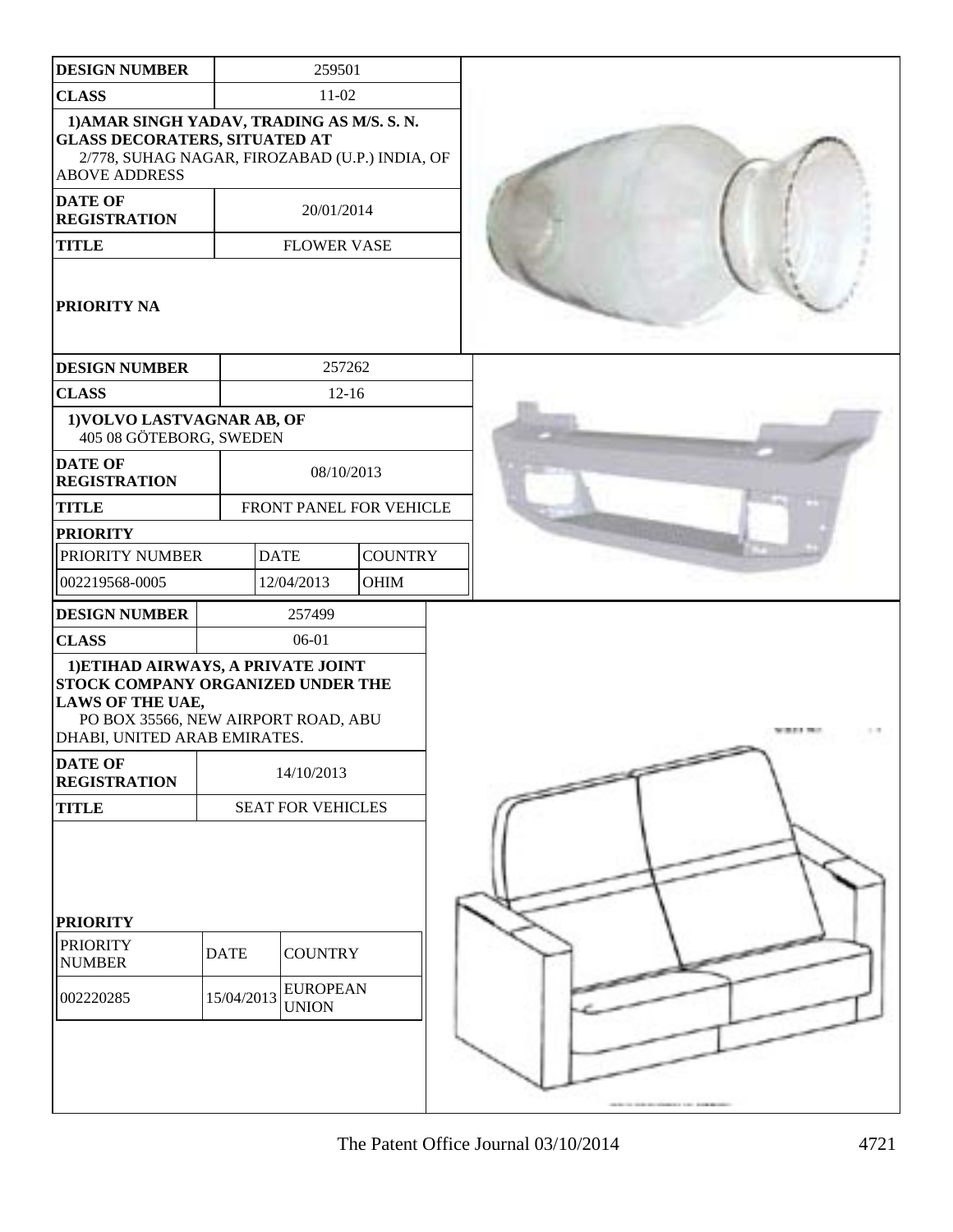| DESIGN NUMBER | 259501 |
| --- | --- |
| CLASS | 11-02 |
| **1)AMAR SINGH YADAV, TRADING AS M/S. S. N. GLASS DECORATERS, SITUATED AT** 2/778, SUHAG NAGAR, FIROZABAD (U.P.) INDIA, OF ABOVE ADDRESS | |
| DATE OF REGISTRATION | 20/01/2014 |
| TITLE | FLOWER VASE |
| PRIORITY NA | |

| DESIGN NUMBER | 257262 | |
| --- | --- | --- |
| CLASS | 12-16 | |
| **1)VOLVO LASTVAGNAR AB, OF** 405 08 GÖTEBORG, SWEDEN | | |
| DATE OF REGISTRATION | 08/10/2013 | |
| TITLE | FRONT PANEL FOR VEHICLE | |
| PRIORITY | | |
| PRIORITY NUMBER | DATE | COUNTRY |
| 002219568-0005 | 12/04/2013 | OHIM |

| DESIGN NUMBER | 257499 | |
| --- | --- | --- |
| CLASS | 06-01 | |
| **1)ETIHAD AIRWAYS, A PRIVATE JOINT STOCK COMPANY ORGANIZED UNDER THE LAWS OF THE UAE,** PO BOX 35566, NEW AIRPORT ROAD, ABU DHABI, UNITED ARAB EMIRATES. | | |
| DATE OF REGISTRATION | 14/10/2013 | |
| TITLE | SEAT FOR VEHICLES | |
| PRIORITY | | |
| PRIORITY NUMBER | DATE | COUNTRY |
| 002220285 | 15/04/2013 | EUROPEAN UNION |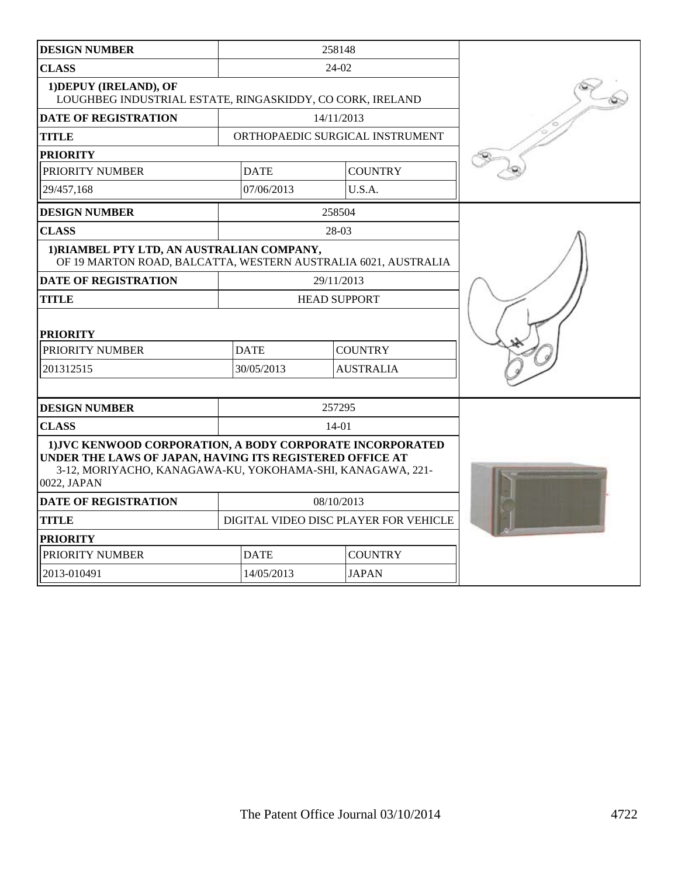| DESIGN NUMBER | 258148 | |
|---|---|---|
| CLASS | 24-02 | |
| 1)DEPUY (IRELAND), OF LOUGHBEG INDUSTRIAL ESTATE, RINGASKIDDY, CO CORK, IRELAND | | |
| DATE OF REGISTRATION | 14/11/2013 | |
| TITLE | ORTHOPAEDIC SURGICAL INSTRUMENT | |
| PRIORITY | | |
| PRIORITY NUMBER | DATE | COUNTRY |
| 29/457,168 | 07/06/2013 | U.S.A. |

| DESIGN NUMBER | 258504 | |
|---|---|---|
| CLASS | 28-03 | |
| 1)RIAMBEL PTY LTD, AN AUSTRALIAN COMPANY, OF 19 MARTON ROAD, BALCATTA, WESTERN AUSTRALIA 6021, AUSTRALIA | | |
| DATE OF REGISTRATION | 29/11/2013 | |
| TITLE | HEAD SUPPORT | |
| PRIORITY | | |
| PRIORITY NUMBER | DATE | COUNTRY |
| 201312515 | 30/05/2013 | AUSTRALIA |

| DESIGN NUMBER | 257295 | |
|---|---|---|
| CLASS | 14-01 | |
| 1)JVC KENWOOD CORPORATION, A BODY CORPORATE INCORPORATED UNDER THE LAWS OF JAPAN, HAVING ITS REGISTERED OFFICE AT 3-12, MORIYACHO, KANAGAWA-KU, YOKOHAMA-SHI, KANAGAWA, 221-0022, JAPAN | | |
| DATE OF REGISTRATION | 08/10/2013 | |
| TITLE | DIGITAL VIDEO DISC PLAYER FOR VEHICLE | |
| PRIORITY | | |
| PRIORITY NUMBER | DATE | COUNTRY |
| 2013-010491 | 14/05/2013 | JAPAN |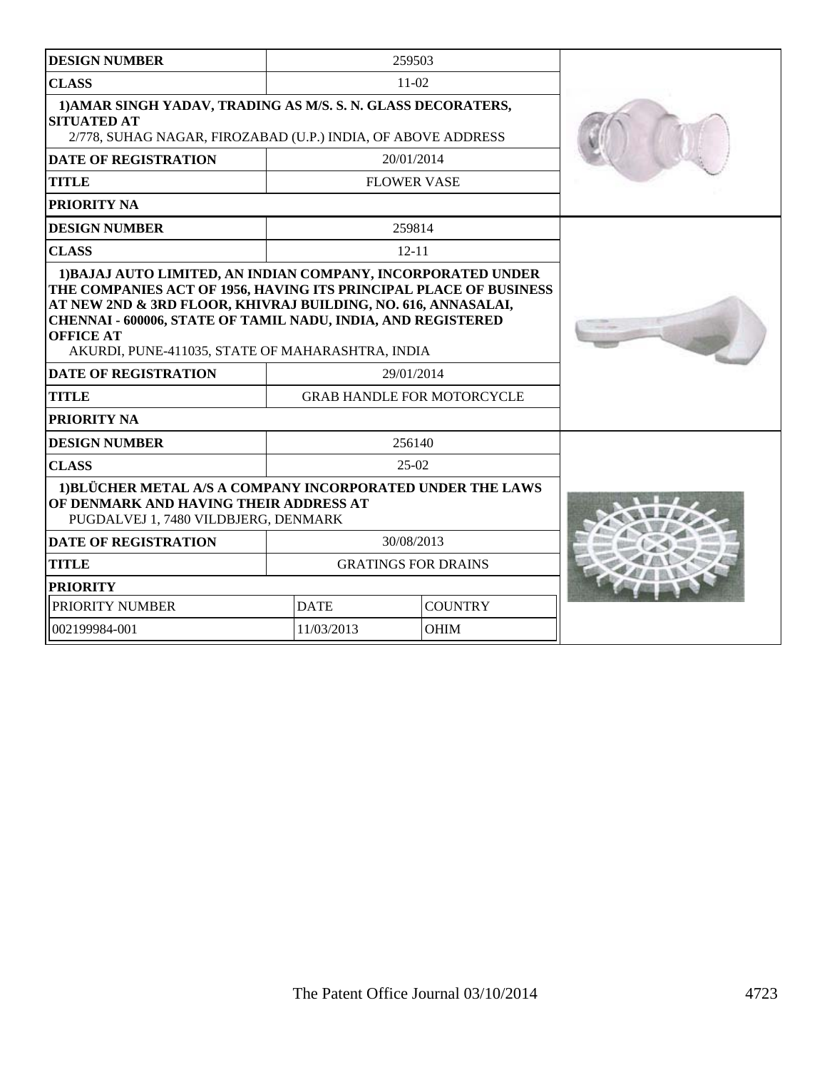| DESIGN NUMBER | 259503 | |
|---|---|---|
| CLASS | 11-02 | |
| 1)AMAR SINGH YADAV, TRADING AS M/S. S. N. GLASS DECORATERS, SITUATED AT 2/778, SUHAG NAGAR, FIROZABAD (U.P.) INDIA, OF ABOVE ADDRESS | | |
| DATE OF REGISTRATION | 20/01/2014 | |
| TITLE | FLOWER VASE | |
| PRIORITY NA | | |

| DESIGN NUMBER | 259814 | |
|---|---|---|
| CLASS | 12-11 | |
| 1)BAJAJ AUTO LIMITED, AN INDIAN COMPANY, INCORPORATED UNDER THE COMPANIES ACT OF 1956, HAVING ITS PRINCIPAL PLACE OF BUSINESS AT NEW 2ND & 3RD FLOOR, KHIVRAJ BUILDING, NO. 616, ANNASALAI, CHENNAI - 600006, STATE OF TAMIL NADU, INDIA, AND REGISTERED OFFICE AT AKURDI, PUNE-411035, STATE OF MAHARASHTRA, INDIA | | |
| DATE OF REGISTRATION | 29/01/2014 | |
| TITLE | GRAB HANDLE FOR MOTORCYCLE | |
| PRIORITY NA | | |

| DESIGN NUMBER | 256140 | |
|---|---|---|
| CLASS | 25-02 | |
| 1)BLÜCHER METAL A/S A COMPANY INCORPORATED UNDER THE LAWS OF DENMARK AND HAVING THEIR ADDRESS AT PUGDALVEJ 1, 7480 VILDBJERG, DENMARK | | |
| DATE OF REGISTRATION | 30/08/2013 | |
| TITLE | GRATINGS FOR DRAINS | |
| PRIORITY | | |
| PRIORITY NUMBER | DATE | COUNTRY |
| 002199984-001 | 11/03/2013 | OHIM |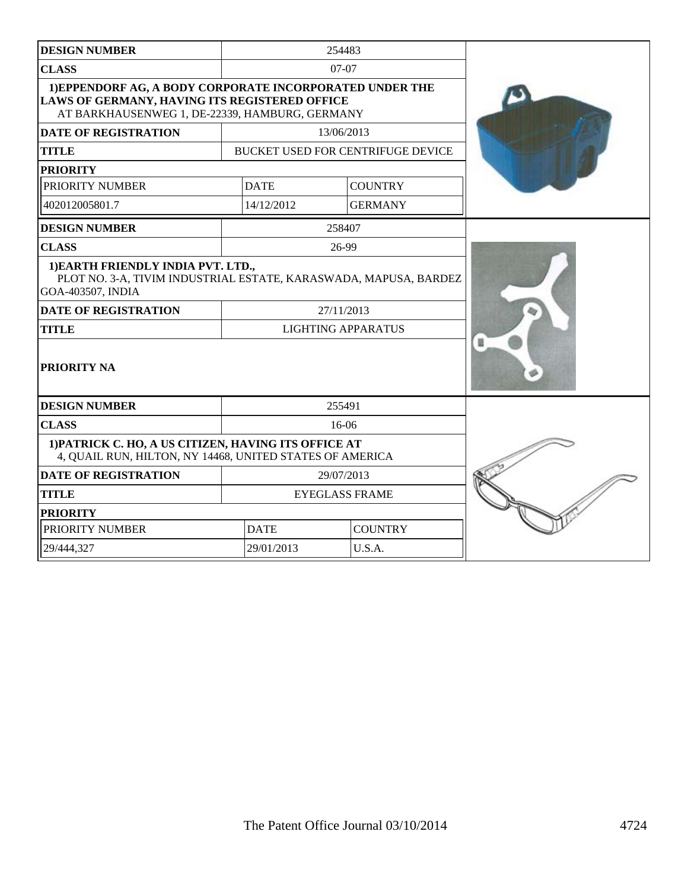| DESIGN NUMBER | 254483 | |
|---|---|---|
| CLASS | 07-07 | |
| **1)EPPENDORF AG, A BODY CORPORATE INCORPORATED UNDER THE LAWS OF GERMANY, HAVING ITS REGISTERED OFFICE** AT BARKHAUSENWEG 1, DE-22339, HAMBURG, GERMANY | | |
| DATE OF REGISTRATION | 13/06/2013 | |
| TITLE | BUCKET USED FOR CENTRIFUGE DEVICE | |
| **PRIORITY** | | |
| PRIORITY NUMBER | DATE | COUNTRY |
| 402012005801.7 | 14/12/2012 | GERMANY |

| DESIGN NUMBER | 258407 |
|---|---|
| CLASS | 26-99 |
| **1)EARTH FRIENDLY INDIA PVT. LTD.,** PLOT NO. 3-A, TIVIM INDUSTRIAL ESTATE, KARASWADA, MAPUSA, BARDEZ GOA-403507, INDIA | |
| DATE OF REGISTRATION | 27/11/2013 |
| TITLE | LIGHTING APPARATUS |
| **PRIORITY NA** | |

| DESIGN NUMBER | 255491 | |
|---|---|---|
| CLASS | 16-06 | |
| **1)PATRICK C. HO, A US CITIZEN, HAVING ITS OFFICE AT** 4, QUAIL RUN, HILTON, NY 14468, UNITED STATES OF AMERICA | | |
| DATE OF REGISTRATION | 29/07/2013 | |
| TITLE | EYEGLASS FRAME | |
| **PRIORITY** | | |
| PRIORITY NUMBER | DATE | COUNTRY |
| 29/444,327 | 29/01/2013 | U.S.A. |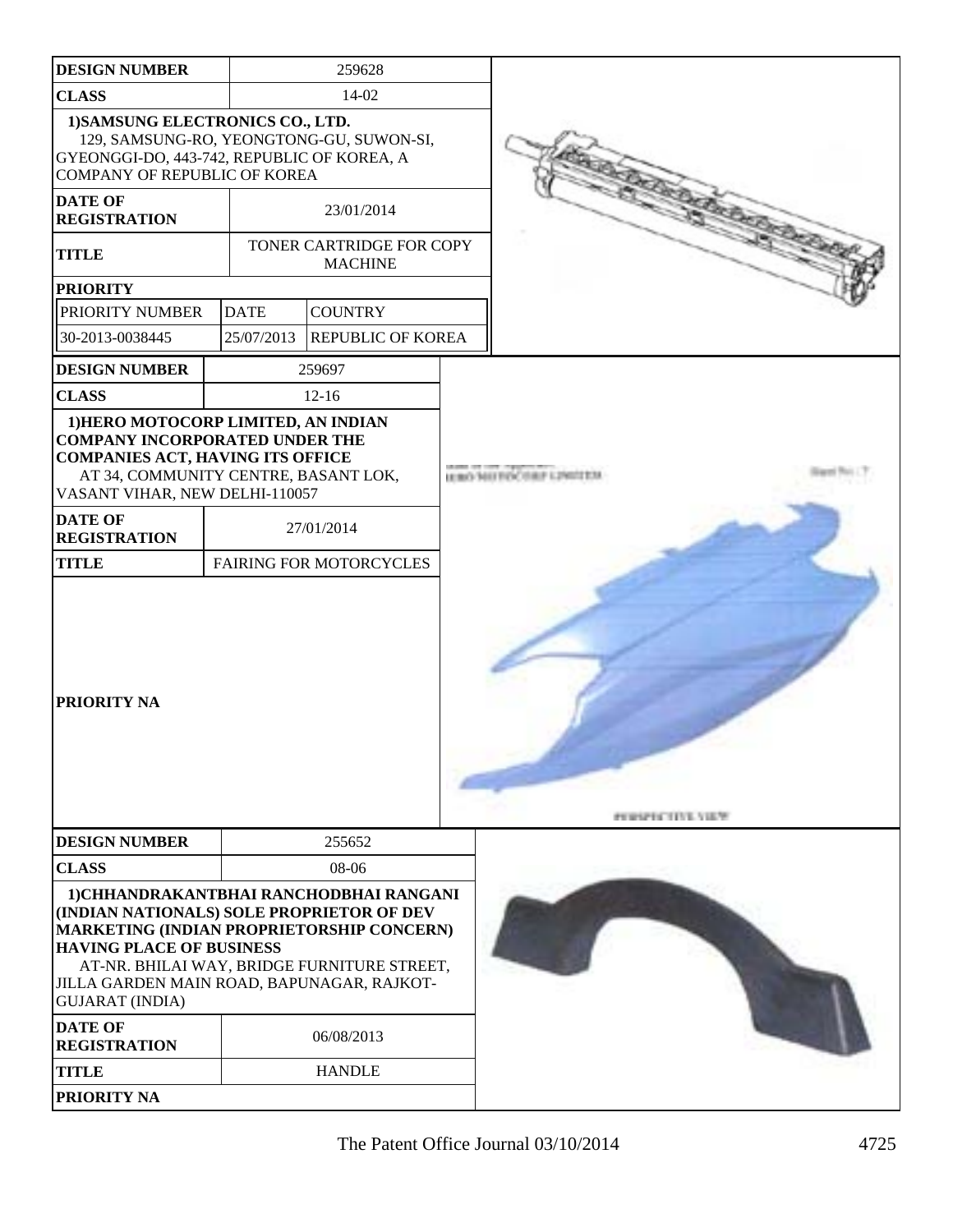| **DESIGN NUMBER** | 259628 | |
|---|---|---|
| **CLASS** | 14-02 | |
| **1)SAMSUNG ELECTRONICS CO., LTD.** 129, SAMSUNG-RO, YEONGTONG-GU, SUWON-SI, GYEONGGI-DO, 443-742, REPUBLIC OF KOREA, A COMPANY OF REPUBLIC OF KOREA | | |
| **DATE OF REGISTRATION** | 23/01/2014 | |
| **TITLE** | TONER CARTRIDGE FOR COPY MACHINE | |
| **PRIORITY** | | |
| PRIORITY NUMBER | DATE | COUNTRY |
| 30-2013-0038445 | 25/07/2013 | REPUBLIC OF KOREA |

| **DESIGN NUMBER** | 259697 |
|---|---|
| **CLASS** | 12-16 |
| **1)HERO MOTOCORP LIMITED, AN INDIAN COMPANY INCORPORATED UNDER THE COMPANIES ACT, HAVING ITS OFFICE** AT 34, COMMUNITY CENTRE, BASANT LOK, VASANT VIHAR, NEW DELHI-110057 | |
| **DATE OF REGISTRATION** | 27/01/2014 |
| **TITLE** | FAIRING FOR MOTORCYCLES |
| **PRIORITY NA** | |

| **DESIGN NUMBER** | 255652 |
|---|---|
| **CLASS** | 08-06 |
| **1)CHHANDRAKANTBHAI RANCHODBHAI RANGANI (INDIAN NATIONALS) SOLE PROPRIETOR OF DEV MARKETING (INDIAN PROPRIETORSHIP CONCERN) HAVING PLACE OF BUSINESS** AT-NR. BHILAI WAY, BRIDGE FURNITURE STREET, JILLA GARDEN MAIN ROAD, BAPUNAGAR, RAJKOT-GUJARAT (INDIA) | |
| **DATE OF REGISTRATION** | 06/08/2013 |
| **TITLE** | HANDLE |
| **PRIORITY NA** | |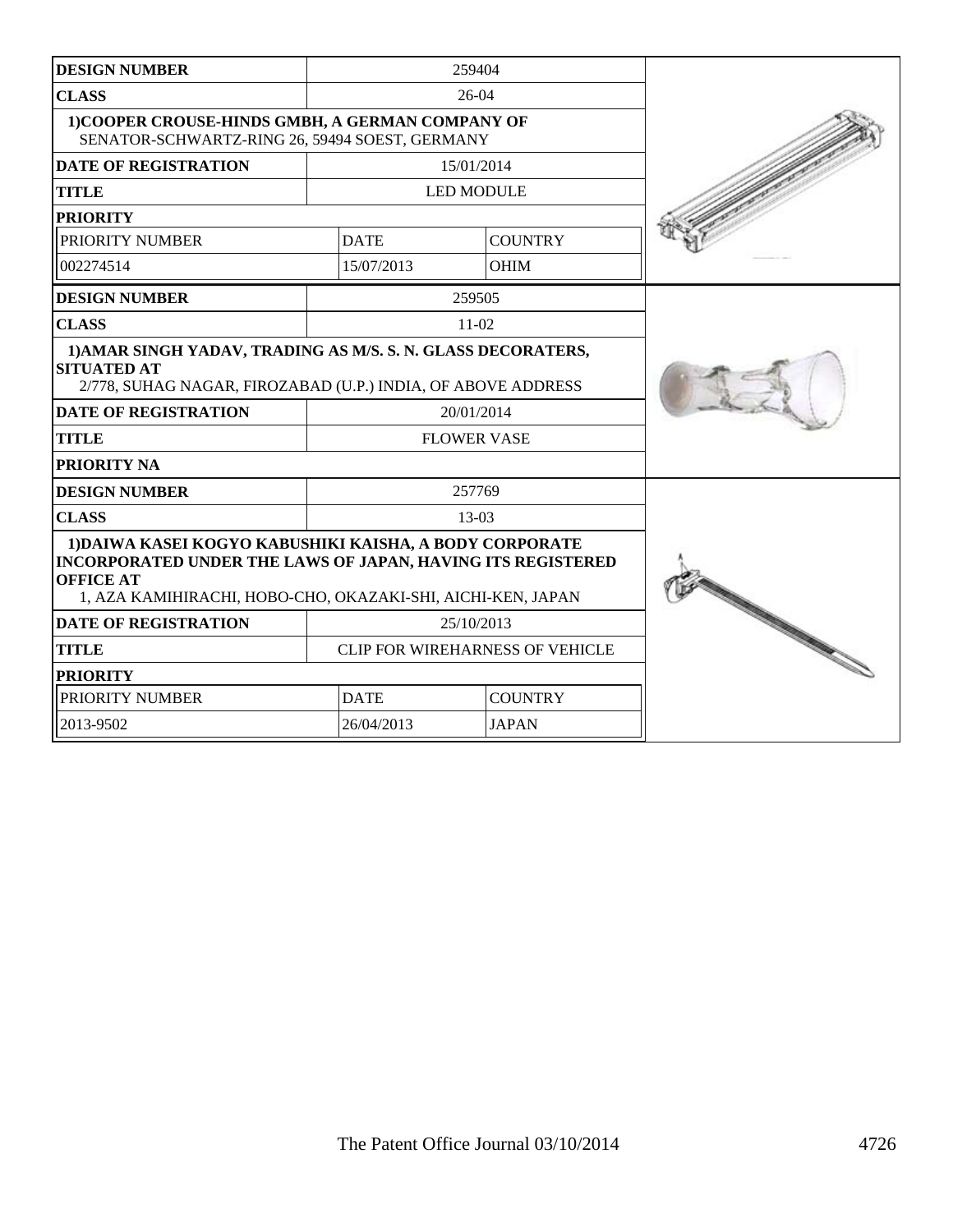| DESIGN NUMBER | 259404 | |
|---|---|---|
| CLASS | 26-04 | |
| 1)COOPER CROUSE-HINDS GMBH, A GERMAN COMPANY OF SENATOR-SCHWARTZ-RING 26, 59494 SOEST, GERMANY | | |
| DATE OF REGISTRATION | 15/01/2014 | |
| TITLE | LED MODULE | |
| PRIORITY | | |
| PRIORITY NUMBER | DATE | COUNTRY |
| 002274514 | 15/07/2013 | OHIM |

| DESIGN NUMBER | 259505 |
|---|---|
| CLASS | 11-02 |
| 1)AMAR SINGH YADAV, TRADING AS M/S. S. N. GLASS DECORATERS, SITUATED AT 2/778, SUHAG NAGAR, FIROZABAD (U.P.) INDIA, OF ABOVE ADDRESS | |
| DATE OF REGISTRATION | 20/01/2014 |
| TITLE | FLOWER VASE |
| PRIORITY NA | |

| DESIGN NUMBER | 257769 | |
|---|---|---|
| CLASS | 13-03 | |
| 1)DAIWA KASEI KOGYO KABUSHIKI KAISHA, A BODY CORPORATE INCORPORATED UNDER THE LAWS OF JAPAN, HAVING ITS REGISTERED OFFICE AT 1, AZA KAMIHIRACHI, HOBO-CHO, OKAZAKI-SHI, AICHI-KEN, JAPAN | | |
| DATE OF REGISTRATION | 25/10/2013 | |
| TITLE | CLIP FOR WIREHARNESS OF VEHICLE | |
| PRIORITY | | |
| PRIORITY NUMBER | DATE | COUNTRY |
| 2013-9502 | 26/04/2013 | JAPAN |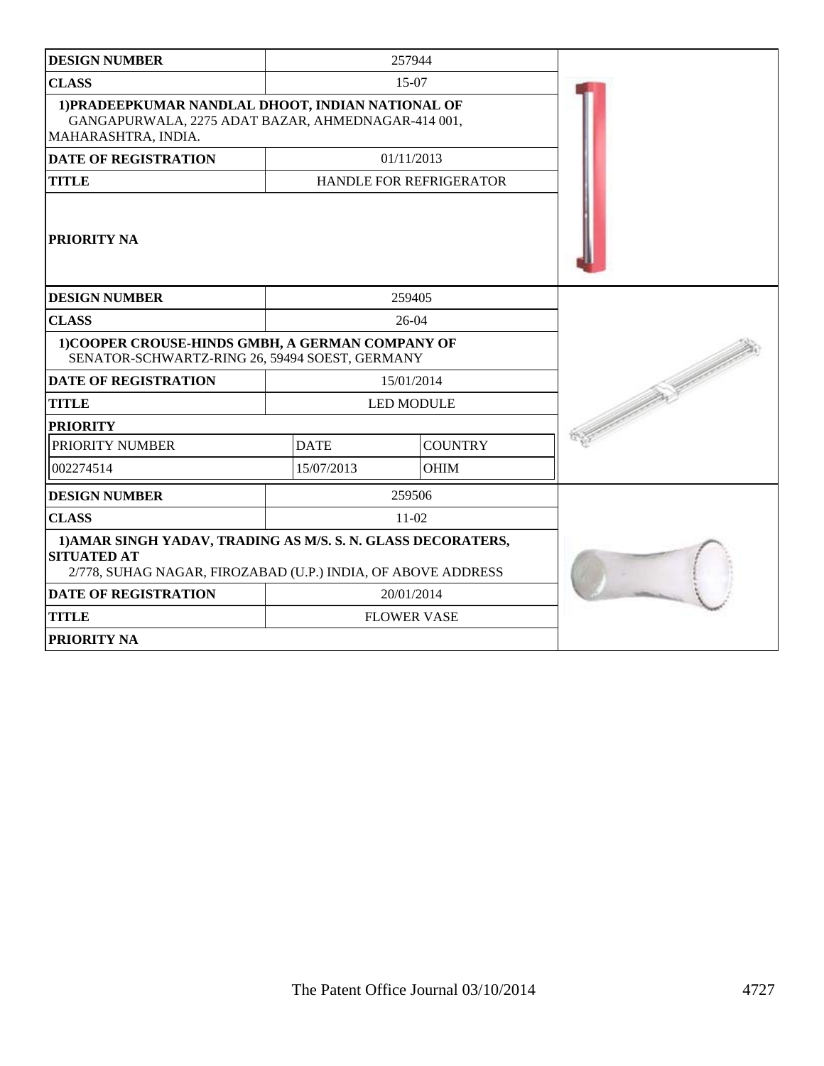| DESIGN NUMBER | 257944 | |
|---|---|---|
| CLASS | 15-07 | |
| 1)PRADEEPKUMAR NANDLAL DHOOT, INDIAN NATIONAL OF GANGAPURWALA, 2275 ADAT BAZAR, AHMEDNAGAR-414 001, MAHARASHTRA, INDIA. | | |
| DATE OF REGISTRATION | 01/11/2013 | |
| TITLE | HANDLE FOR REFRIGERATOR | |
| PRIORITY NA | | |

| DESIGN NUMBER | 259405 | |
|---|---|---|
| CLASS | 26-04 | |
| 1)COOPER CROUSE-HINDS GMBH, A GERMAN COMPANY OF SENATOR-SCHWARTZ-RING 26, 59494 SOEST, GERMANY | | |
| DATE OF REGISTRATION | 15/01/2014 | |
| TITLE | LED MODULE | |
| PRIORITY | | |
| PRIORITY NUMBER | DATE | COUNTRY |
| 002274514 | 15/07/2013 | OHIM |

| DESIGN NUMBER | 259506 | |
|---|---|---|
| CLASS | 11-02 | |
| 1)AMAR SINGH YADAV, TRADING AS M/S. S. N. GLASS DECORATERS, SITUATED AT 2/778, SUHAG NAGAR, FIROZABAD (U.P.) INDIA, OF ABOVE ADDRESS | | |
| DATE OF REGISTRATION | 20/01/2014 | |
| TITLE | FLOWER VASE | |
| PRIORITY NA | | |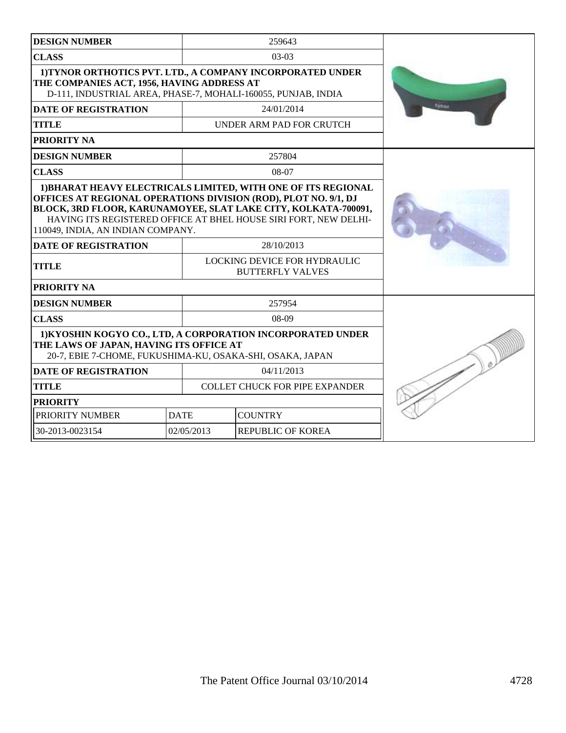| DESIGN NUMBER | 259643 |
|---|---|
| CLASS | 03-03 |
| 1)TYNOR ORTHOTICS PVT. LTD., A COMPANY INCORPORATED UNDER THE COMPANIES ACT, 1956, HAVING ADDRESS AT D-111, INDUSTRIAL AREA, PHASE-7, MOHALI-160055, PUNJAB, INDIA | |
| DATE OF REGISTRATION | 24/01/2014 |
| TITLE | UNDER ARM PAD FOR CRUTCH |
| PRIORITY NA | |

| DESIGN NUMBER | 257804 |
|---|---|
| CLASS | 08-07 |
| 1)BHARAT HEAVY ELECTRICALS LIMITED, WITH ONE OF ITS REGIONAL OFFICES AT REGIONAL OPERATIONS DIVISION (ROD), PLOT NO. 9/1, DJ BLOCK, 3RD FLOOR, KARUNAMOYEE, SLAT LAKE CITY, KOLKATA-700091, HAVING ITS REGISTERED OFFICE AT BHEL HOUSE SIRI FORT, NEW DELHI-110049, INDIA, AN INDIAN COMPANY. | |
| DATE OF REGISTRATION | 28/10/2013 |
| TITLE | LOCKING DEVICE FOR HYDRAULIC BUTTERFLY VALVES |
| PRIORITY NA | |

| DESIGN NUMBER | 257954 | |
|---|---|---|
| CLASS | 08-09 | |
| 1)KYOSHIN KOGYO CO., LTD, A CORPORATION INCORPORATED UNDER THE LAWS OF JAPAN, HAVING ITS OFFICE AT 20-7, EBIE 7-CHOME, FUKUSHIMA-KU, OSAKA-SHI, OSAKA, JAPAN | | |
| DATE OF REGISTRATION | 04/11/2013 | |
| TITLE | COLLET CHUCK FOR PIPE EXPANDER | |
| PRIORITY | | |
| PRIORITY NUMBER | DATE | COUNTRY |
| 30-2013-0023154 | 02/05/2013 | REPUBLIC OF KOREA |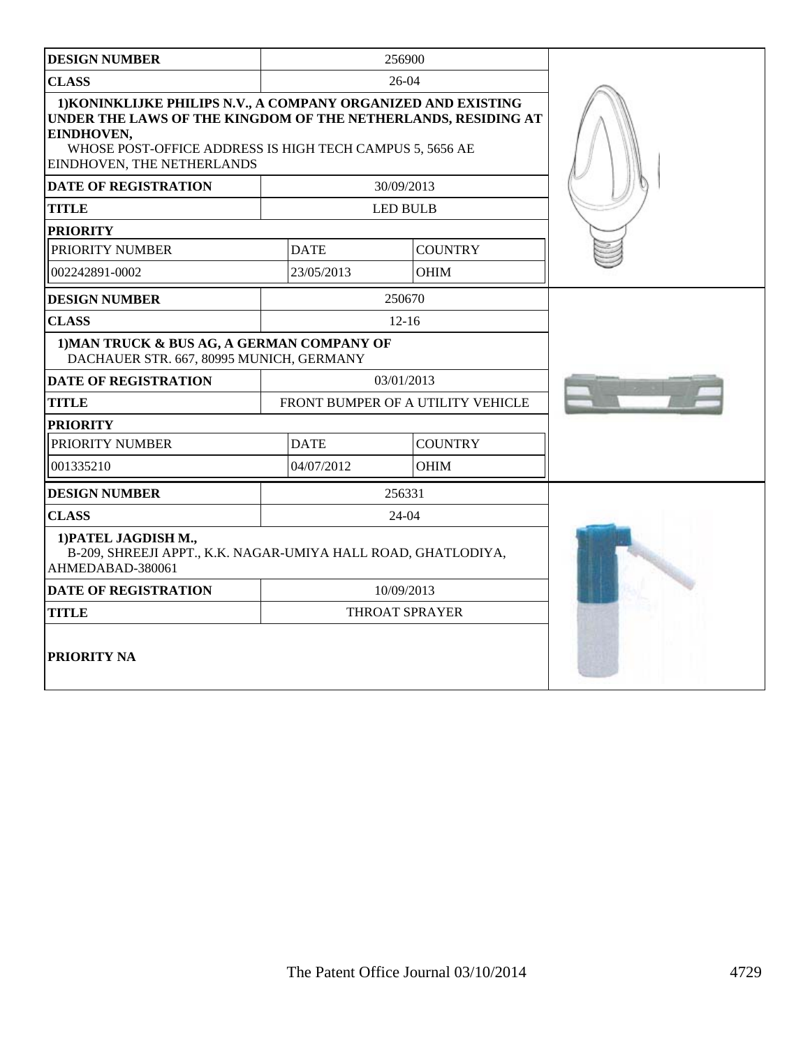| | | | |
|---|---|---|---|
| **DESIGN NUMBER** | 256900 | | |
| **CLASS** | 26-04 | | |
| **1)KONINKLIJKE PHILIPS N.V., A COMPANY ORGANIZED AND EXISTING UNDER THE LAWS OF THE KINGDOM OF THE NETHERLANDS, RESIDING AT EINDHOVEN,** WHOSE POST-OFFICE ADDRESS IS HIGH TECH CAMPUS 5, 5656 AE EINDHOVEN, THE NETHERLANDS | | | |
| **DATE OF REGISTRATION** | 30/09/2013 | | |
| **TITLE** | LED BULB | | |
| **PRIORITY** | | | |
| PRIORITY NUMBER | DATE | COUNTRY | |
| 002242891-0002 | 23/05/2013 | OHIM | |

| | | | |
|---|---|---|---|
| **DESIGN NUMBER** | 250670 | | |
| **CLASS** | 12-16 | | |
| **1)MAN TRUCK & BUS AG, A GERMAN COMPANY OF** DACHAUER STR. 667, 80995 MUNICH, GERMANY | | | |
| **DATE OF REGISTRATION** | 03/01/2013 | | |
| **TITLE** | FRONT BUMPER OF A UTILITY VEHICLE | | |
| **PRIORITY** | | | |
| PRIORITY NUMBER | DATE | COUNTRY | |
| 001335210 | 04/07/2012 | OHIM | |

| | |
|---|---|
| **DESIGN NUMBER** | 256331 |
| **CLASS** | 24-04 |
| **1)PATEL JAGDISH M.,** B-209, SHREEJI APPT., K.K. NAGAR-UMIYA HALL ROAD, GHATLODIYA, AHMEDABAD-380061 | |
| **DATE OF REGISTRATION** | 10/09/2013 |
| **TITLE** | THROAT SPRAYER |
| **PRIORITY NA** | |